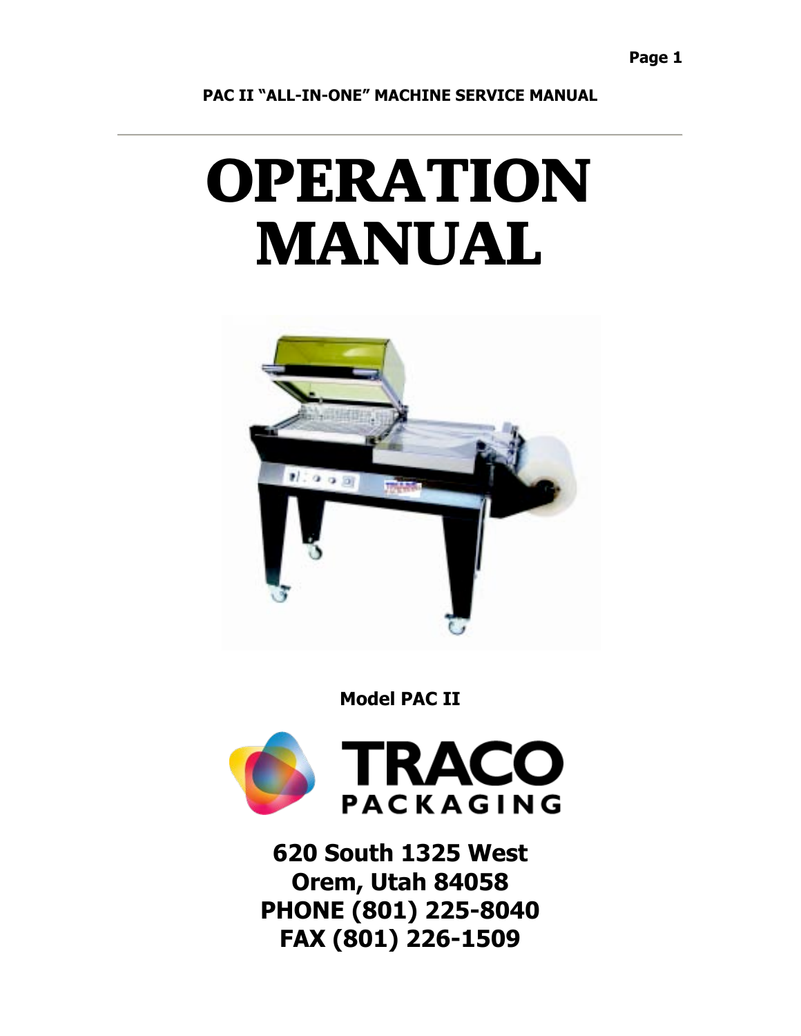PAC II "ALL-IN-ONE" MACHINE SERVICE MANUAL

# OPERATION MANUAL

**Model PAC II**

TRACO PACKAGING

**620 South 1325 West**
**Orem, Utah 84058**
**PHONE (801) 225-8040**
**FAX (801) 226-1509**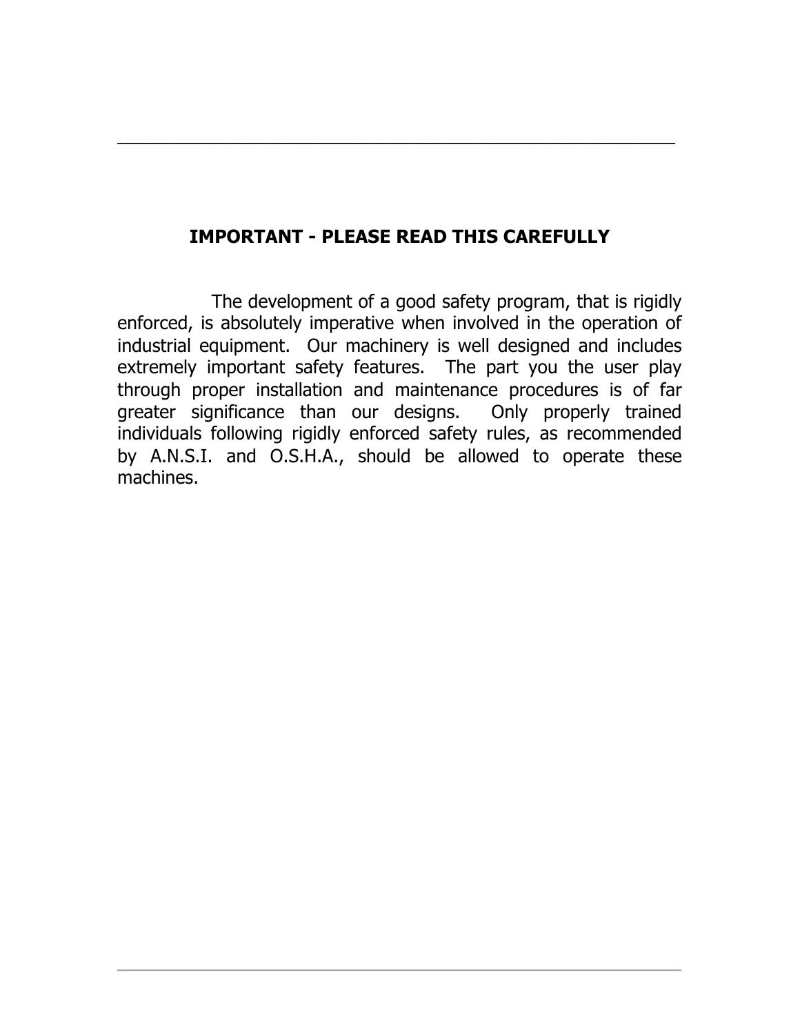**IMPORTANT - PLEASE READ THIS CAREFULLY**

The development of a good safety program, that is rigidly enforced, is absolutely imperative when involved in the operation of industrial equipment. Our machinery is well designed and includes extremely important safety features. The part you the user play through proper installation and maintenance procedures is of far greater significance than our designs. Only properly trained individuals following rigidly enforced safety rules, as recommended by A.N.S.I. and O.S.H.A., should be allowed to operate these machines.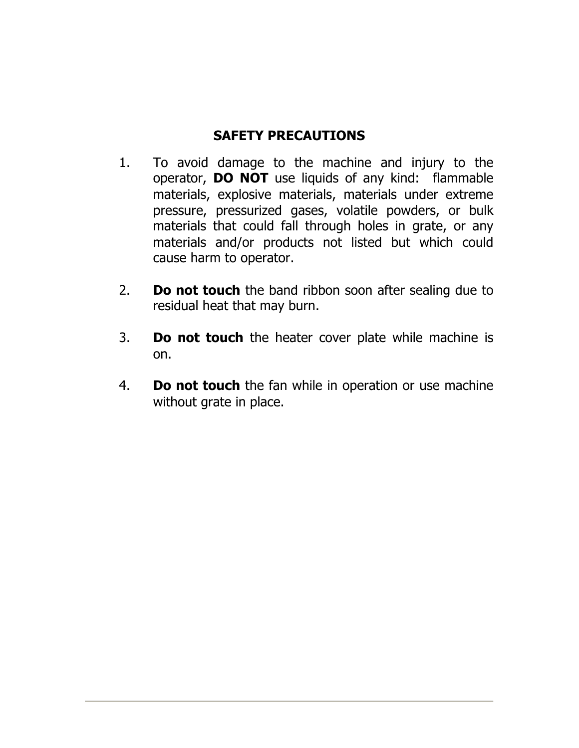## SAFETY PRECAUTIONS

1. To avoid damage to the machine and injury to the operator, **DO NOT** use liquids of any kind: flammable materials, explosive materials, materials under extreme pressure, pressurized gases, volatile powders, or bulk materials that could fall through holes in grate, or any materials and/or products not listed but which could cause harm to operator.

2. **Do not touch** the band ribbon soon after sealing due to residual heat that may burn.

3. **Do not touch** the heater cover plate while machine is on.

4. **Do not touch** the fan while in operation or use machine without grate in place.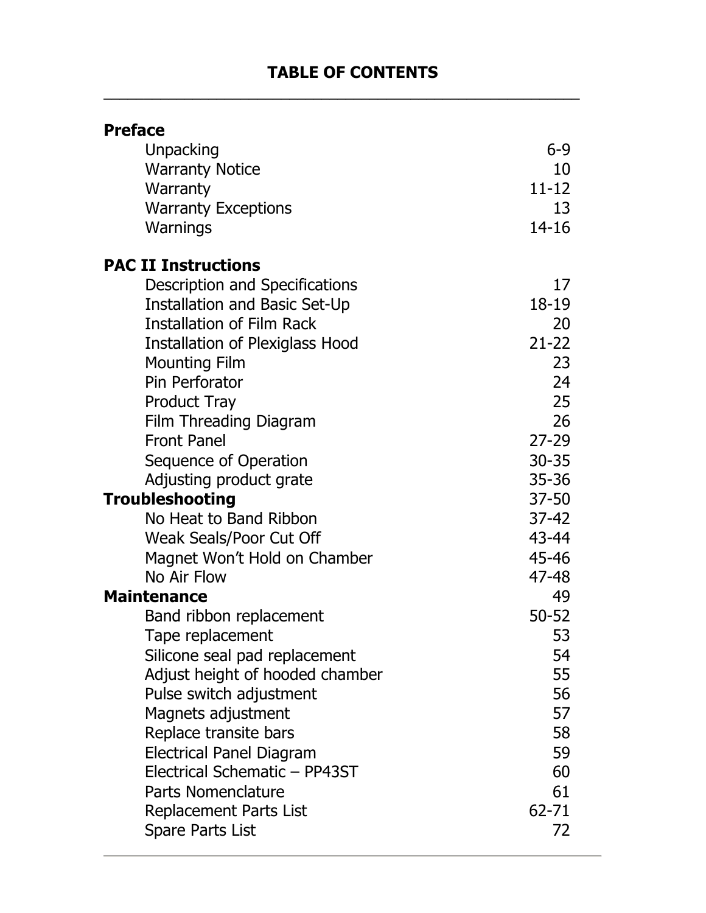# TABLE OF CONTENTS

| | |
|---|---|
| **Preface** | |
| Unpacking | 6-9 |
| Warranty Notice | 10 |
| Warranty | 11-12 |
| Warranty Exceptions | 13 |
| Warnings | 14-16 |
| **PAC II Instructions** | |
| Description and Specifications | 17 |
| Installation and Basic Set-Up | 18-19 |
| Installation of Film Rack | 20 |
| Installation of Plexiglass Hood | 21-22 |
| Mounting Film | 23 |
| Pin Perforator | 24 |
| Product Tray | 25 |
| Film Threading Diagram | 26 |
| Front Panel | 27-29 |
| Sequence of Operation | 30-35 |
| Adjusting product grate | 35-36 |
| **Troubleshooting** | 37-50 |
| No Heat to Band Ribbon | 37-42 |
| Weak Seals/Poor Cut Off | 43-44 |
| Magnet Won't Hold on Chamber | 45-46 |
| No Air Flow | 47-48 |
| **Maintenance** | 49 |
| Band ribbon replacement | 50-52 |
| Tape replacement | 53 |
| Silicone seal pad replacement | 54 |
| Adjust height of hooded chamber | 55 |
| Pulse switch adjustment | 56 |
| Magnets adjustment | 57 |
| Replace transite bars | 58 |
| Electrical Panel Diagram | 59 |
| Electrical Schematic – PP43ST | 60 |
| Parts Nomenclature | 61 |
| Replacement Parts List | 62-71 |
| Spare Parts List | 72 |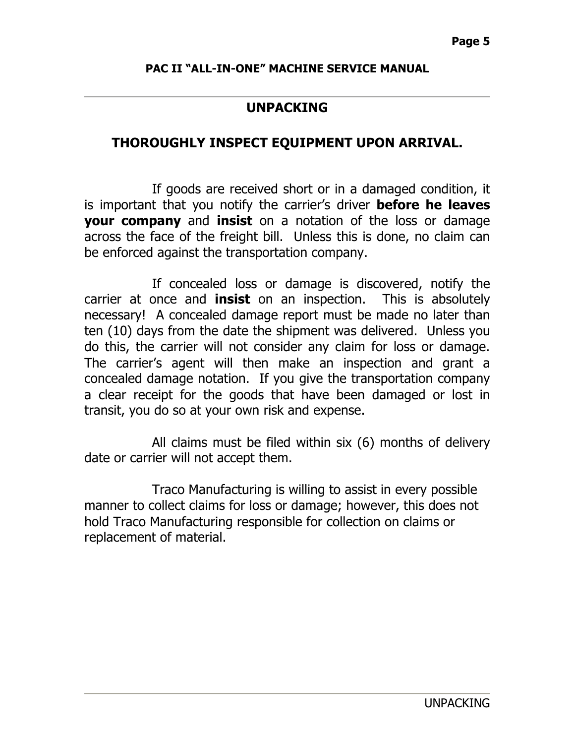## UNPACKING

### THOROUGHLY INSPECT EQUIPMENT UPON ARRIVAL.

If goods are received short or in a damaged condition, it is important that you notify the carrier's driver **before he leaves your company** and **insist** on a notation of the loss or damage across the face of the freight bill. Unless this is done, no claim can be enforced against the transportation company.

If concealed loss or damage is discovered, notify the carrier at once and **insist** on an inspection. This is absolutely necessary! A concealed damage report must be made no later than ten (10) days from the date the shipment was delivered. Unless you do this, the carrier will not consider any claim for loss or damage. The carrier's agent will then make an inspection and grant a concealed damage notation. If you give the transportation company a clear receipt for the goods that have been damaged or lost in transit, you do so at your own risk and expense.

All claims must be filed within six (6) months of delivery date or carrier will not accept them.

Traco Manufacturing is willing to assist in every possible manner to collect claims for loss or damage; however, this does not hold Traco Manufacturing responsible for collection on claims or replacement of material.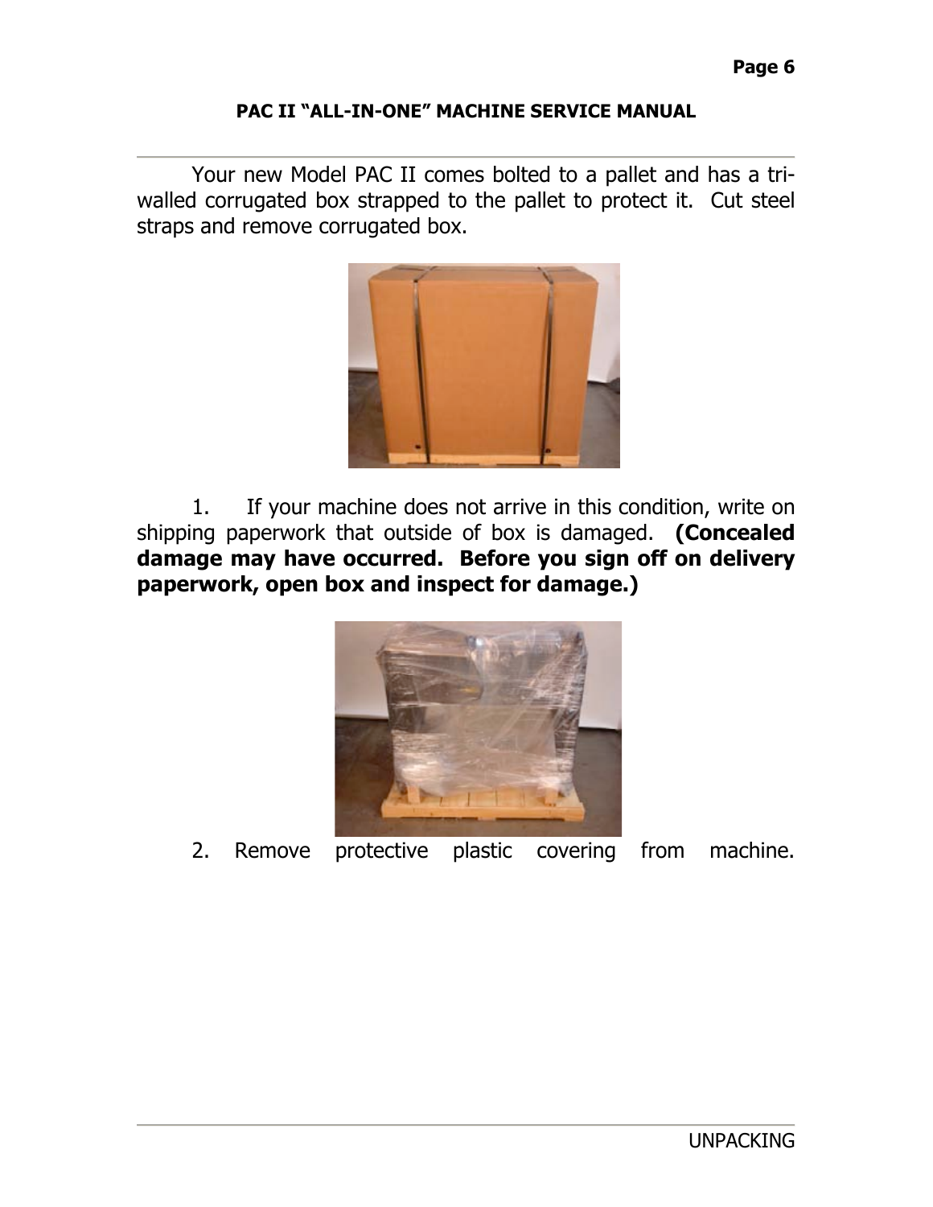Your new Model PAC II comes bolted to a pallet and has a tri-walled corrugated box strapped to the pallet to protect it. Cut steel straps and remove corrugated box.

1. If your machine does not arrive in this condition, write on shipping paperwork that outside of box is damaged. **(Concealed damage may have occurred. Before you sign off on delivery paperwork, open box and inspect for damage.)**

2. Remove protective plastic covering from machine.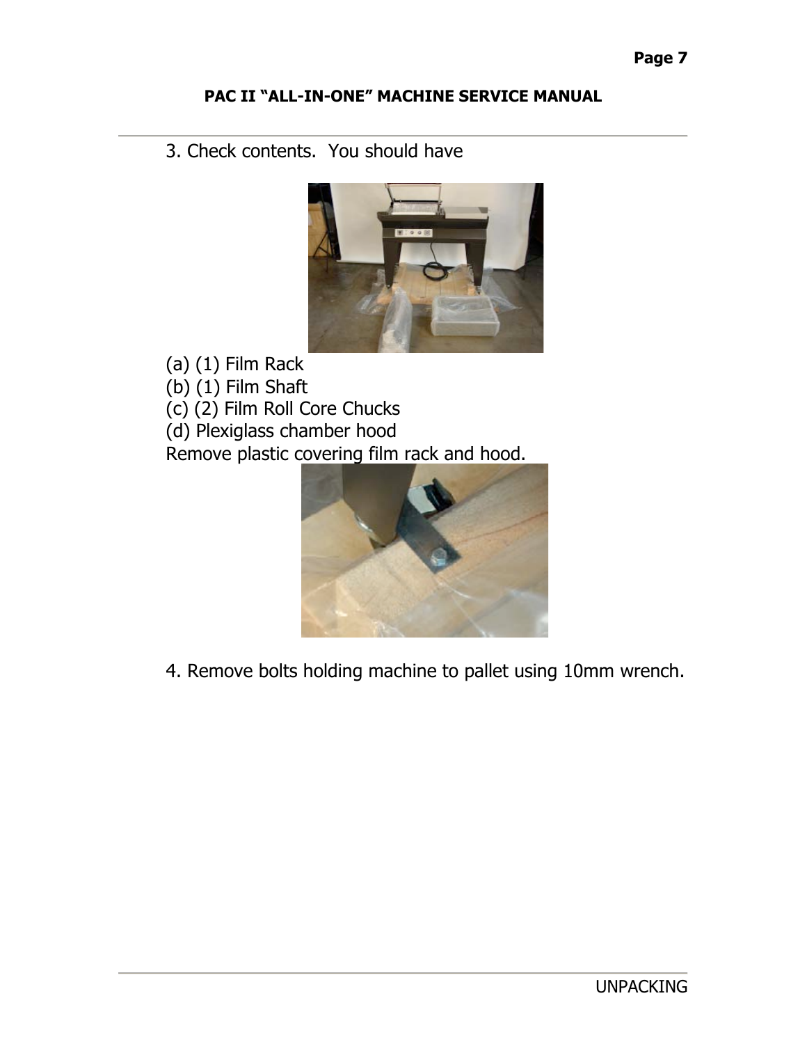3. Check contents.  You should have

(a) (1) Film Rack
(b) (1) Film Shaft
(c) (2) Film Roll Core Chucks
(d) Plexiglass chamber hood
Remove plastic covering film rack and hood.

4. Remove bolts holding machine to pallet using 10mm wrench.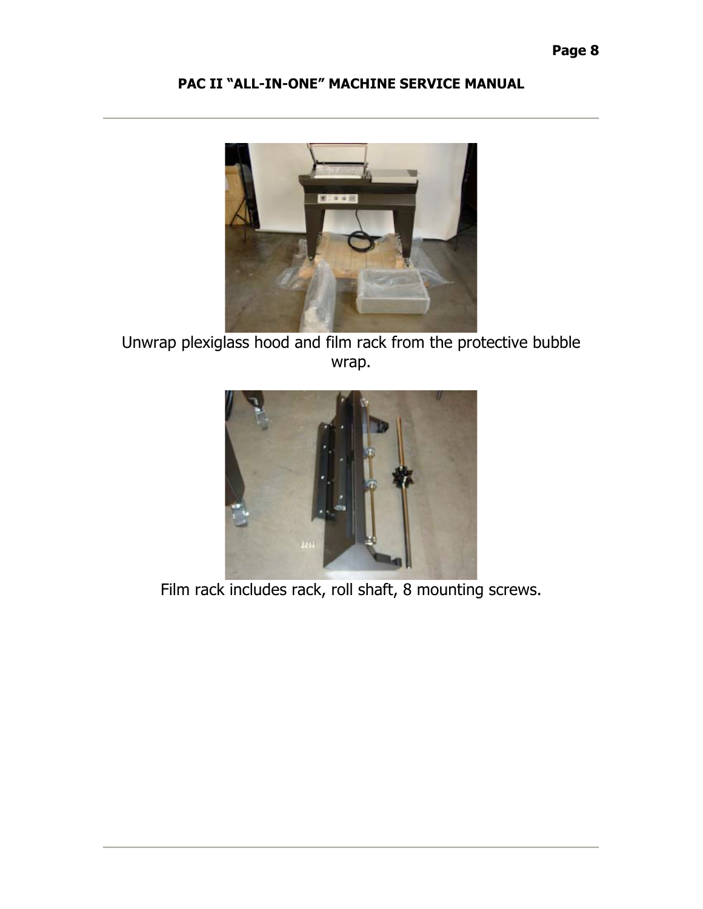Unwrap plexiglass hood and film rack from the protective bubble wrap.

Film rack includes rack, roll shaft, 8 mounting screws.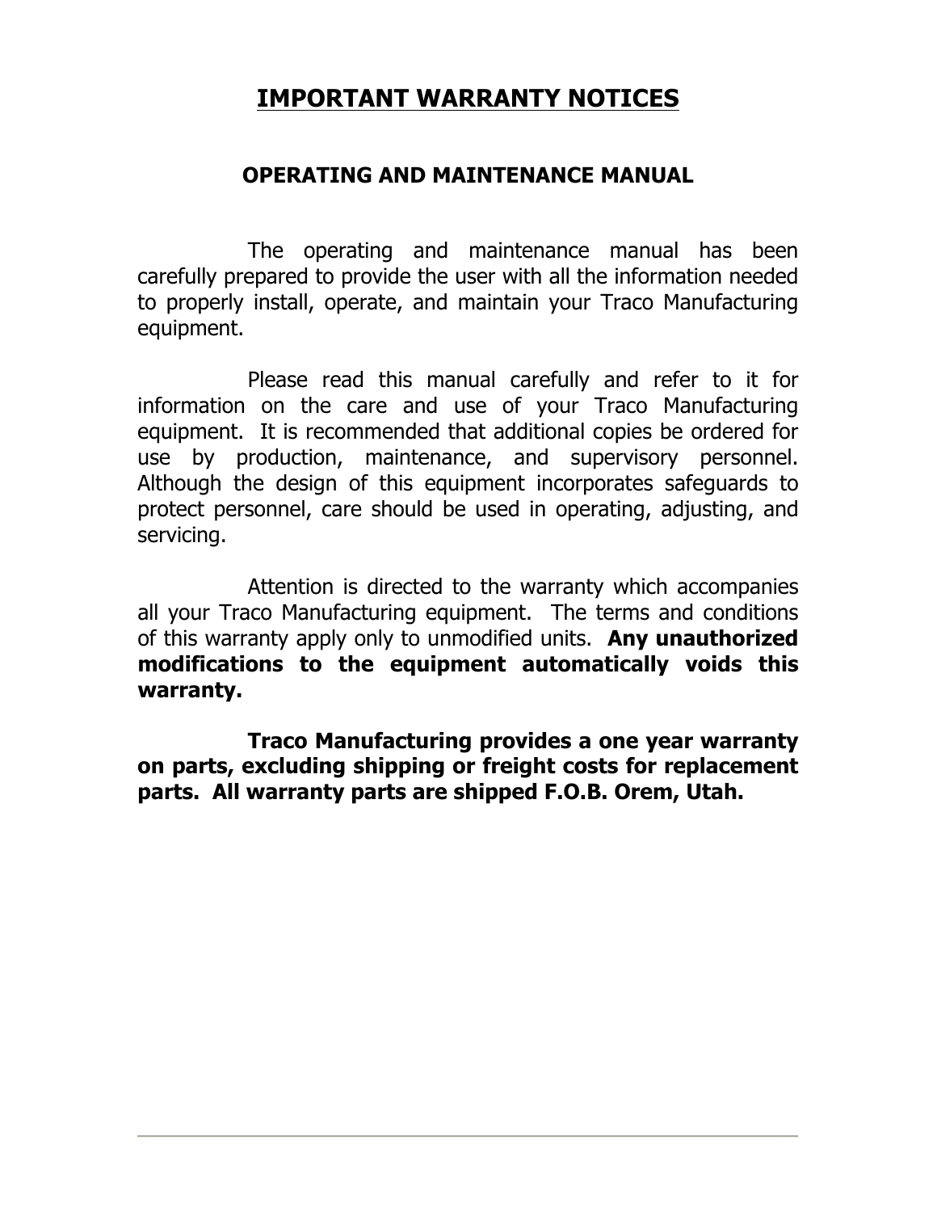# IMPORTANT WARRANTY NOTICES

## OPERATING AND MAINTENANCE MANUAL

The operating and maintenance manual has been carefully prepared to provide the user with all the information needed to properly install, operate, and maintain your Traco Manufacturing equipment.

Please read this manual carefully and refer to it for information on the care and use of your Traco Manufacturing equipment. It is recommended that additional copies be ordered for use by production, maintenance, and supervisory personnel. Although the design of this equipment incorporates safeguards to protect personnel, care should be used in operating, adjusting, and servicing.

Attention is directed to the warranty which accompanies all your Traco Manufacturing equipment. The terms and conditions of this warranty apply only to unmodified units. **Any unauthorized modifications to the equipment automatically voids this warranty.**

**Traco Manufacturing provides a one year warranty on parts, excluding shipping or freight costs for replacement parts. All warranty parts are shipped F.O.B. Orem, Utah.**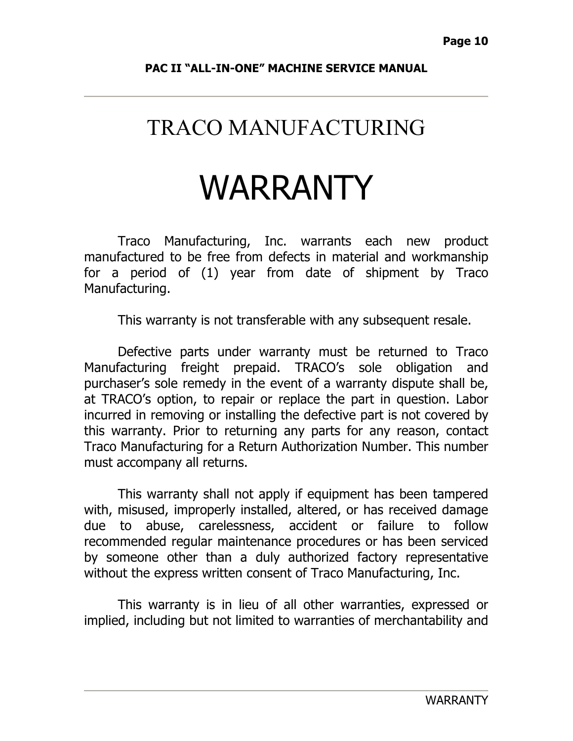# TRACO MANUFACTURING

# WARRANTY

Traco Manufacturing, Inc. warrants each new product manufactured to be free from defects in material and workmanship for a period of (1) year from date of shipment by Traco Manufacturing.

This warranty is not transferable with any subsequent resale.

Defective parts under warranty must be returned to Traco Manufacturing freight prepaid. TRACO's sole obligation and purchaser's sole remedy in the event of a warranty dispute shall be, at TRACO's option, to repair or replace the part in question. Labor incurred in removing or installing the defective part is not covered by this warranty. Prior to returning any parts for any reason, contact Traco Manufacturing for a Return Authorization Number. This number must accompany all returns.

This warranty shall not apply if equipment has been tampered with, misused, improperly installed, altered, or has received damage due to abuse, carelessness, accident or failure to follow recommended regular maintenance procedures or has been serviced by someone other than a duly authorized factory representative without the express written consent of Traco Manufacturing, Inc.

This warranty is in lieu of all other warranties, expressed or implied, including but not limited to warranties of merchantability and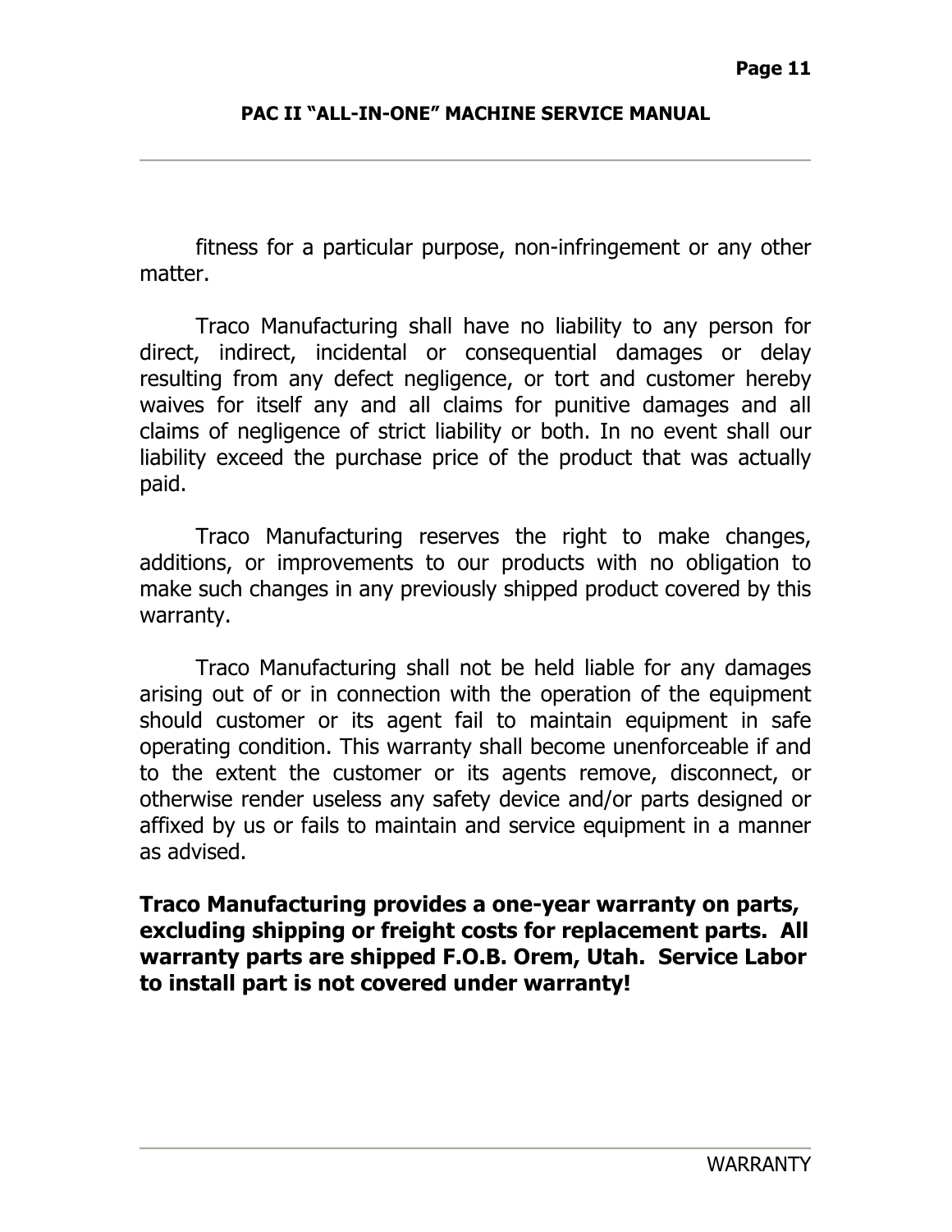fitness for a particular purpose, non-infringement or any other matter.

Traco Manufacturing shall have no liability to any person for direct, indirect, incidental or consequential damages or delay resulting from any defect negligence, or tort and customer hereby waives for itself any and all claims for punitive damages and all claims of negligence of strict liability or both. In no event shall our liability exceed the purchase price of the product that was actually paid.

Traco Manufacturing reserves the right to make changes, additions, or improvements to our products with no obligation to make such changes in any previously shipped product covered by this warranty.

Traco Manufacturing shall not be held liable for any damages arising out of or in connection with the operation of the equipment should customer or its agent fail to maintain equipment in safe operating condition. This warranty shall become unenforceable if and to the extent the customer or its agents remove, disconnect, or otherwise render useless any safety device and/or parts designed or affixed by us or fails to maintain and service equipment in a manner as advised.

**Traco Manufacturing provides a one-year warranty on parts, excluding shipping or freight costs for replacement parts. All warranty parts are shipped F.O.B. Orem, Utah. Service Labor to install part is not covered under warranty!**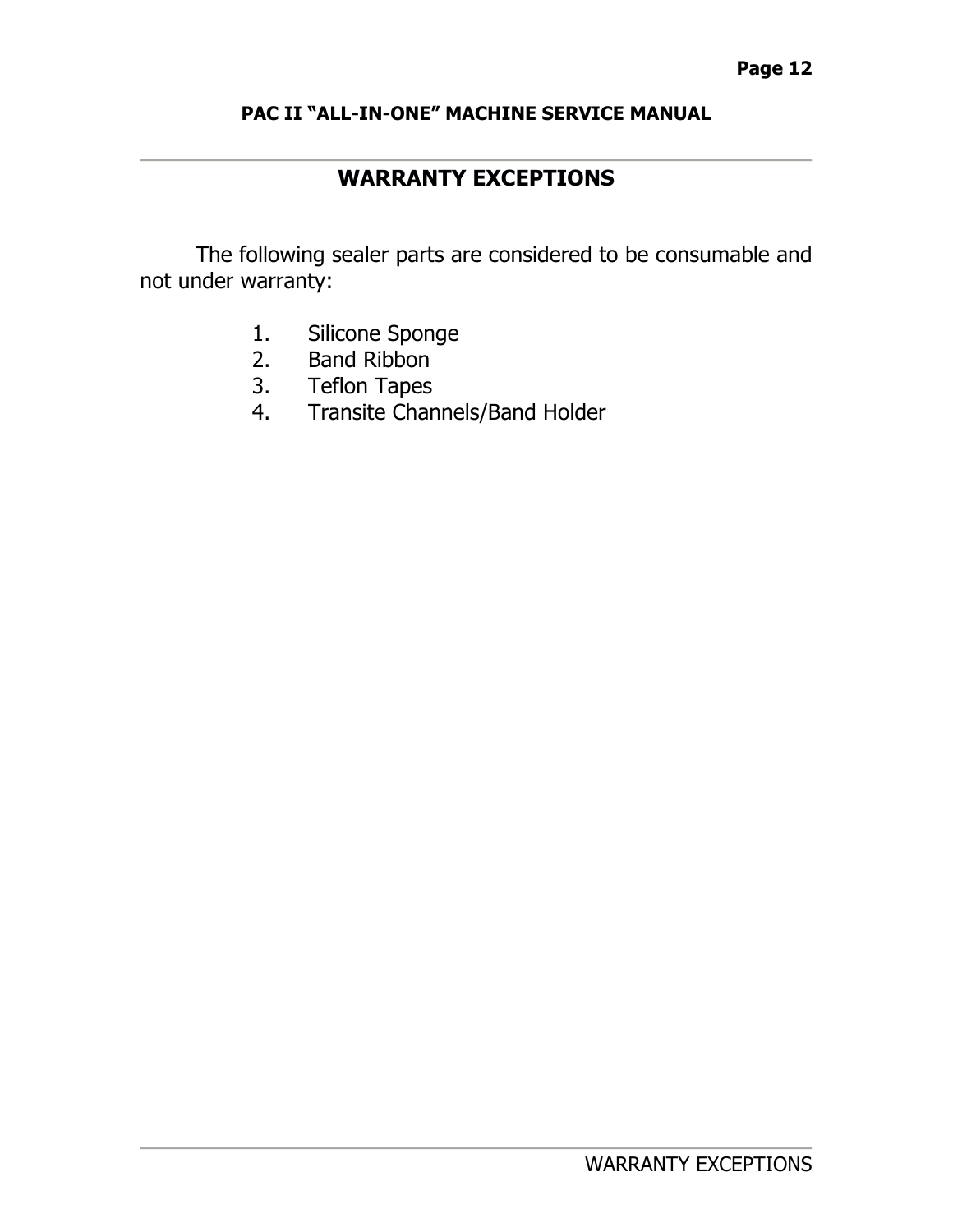## WARRANTY EXCEPTIONS

The following sealer parts are considered to be consumable and not under warranty:

1. Silicone Sponge
2. Band Ribbon
3. Teflon Tapes
4. Transite Channels/Band Holder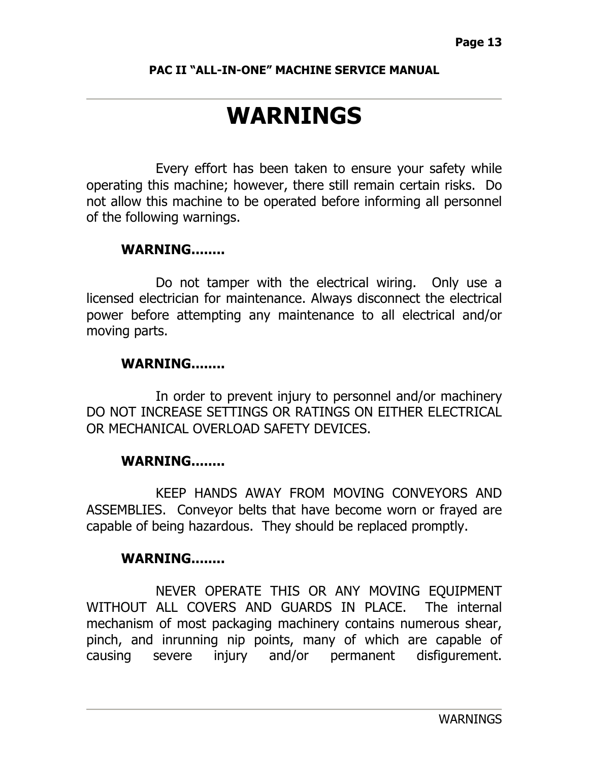# WARNINGS

Every effort has been taken to ensure your safety while operating this machine; however, there still remain certain risks. Do not allow this machine to be operated before informing all personnel of the following warnings.

**WARNING........**

Do not tamper with the electrical wiring. Only use a licensed electrician for maintenance. Always disconnect the electrical power before attempting any maintenance to all electrical and/or moving parts.

**WARNING........**

In order to prevent injury to personnel and/or machinery DO NOT INCREASE SETTINGS OR RATINGS ON EITHER ELECTRICAL OR MECHANICAL OVERLOAD SAFETY DEVICES.

**WARNING........**

KEEP HANDS AWAY FROM MOVING CONVEYORS AND ASSEMBLIES. Conveyor belts that have become worn or frayed are capable of being hazardous. They should be replaced promptly.

**WARNING........**

NEVER OPERATE THIS OR ANY MOVING EQUIPMENT WITHOUT ALL COVERS AND GUARDS IN PLACE. The internal mechanism of most packaging machinery contains numerous shear, pinch, and inrunning nip points, many of which are capable of causing severe injury and/or permanent disfigurement.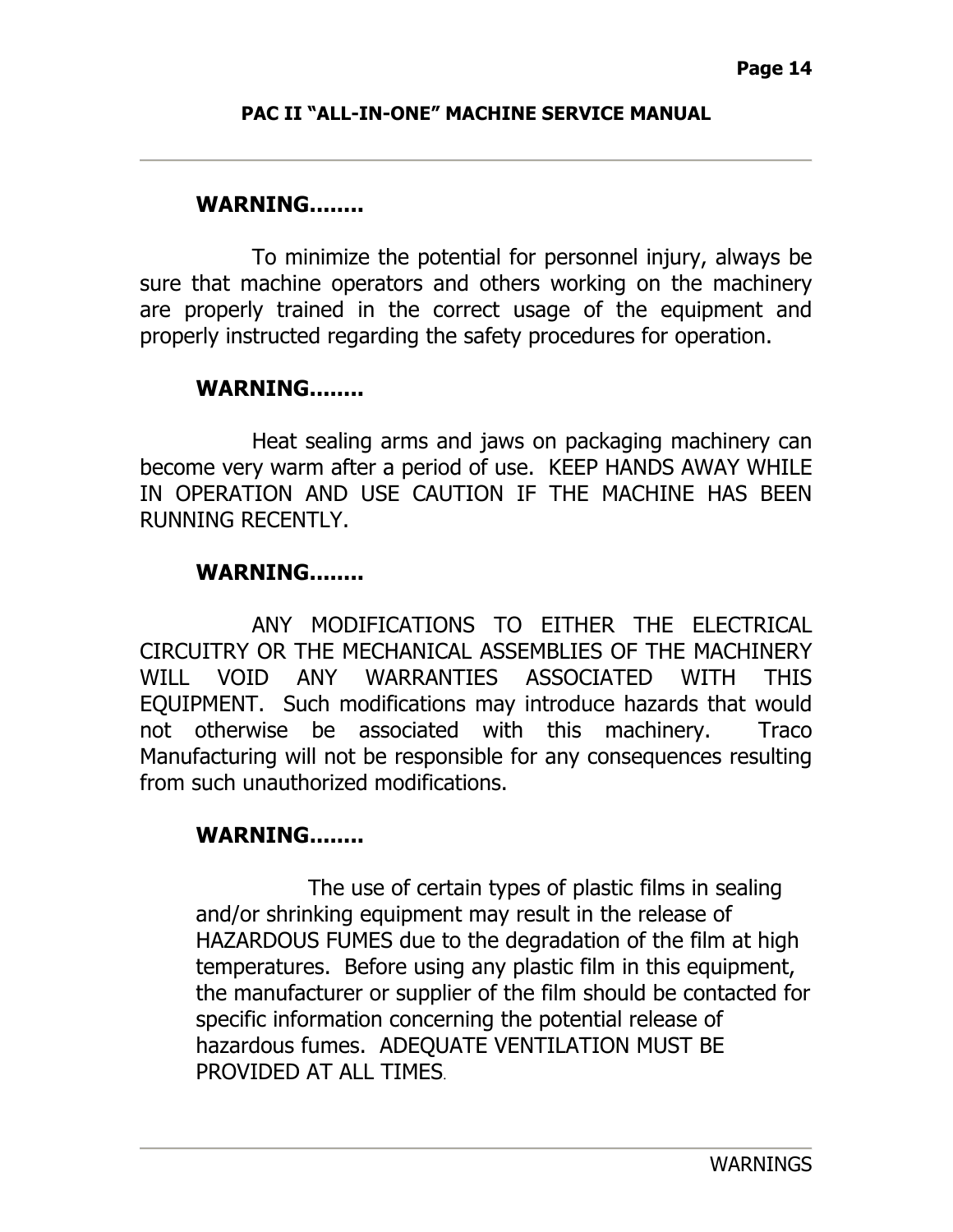**WARNING……..**

To minimize the potential for personnel injury, always be sure that machine operators and others working on the machinery are properly trained in the correct usage of the equipment and properly instructed regarding the safety procedures for operation.

**WARNING……..**

Heat sealing arms and jaws on packaging machinery can become very warm after a period of use. KEEP HANDS AWAY WHILE IN OPERATION AND USE CAUTION IF THE MACHINE HAS BEEN RUNNING RECENTLY.

**WARNING……..**

ANY MODIFICATIONS TO EITHER THE ELECTRICAL CIRCUITRY OR THE MECHANICAL ASSEMBLIES OF THE MACHINERY WILL VOID ANY WARRANTIES ASSOCIATED WITH THIS EQUIPMENT. Such modifications may introduce hazards that would not otherwise be associated with this machinery. Traco Manufacturing will not be responsible for any consequences resulting from such unauthorized modifications.

**WARNING……..**

The use of certain types of plastic films in sealing and/or shrinking equipment may result in the release of HAZARDOUS FUMES due to the degradation of the film at high temperatures. Before using any plastic film in this equipment, the manufacturer or supplier of the film should be contacted for specific information concerning the potential release of hazardous fumes. ADEQUATE VENTILATION MUST BE PROVIDED AT ALL TIMES.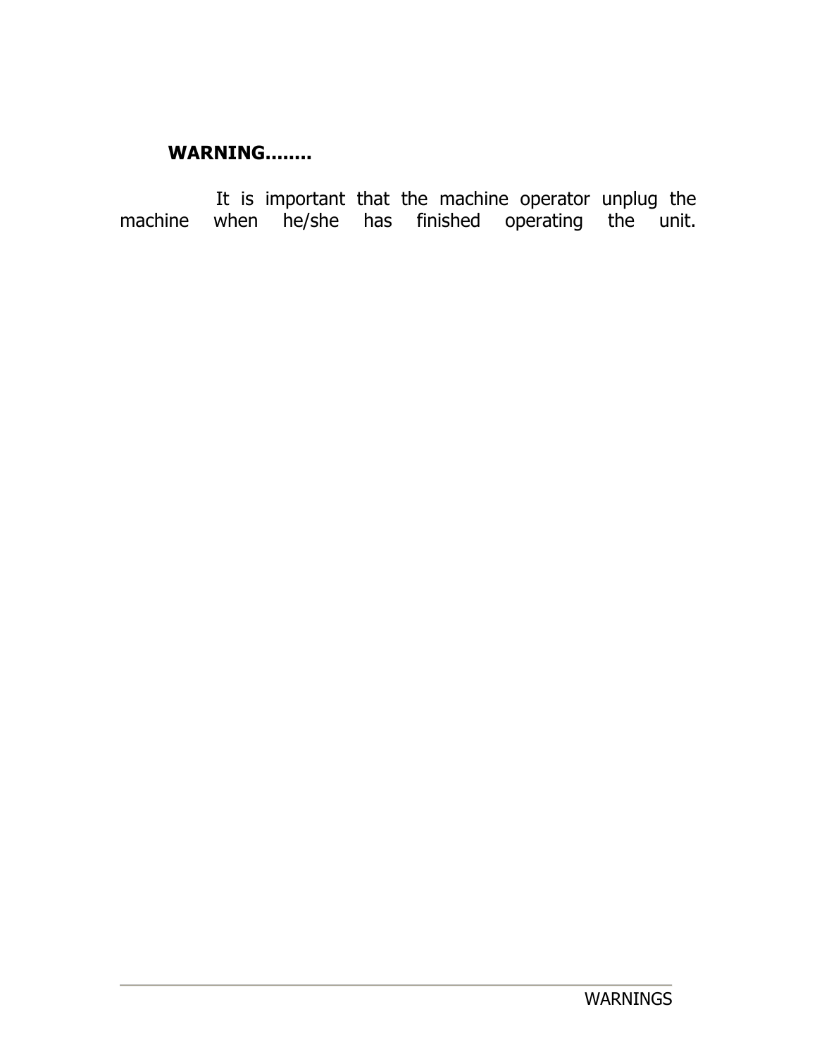**WARNING……..**

It is important that the machine operator unplug the machine when he/she has finished operating the unit.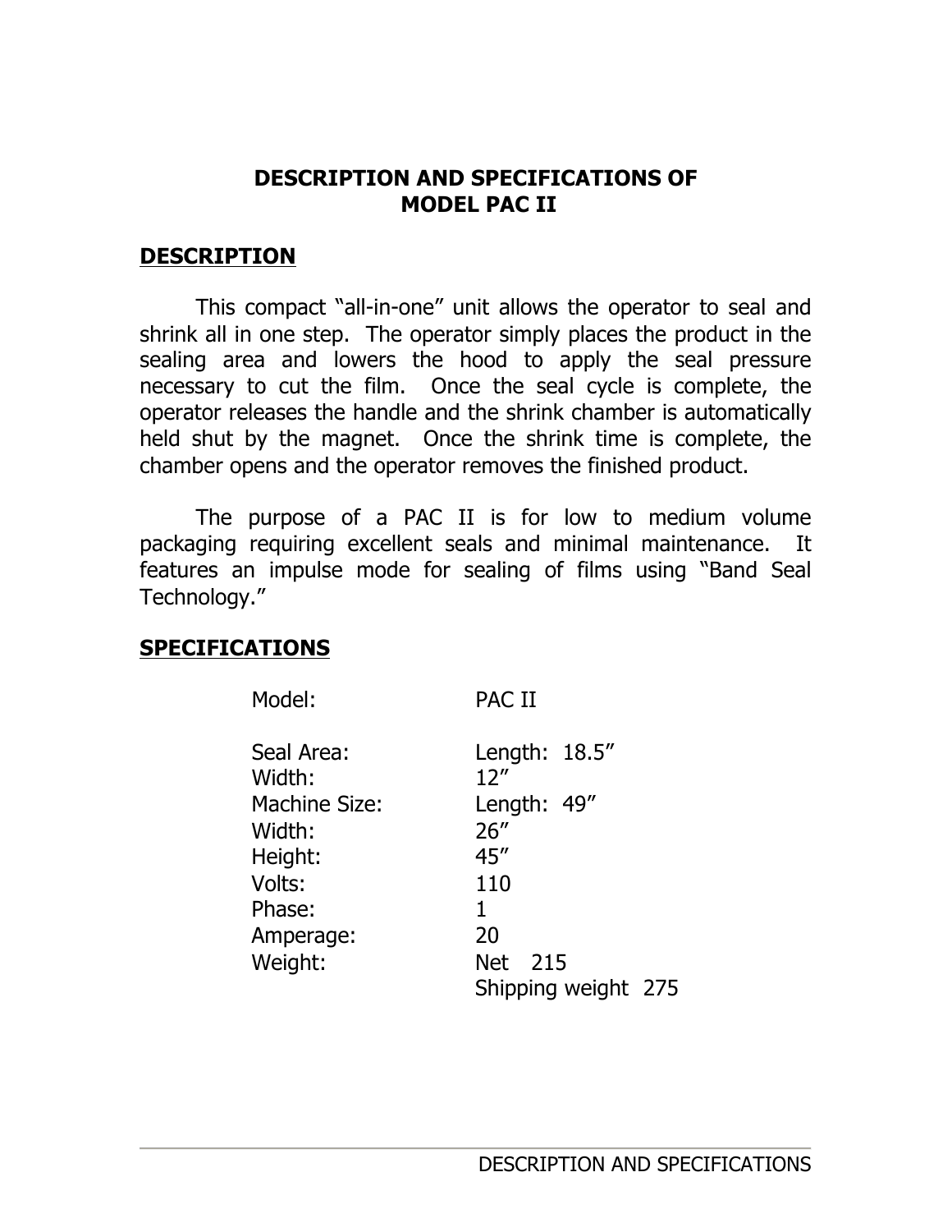# DESCRIPTION AND SPECIFICATIONS OF MODEL PAC II

## DESCRIPTION

This compact "all-in-one" unit allows the operator to seal and shrink all in one step. The operator simply places the product in the sealing area and lowers the hood to apply the seal pressure necessary to cut the film. Once the seal cycle is complete, the operator releases the handle and the shrink chamber is automatically held shut by the magnet. Once the shrink time is complete, the chamber opens and the operator removes the finished product.

The purpose of a PAC II is for low to medium volume packaging requiring excellent seals and minimal maintenance. It features an impulse mode for sealing of films using "Band Seal Technology."

## SPECIFICATIONS

| | |
|---|---|
| Model: | PAC II |
| Seal Area: | Length: 18.5" |
| Width: | 12" |
| Machine Size: | Length: 49" |
| Width: | 26" |
| Height: | 45" |
| Volts: | 110 |
| Phase: | 1 |
| Amperage: | 20 |
| Weight: | Net 215<br>Shipping weight 275 |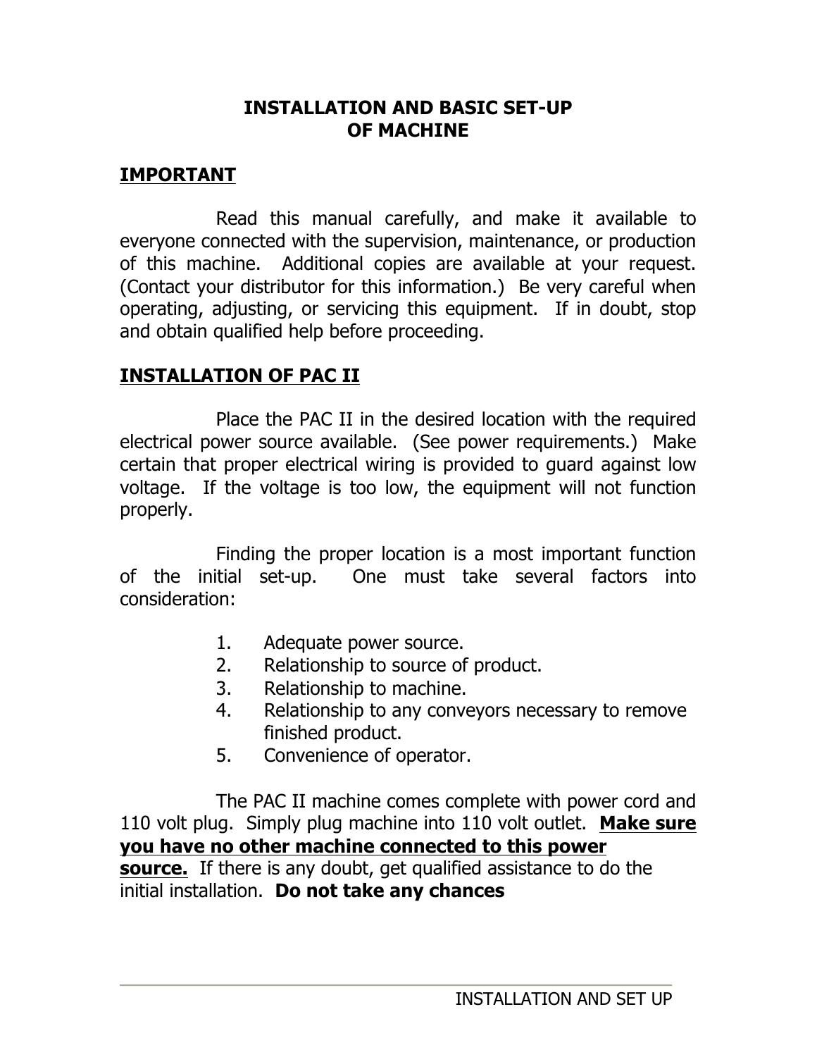# INSTALLATION AND BASIC SET-UP OF MACHINE

## IMPORTANT

Read this manual carefully, and make it available to everyone connected with the supervision, maintenance, or production of this machine. Additional copies are available at your request. (Contact your distributor for this information.) Be very careful when operating, adjusting, or servicing this equipment. If in doubt, stop and obtain qualified help before proceeding.

## INSTALLATION OF PAC II

Place the PAC II in the desired location with the required electrical power source available. (See power requirements.) Make certain that proper electrical wiring is provided to guard against low voltage. If the voltage is too low, the equipment will not function properly.

Finding the proper location is a most important function of the initial set-up. One must take several factors into consideration:

1. Adequate power source.
2. Relationship to source of product.
3. Relationship to machine.
4. Relationship to any conveyors necessary to remove finished product.
5. Convenience of operator.

The PAC II machine comes complete with power cord and 110 volt plug. Simply plug machine into 110 volt outlet. **<u>Make sure you have no other machine connected to this power source.</u>** If there is any doubt, get qualified assistance to do the initial installation. **Do not take any chances**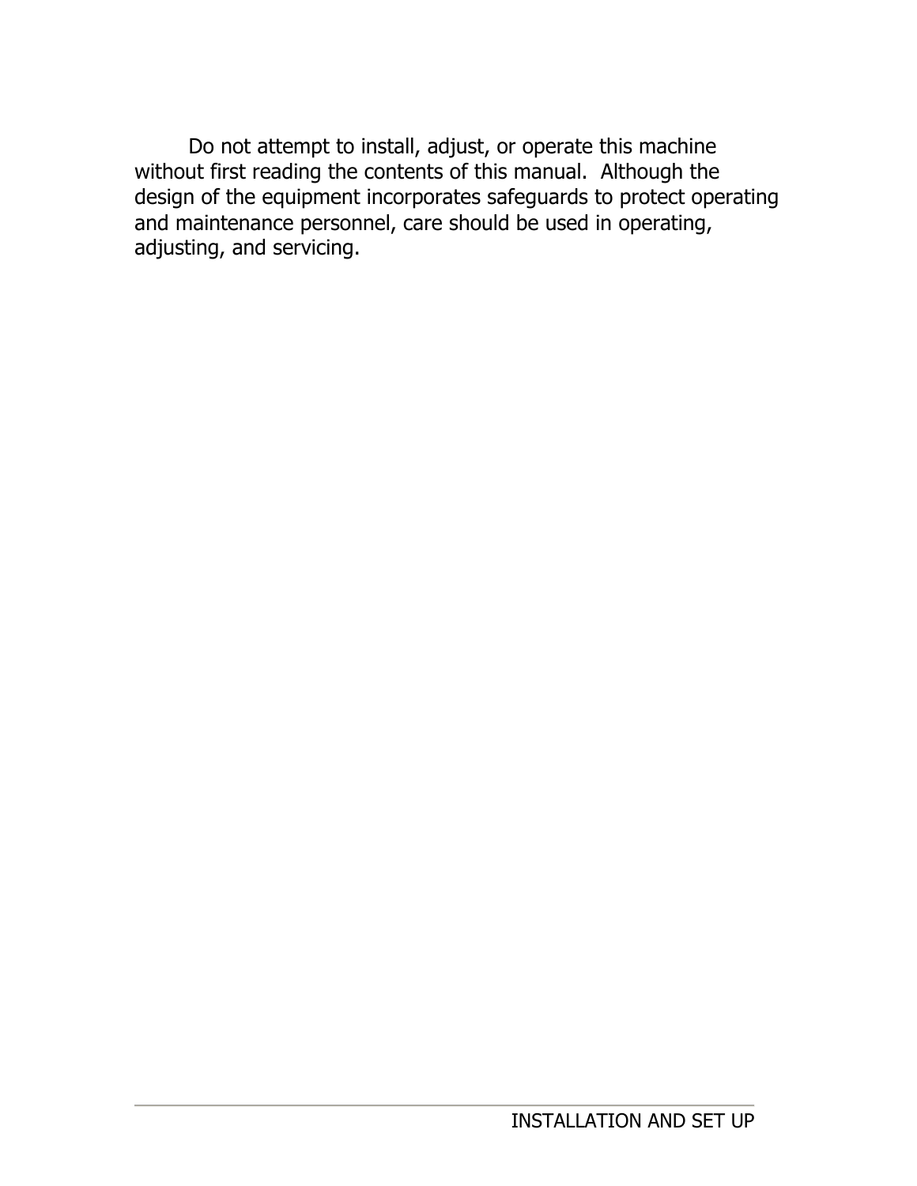Do not attempt to install, adjust, or operate this machine without first reading the contents of this manual. Although the design of the equipment incorporates safeguards to protect operating and maintenance personnel, care should be used in operating, adjusting, and servicing.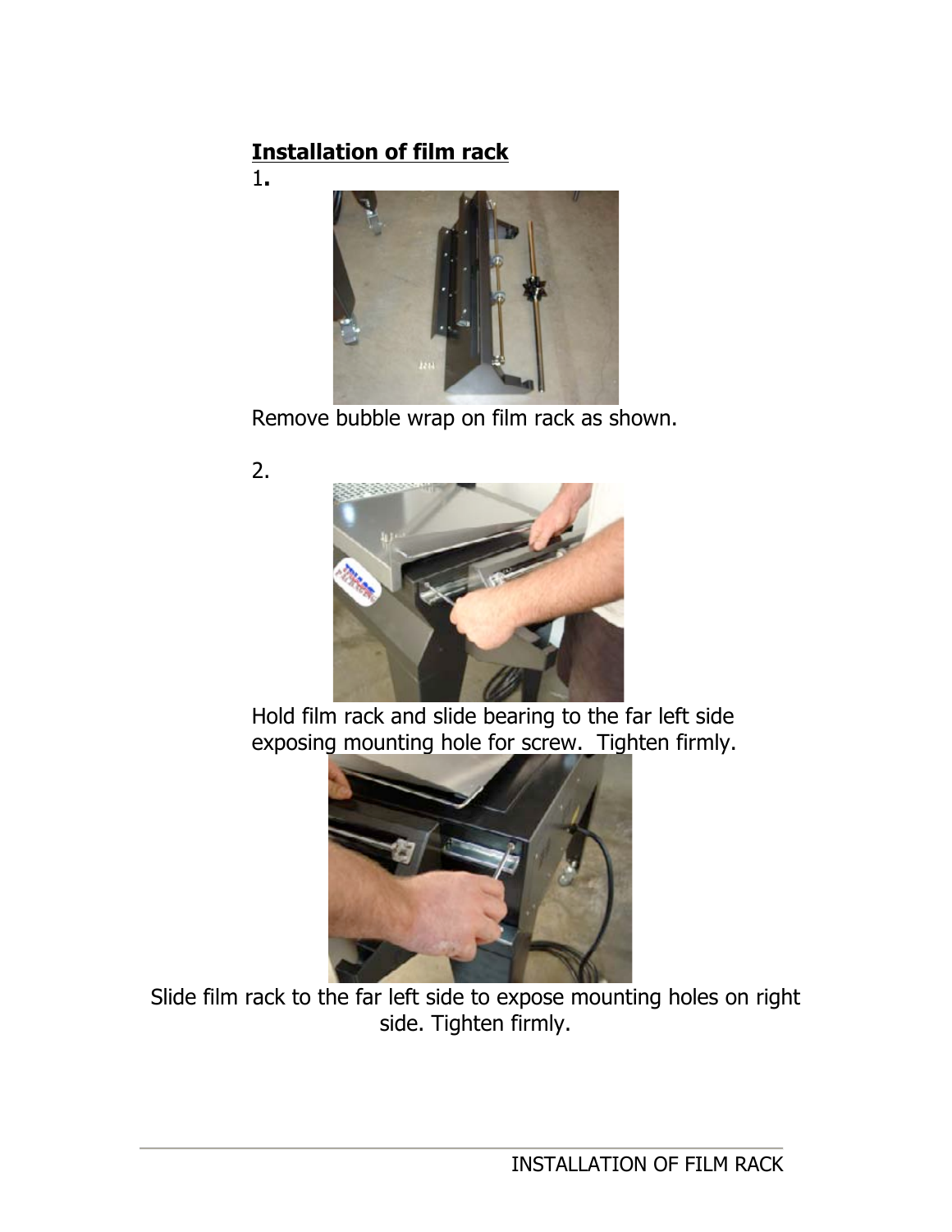**Installation of film rack**

1.

Remove bubble wrap on film rack as shown.

2.

Hold film rack and slide bearing to the far left side exposing mounting hole for screw. Tighten firmly.

Slide film rack to the far left side to expose mounting holes on right side. Tighten firmly.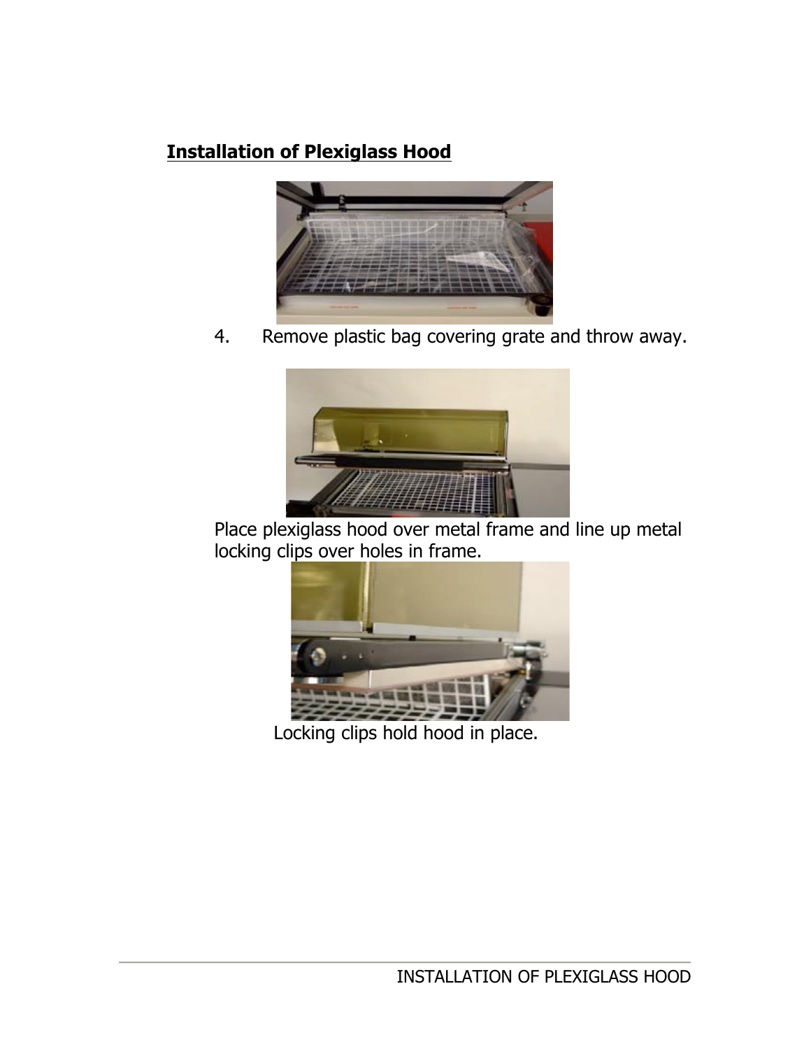## Installation of Plexiglass Hood

4. Remove plastic bag covering grate and throw away.

Place plexiglass hood over metal frame and line up metal locking clips over holes in frame.

Locking clips hold hood in place.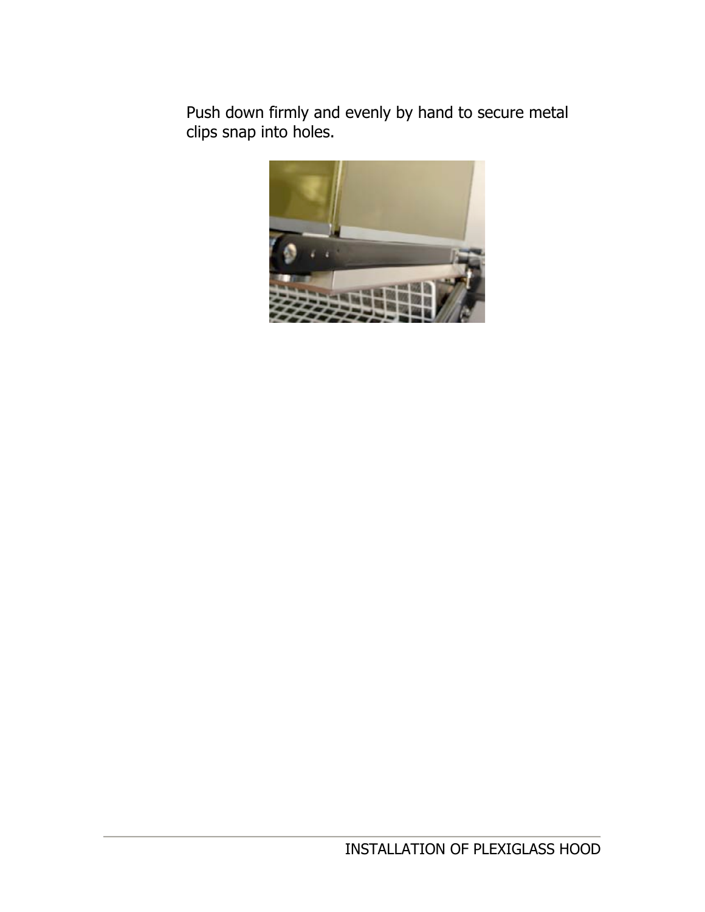Push down firmly and evenly by hand to secure metal clips snap into holes.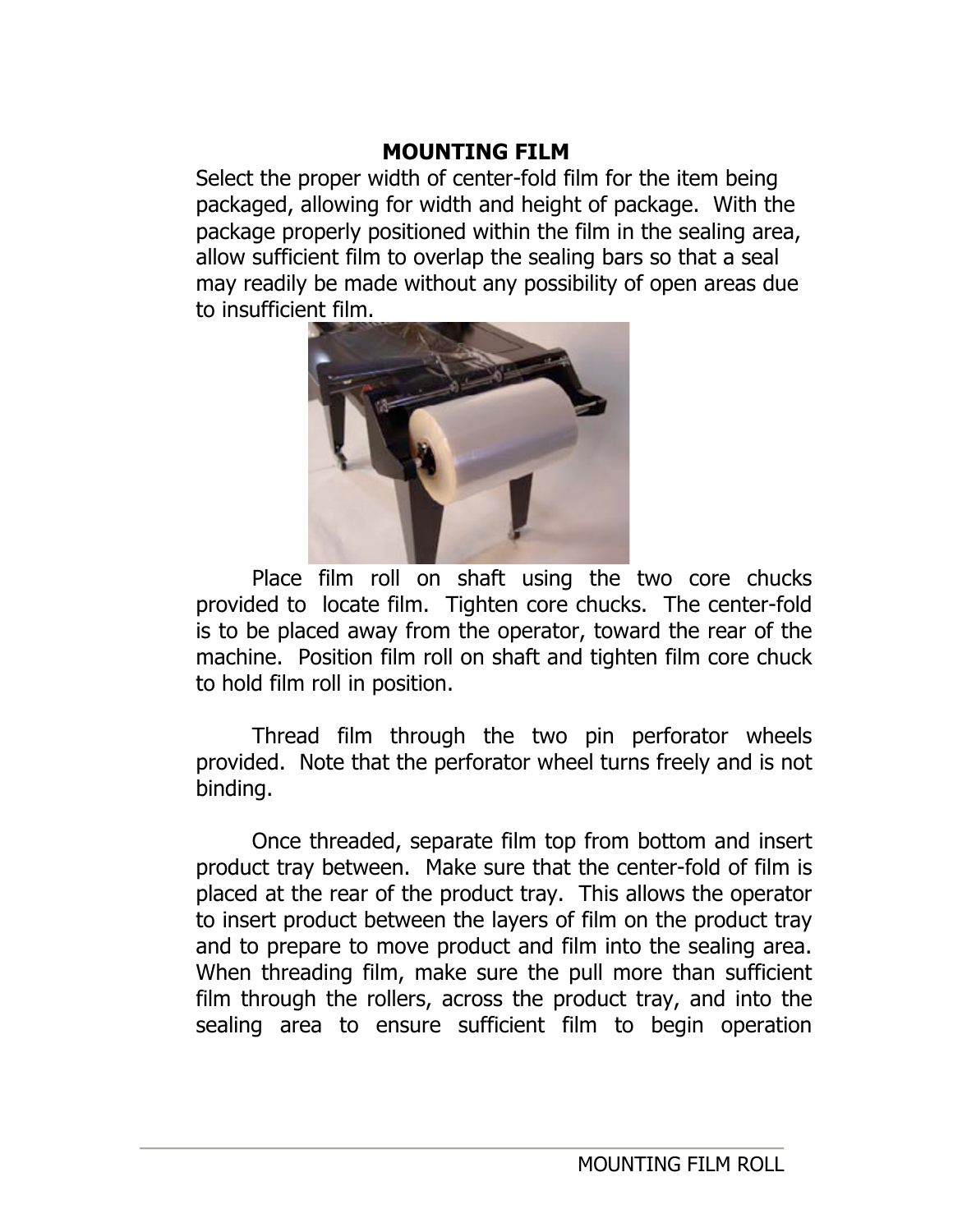## MOUNTING FILM

Select the proper width of center-fold film for the item being packaged, allowing for width and height of package. With the package properly positioned within the film in the sealing area, allow sufficient film to overlap the sealing bars so that a seal may readily be made without any possibility of open areas due to insufficient film.

Place film roll on shaft using the two core chucks provided to locate film. Tighten core chucks. The center-fold is to be placed away from the operator, toward the rear of the machine. Position film roll on shaft and tighten film core chuck to hold film roll in position.

Thread film through the two pin perforator wheels provided. Note that the perforator wheel turns freely and is not binding.

Once threaded, separate film top from bottom and insert product tray between. Make sure that the center-fold of film is placed at the rear of the product tray. This allows the operator to insert product between the layers of film on the product tray and to prepare to move product and film into the sealing area. When threading film, make sure the pull more than sufficient film through the rollers, across the product tray, and into the sealing area to ensure sufficient film to begin operation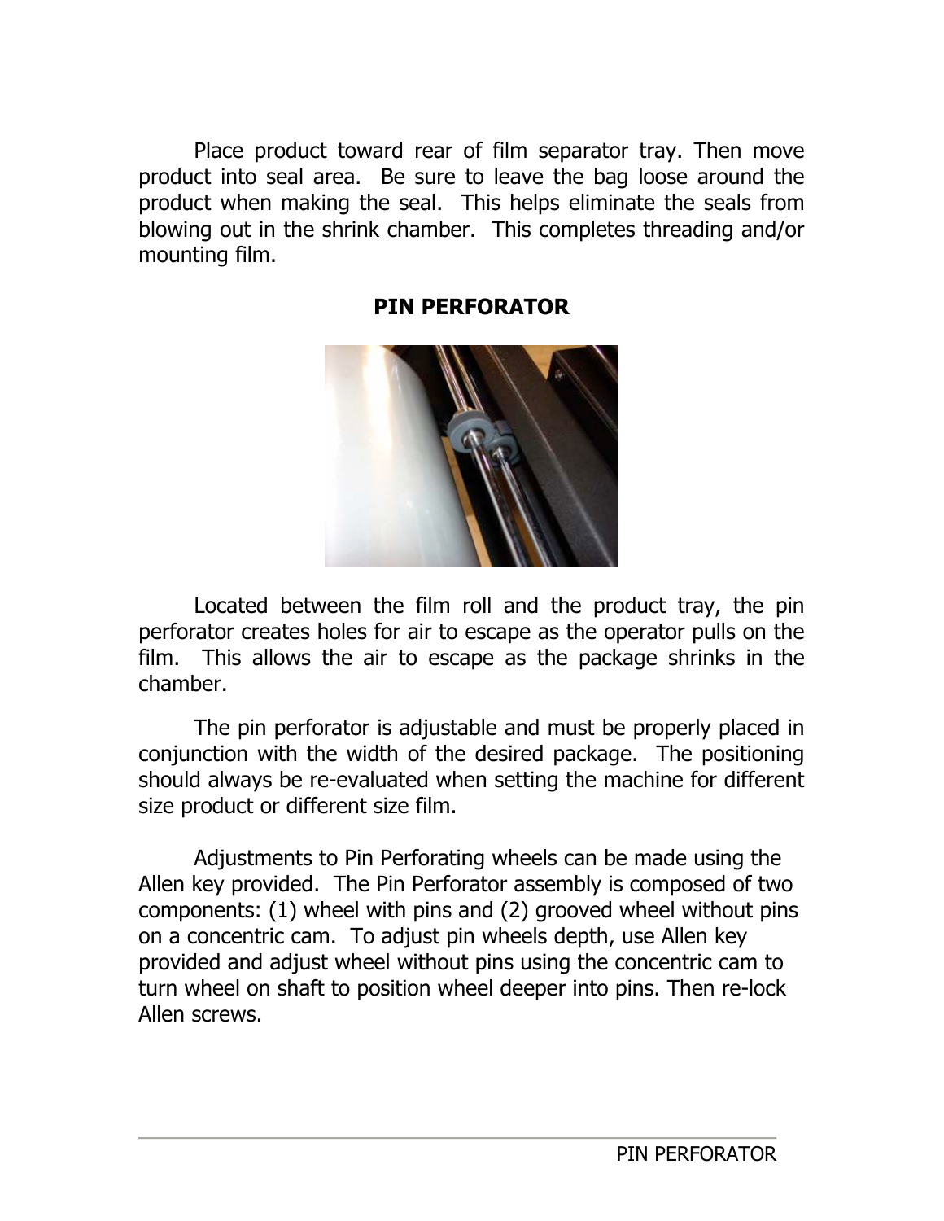Place product toward rear of film separator tray. Then move product into seal area. Be sure to leave the bag loose around the product when making the seal. This helps eliminate the seals from blowing out in the shrink chamber. This completes threading and/or mounting film.

## PIN PERFORATOR

Located between the film roll and the product tray, the pin perforator creates holes for air to escape as the operator pulls on the film. This allows the air to escape as the package shrinks in the chamber.

The pin perforator is adjustable and must be properly placed in conjunction with the width of the desired package. The positioning should always be re-evaluated when setting the machine for different size product or different size film.

Adjustments to Pin Perforating wheels can be made using the Allen key provided. The Pin Perforator assembly is composed of two components: (1) wheel with pins and (2) grooved wheel without pins on a concentric cam. To adjust pin wheels depth, use Allen key provided and adjust wheel without pins using the concentric cam to turn wheel on shaft to position wheel deeper into pins. Then re-lock Allen screws.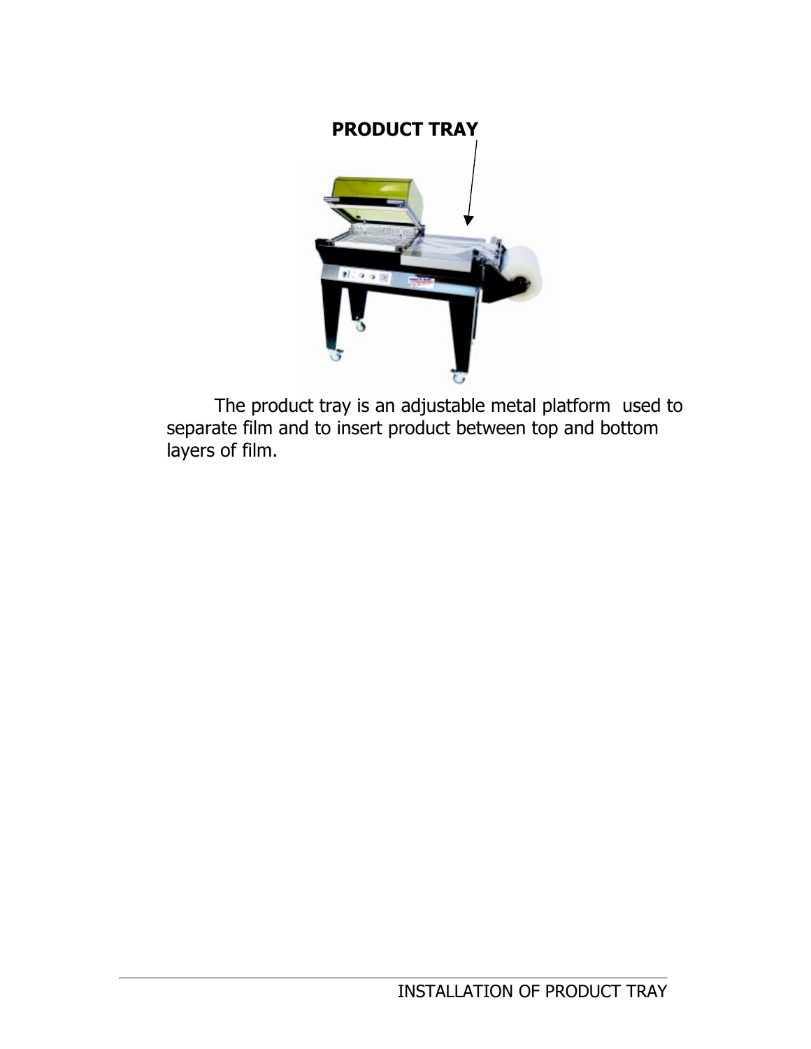**PRODUCT TRAY**

The product tray is an adjustable metal platform used to separate film and to insert product between top and bottom layers of film.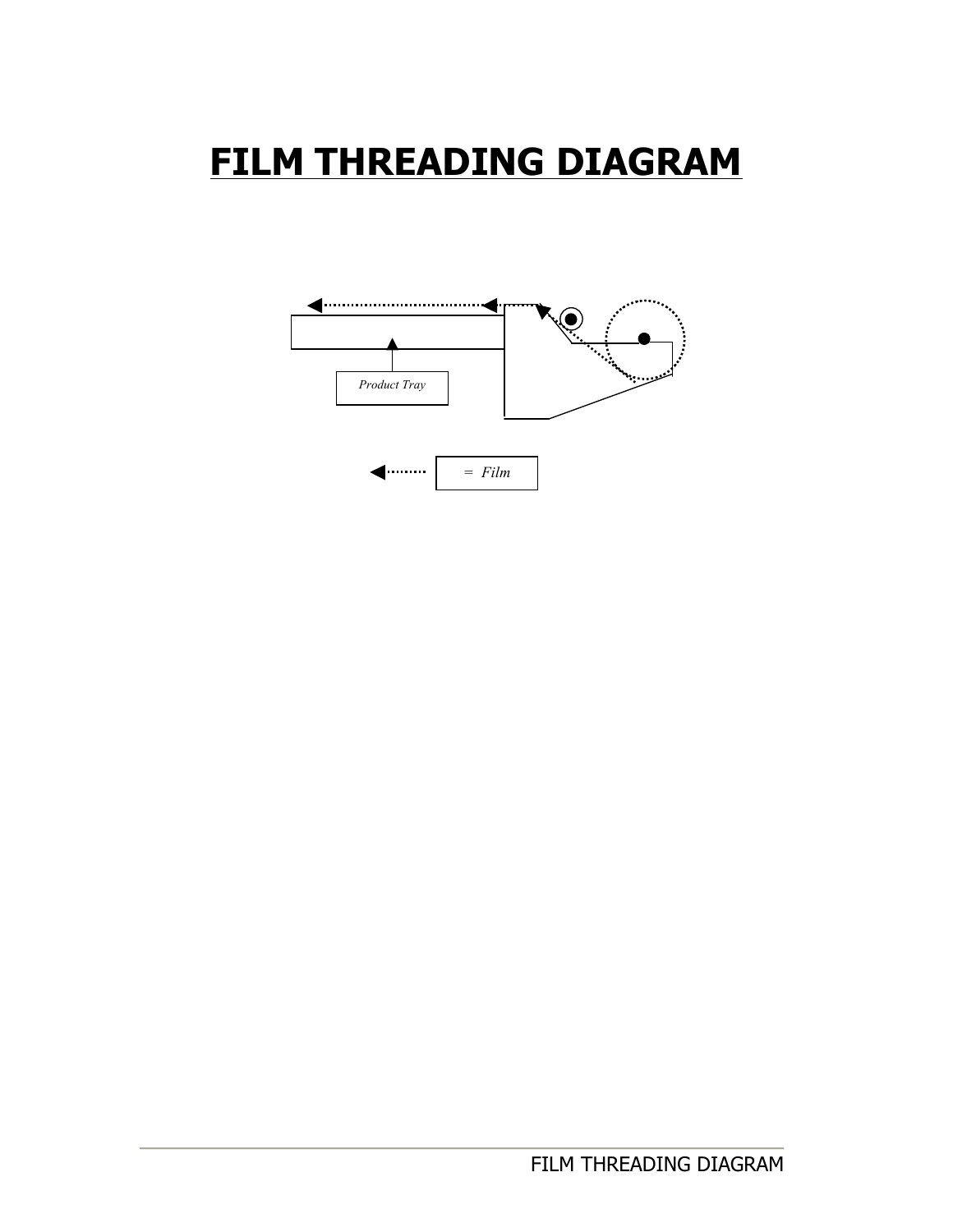# FILM THREADING DIAGRAM

Product Tray

= Film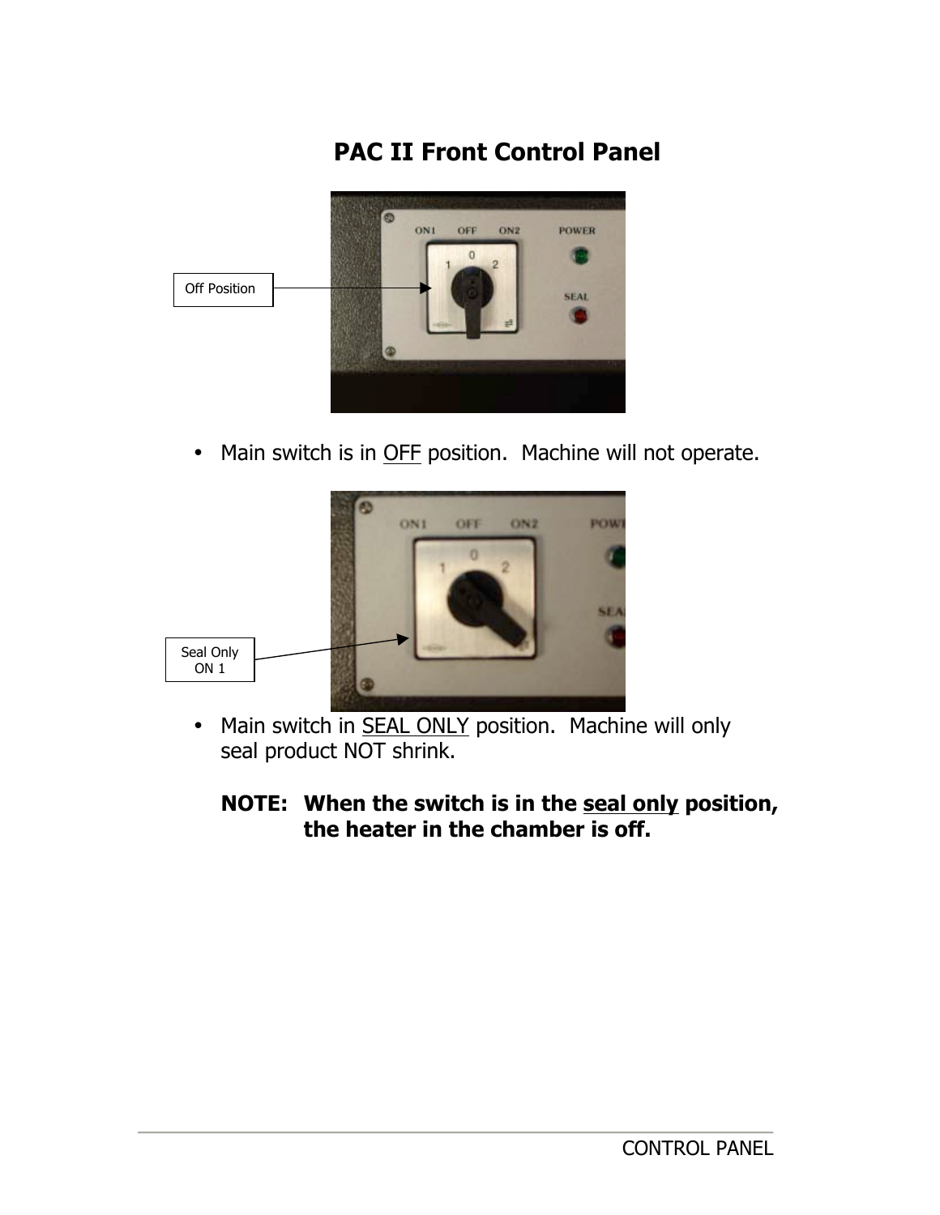# PAC II Front Control Panel

Off Position

- Main switch is in OFF position. Machine will not operate.

Seal Only
ON 1

- Main switch in SEAL ONLY position. Machine will only seal product NOT shrink.

**NOTE: When the switch is in the seal only position, the heater in the chamber is off.**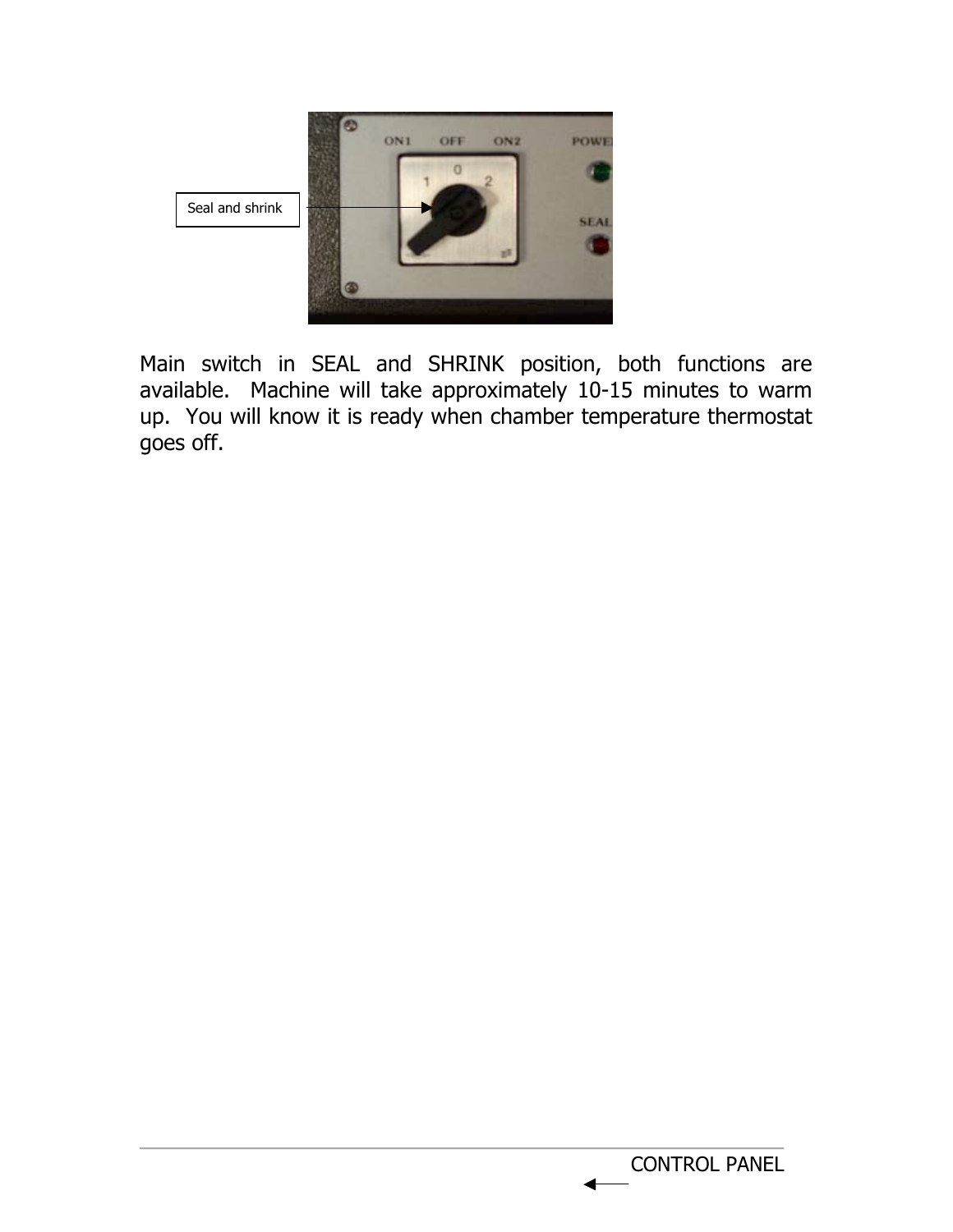Seal and shrink

Main switch in SEAL and SHRINK position, both functions are available. Machine will take approximately 10-15 minutes to warm up. You will know it is ready when chamber temperature thermostat goes off.

CONTROL PANEL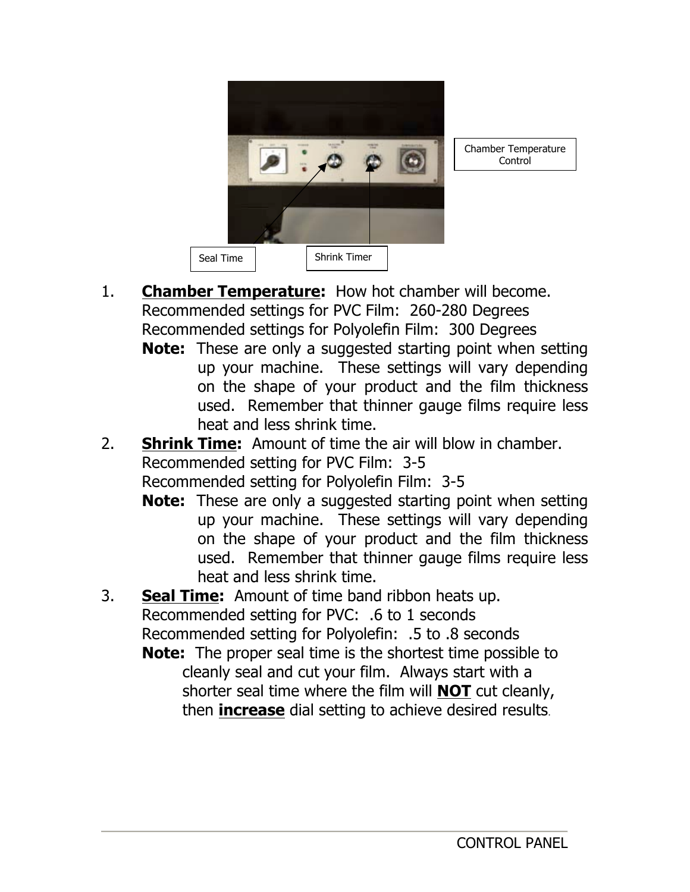Chamber Temperature Control

Seal Time

Shrink Timer

1. **Chamber Temperature:** How hot chamber will become.
   Recommended settings for PVC Film: 260-280 Degrees
   Recommended settings for Polyolefin Film: 300 Degrees
   **Note:** These are only a suggested starting point when setting up your machine. These settings will vary depending on the shape of your product and the film thickness used. Remember that thinner gauge films require less heat and less shrink time.
2. **Shrink Time:** Amount of time the air will blow in chamber.
   Recommended setting for PVC Film: 3-5
   Recommended setting for Polyolefin Film: 3-5
   **Note:** These are only a suggested starting point when setting up your machine. These settings will vary depending on the shape of your product and the film thickness used. Remember that thinner gauge films require less heat and less shrink time.
3. **Seal Time:** Amount of time band ribbon heats up.
   Recommended setting for PVC: .6 to 1 seconds
   Recommended setting for Polyolefin: .5 to .8 seconds
   **Note:** The proper seal time is the shortest time possible to cleanly seal and cut your film. Always start with a shorter seal time where the film will **NOT** cut cleanly, then **increase** dial setting to achieve desired results.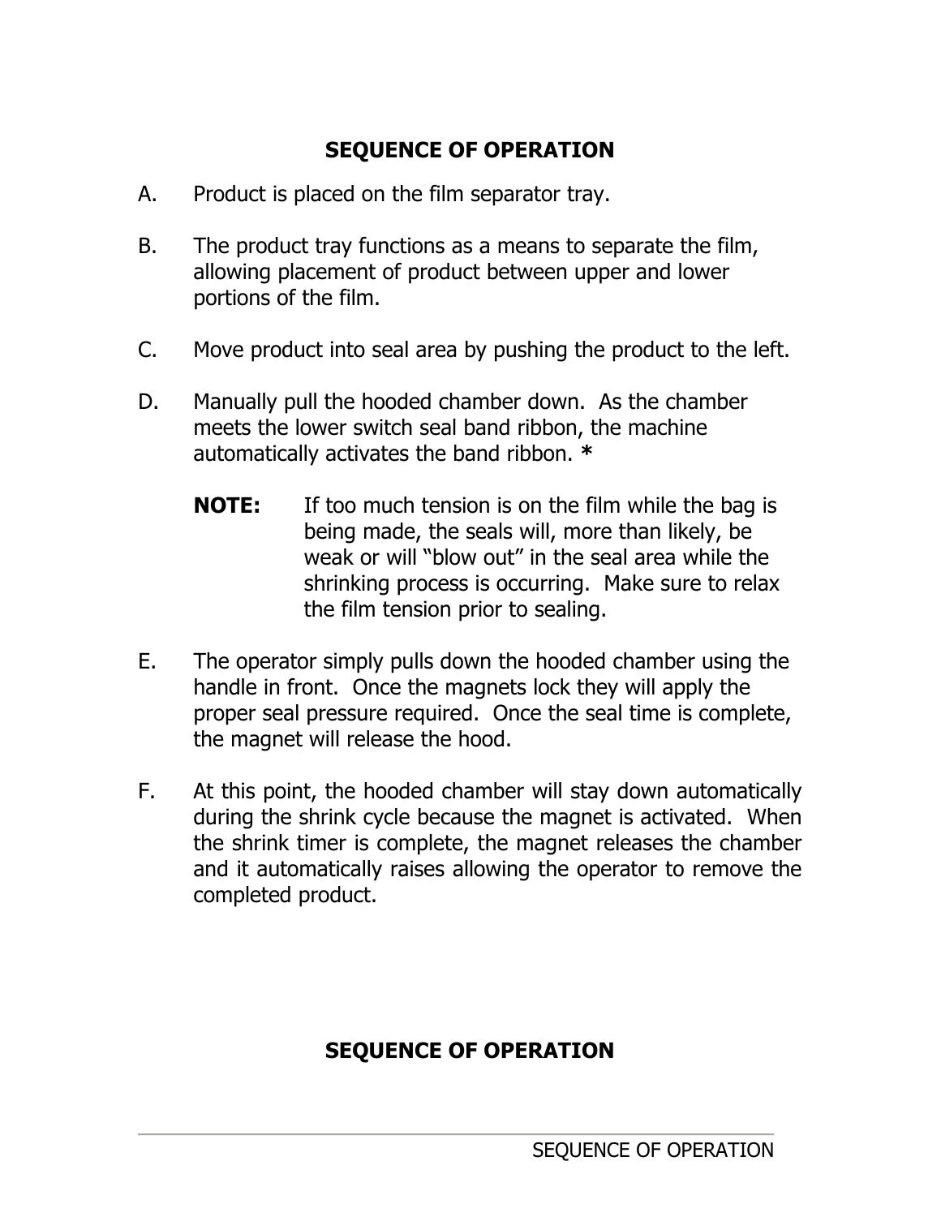# SEQUENCE OF OPERATION

A. Product is placed on the film separator tray.

B. The product tray functions as a means to separate the film, allowing placement of product between upper and lower portions of the film.

C. Move product into seal area by pushing the product to the left.

D. Manually pull the hooded chamber down. As the chamber meets the lower switch seal band ribbon, the machine automatically activates the band ribbon. *

   **NOTE:** If too much tension is on the film while the bag is being made, the seals will, more than likely, be weak or will "blow out" in the seal area while the shrinking process is occurring. Make sure to relax the film tension prior to sealing.

E. The operator simply pulls down the hooded chamber using the handle in front. Once the magnets lock they will apply the proper seal pressure required. Once the seal time is complete, the magnet will release the hood.

F. At this point, the hooded chamber will stay down automatically during the shrink cycle because the magnet is activated. When the shrink timer is complete, the magnet releases the chamber and it automatically raises allowing the operator to remove the completed product.

# SEQUENCE OF OPERATION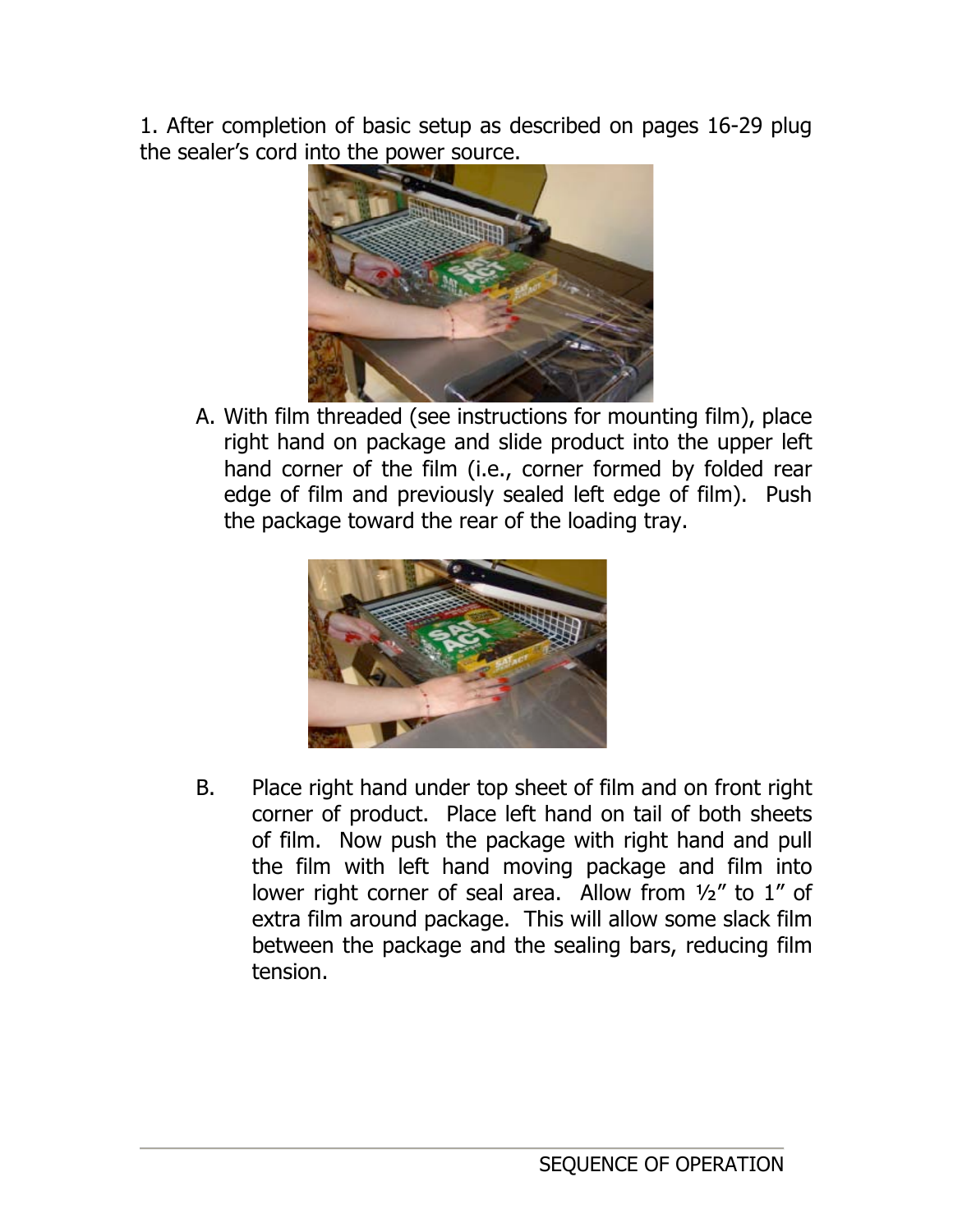1. After completion of basic setup as described on pages 16-29 plug the sealer's cord into the power source.

A. With film threaded (see instructions for mounting film), place right hand on package and slide product into the upper left hand corner of the film (i.e., corner formed by folded rear edge of film and previously sealed left edge of film). Push the package toward the rear of the loading tray.

B. Place right hand under top sheet of film and on front right corner of product. Place left hand on tail of both sheets of film. Now push the package with right hand and pull the film with left hand moving package and film into lower right corner of seal area. Allow from ½" to 1" of extra film around package. This will allow some slack film between the package and the sealing bars, reducing film tension.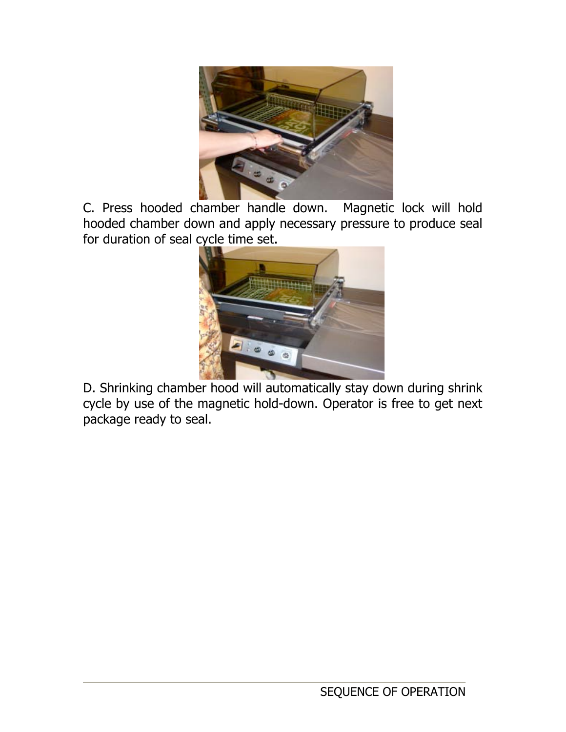C. Press hooded chamber handle down. Magnetic lock will hold hooded chamber down and apply necessary pressure to produce seal for duration of seal cycle time set.

D. Shrinking chamber hood will automatically stay down during shrink cycle by use of the magnetic hold-down. Operator is free to get next package ready to seal.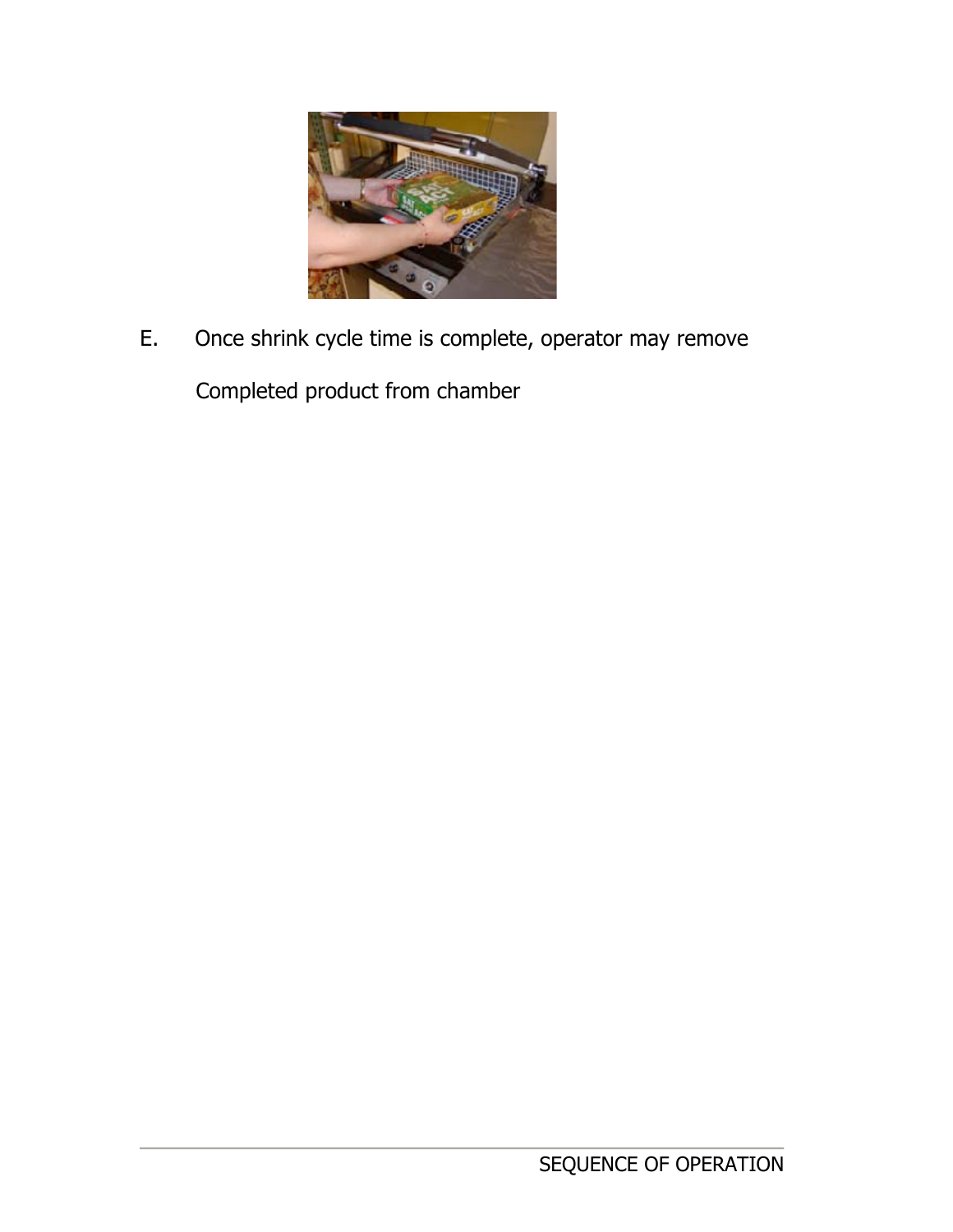E. Once shrink cycle time is complete, operator may remove

Completed product from chamber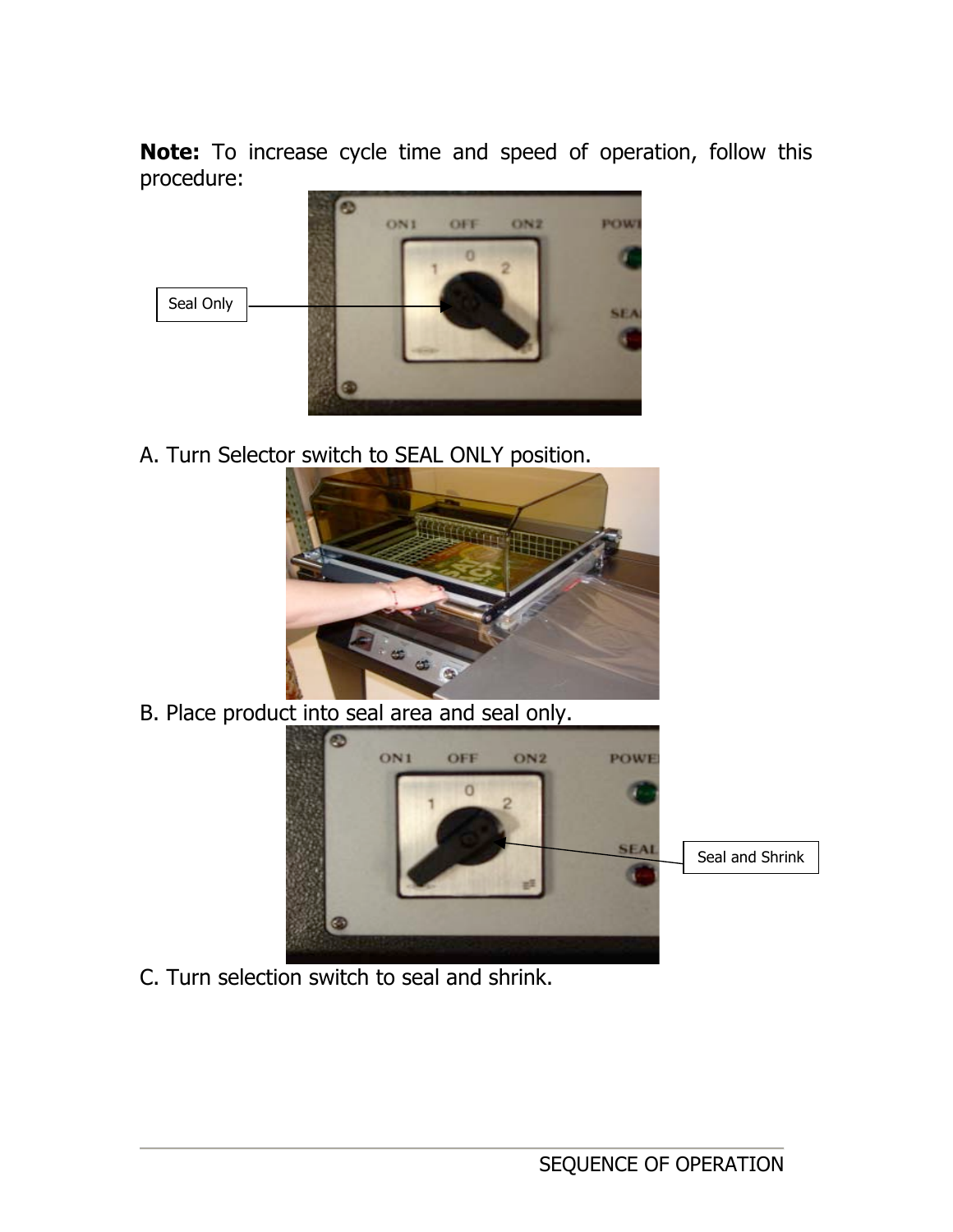**Note:** To increase cycle time and speed of operation, follow this procedure:

A. Turn Selector switch to SEAL ONLY position.

B. Place product into seal area and seal only.

C. Turn selection switch to seal and shrink.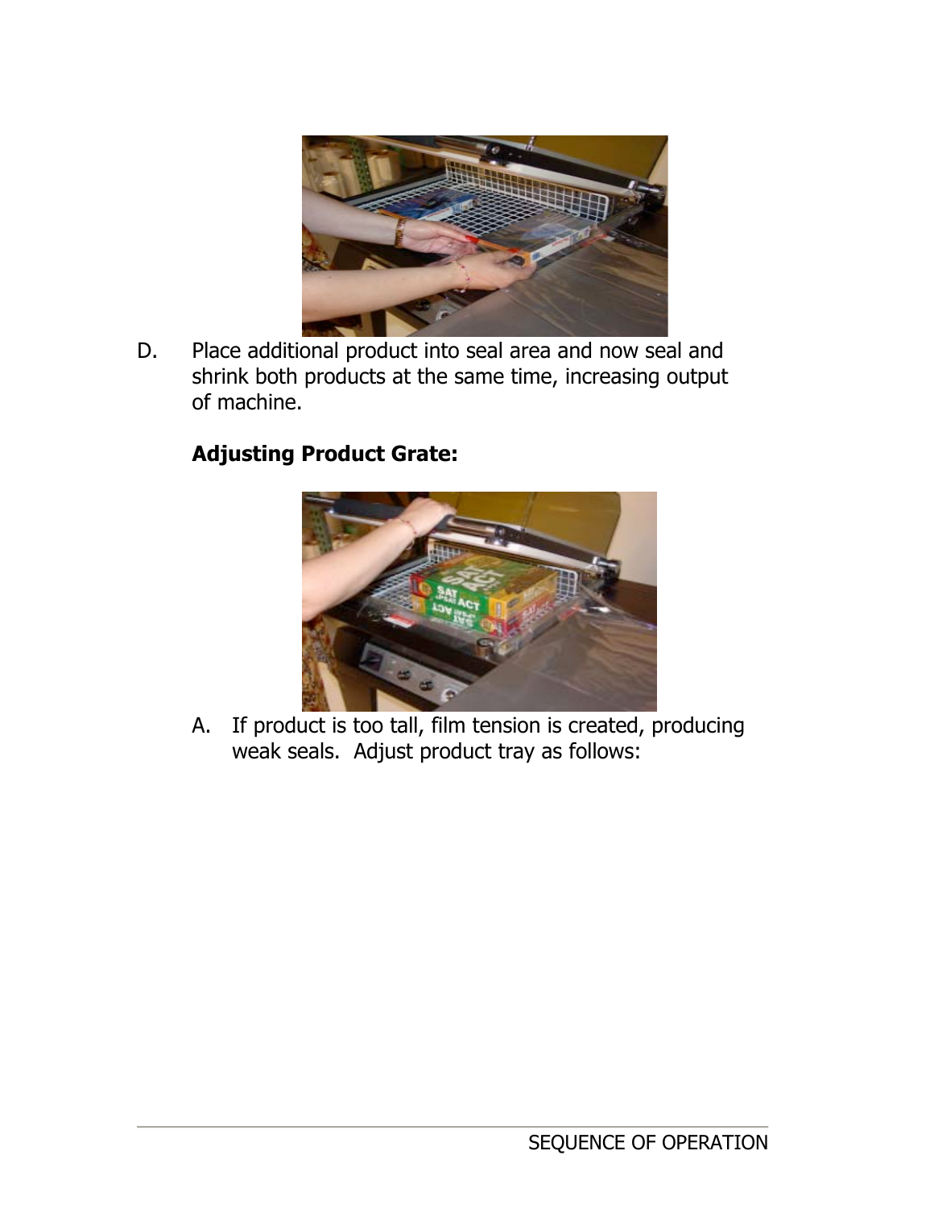D. Place additional product into seal area and now seal and shrink both products at the same time, increasing output of machine.

**Adjusting Product Grate:**

A. If product is too tall, film tension is created, producing weak seals. Adjust product tray as follows: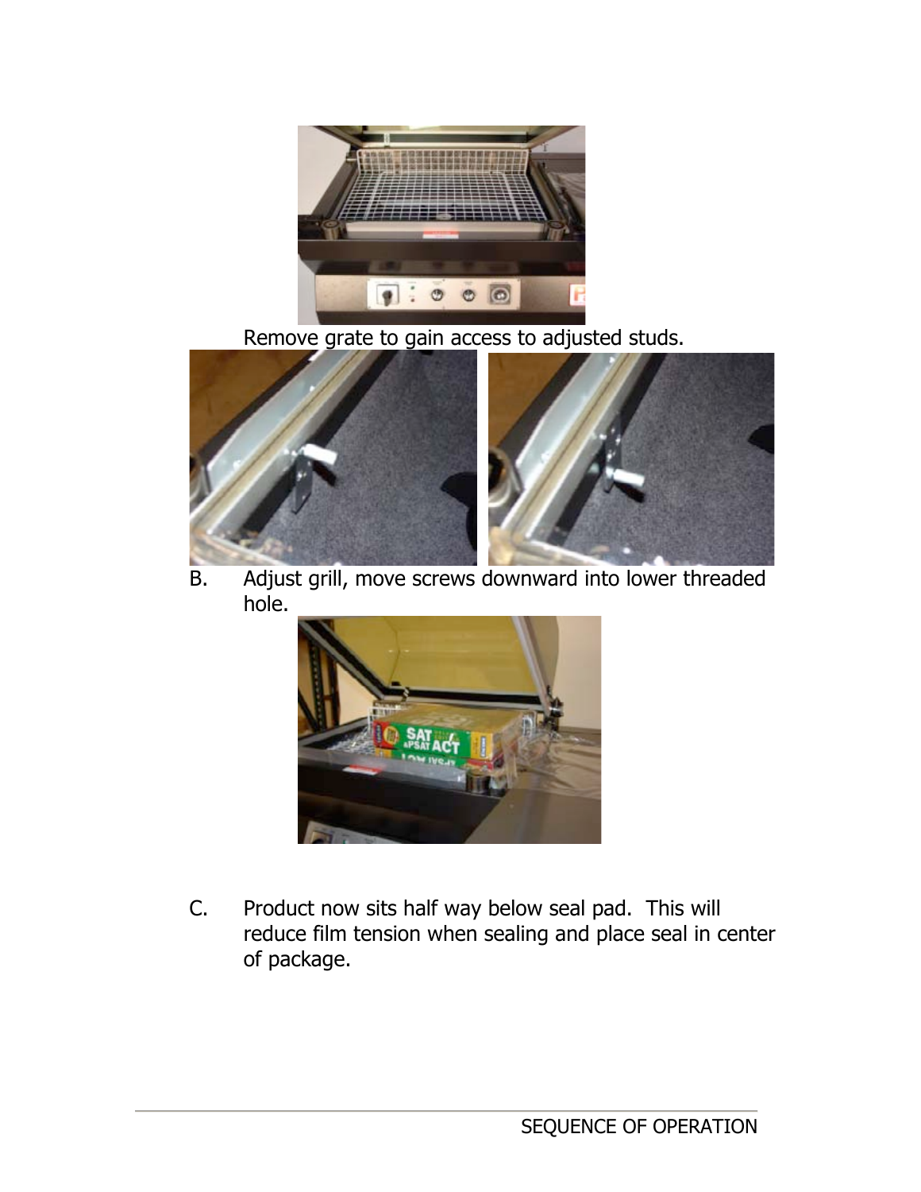Remove grate to gain access to adjusted studs.

B. Adjust grill, move screws downward into lower threaded hole.

C. Product now sits half way below seal pad. This will reduce film tension when sealing and place seal in center of package.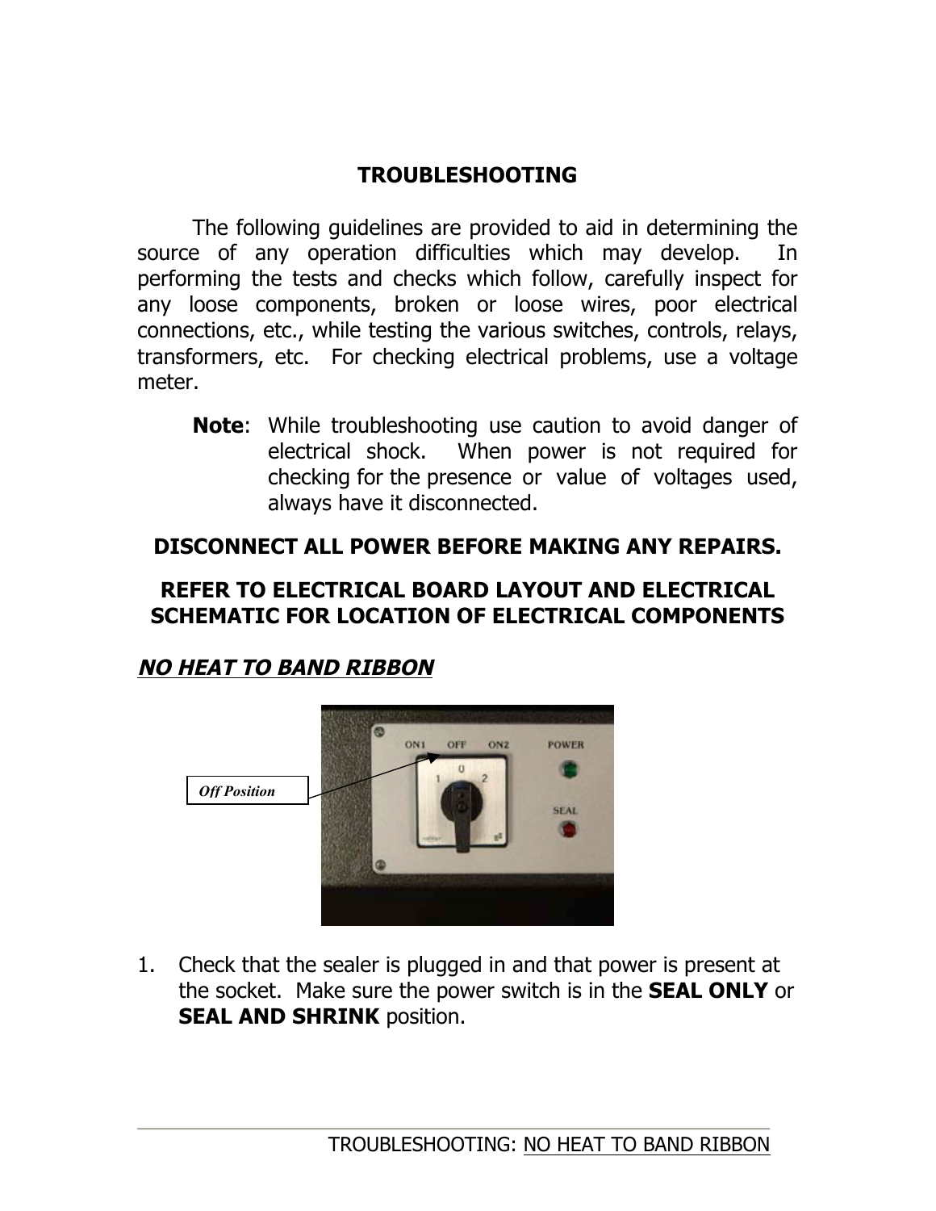# TROUBLESHOOTING

The following guidelines are provided to aid in determining the source of any operation difficulties which may develop. In performing the tests and checks which follow, carefully inspect for any loose components, broken or loose wires, poor electrical connections, etc., while testing the various switches, controls, relays, transformers, etc. For checking electrical problems, use a voltage meter.

**Note**: While troubleshooting use caution to avoid danger of electrical shock. When power is not required for checking for the presence or value of voltages used, always have it disconnected.

**DISCONNECT ALL POWER BEFORE MAKING ANY REPAIRS.**

**REFER TO ELECTRICAL BOARD LAYOUT AND ELECTRICAL SCHEMATIC FOR LOCATION OF ELECTRICAL COMPONENTS**

## *NO HEAT TO BAND RIBBON*

*Off Position*

1. Check that the sealer is plugged in and that power is present at the socket. Make sure the power switch is in the **SEAL ONLY** or **SEAL AND SHRINK** position.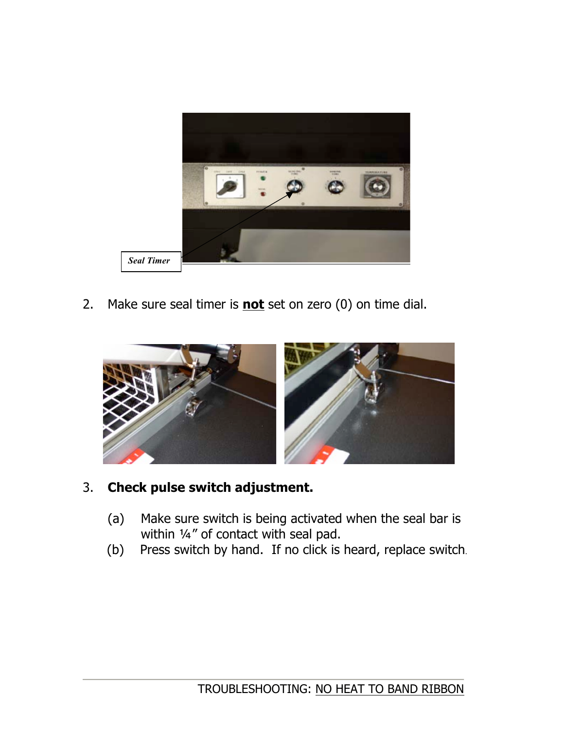Seal Timer

2. Make sure seal timer is **not** set on zero (0) on time dial.

3. **Check pulse switch adjustment.**

   (a) Make sure switch is being activated when the seal bar is within ¼" of contact with seal pad.

   (b) Press switch by hand. If no click is heard, replace switch.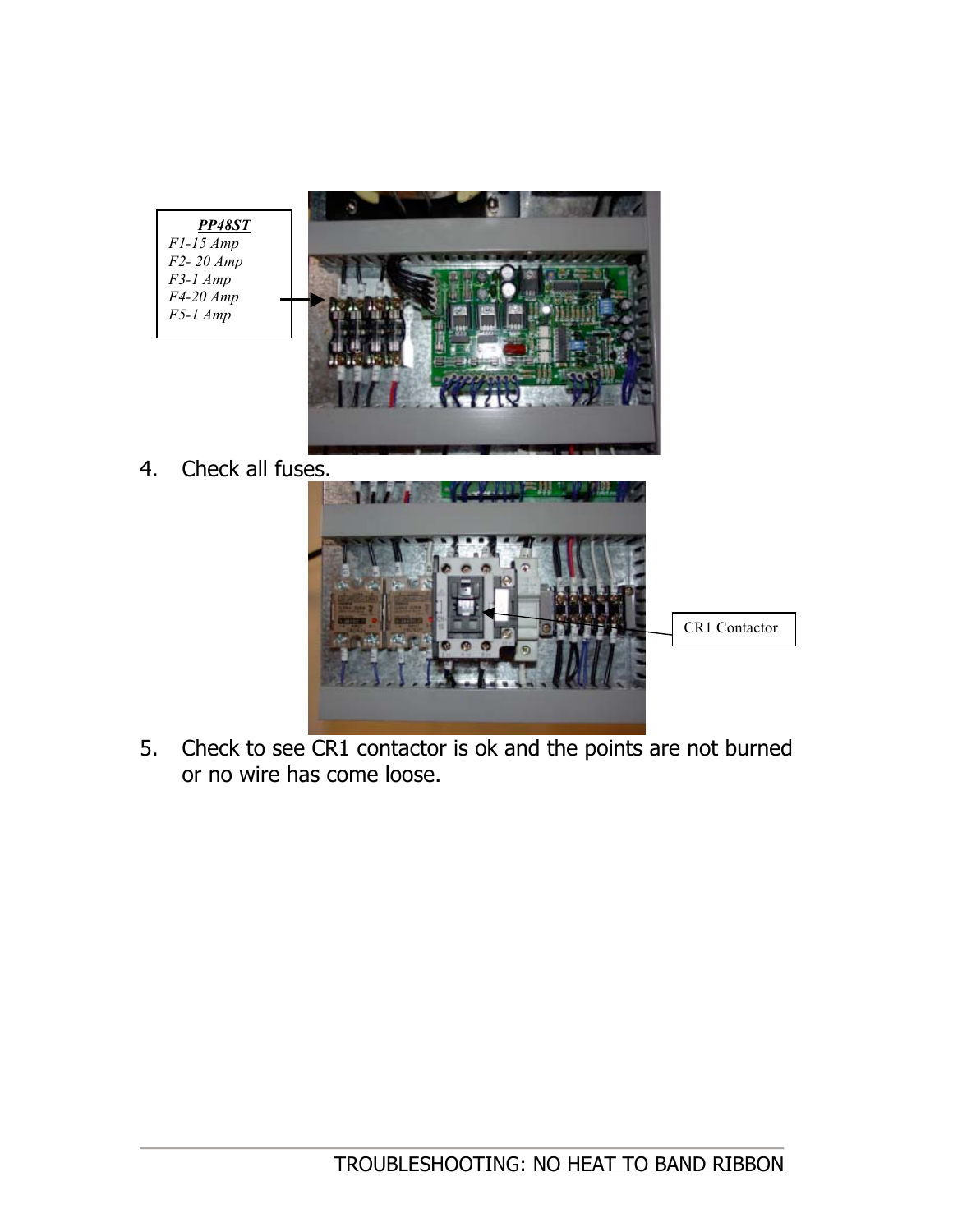**PP48ST**

*F1-15 Amp*

*F2- 20 Amp*

*F3-1 Amp*

*F4-20 Amp*

*F5-1 Amp*

4. Check all fuses.

CR1 Contactor

5. Check to see CR1 contactor is ok and the points are not burned or no wire has come loose.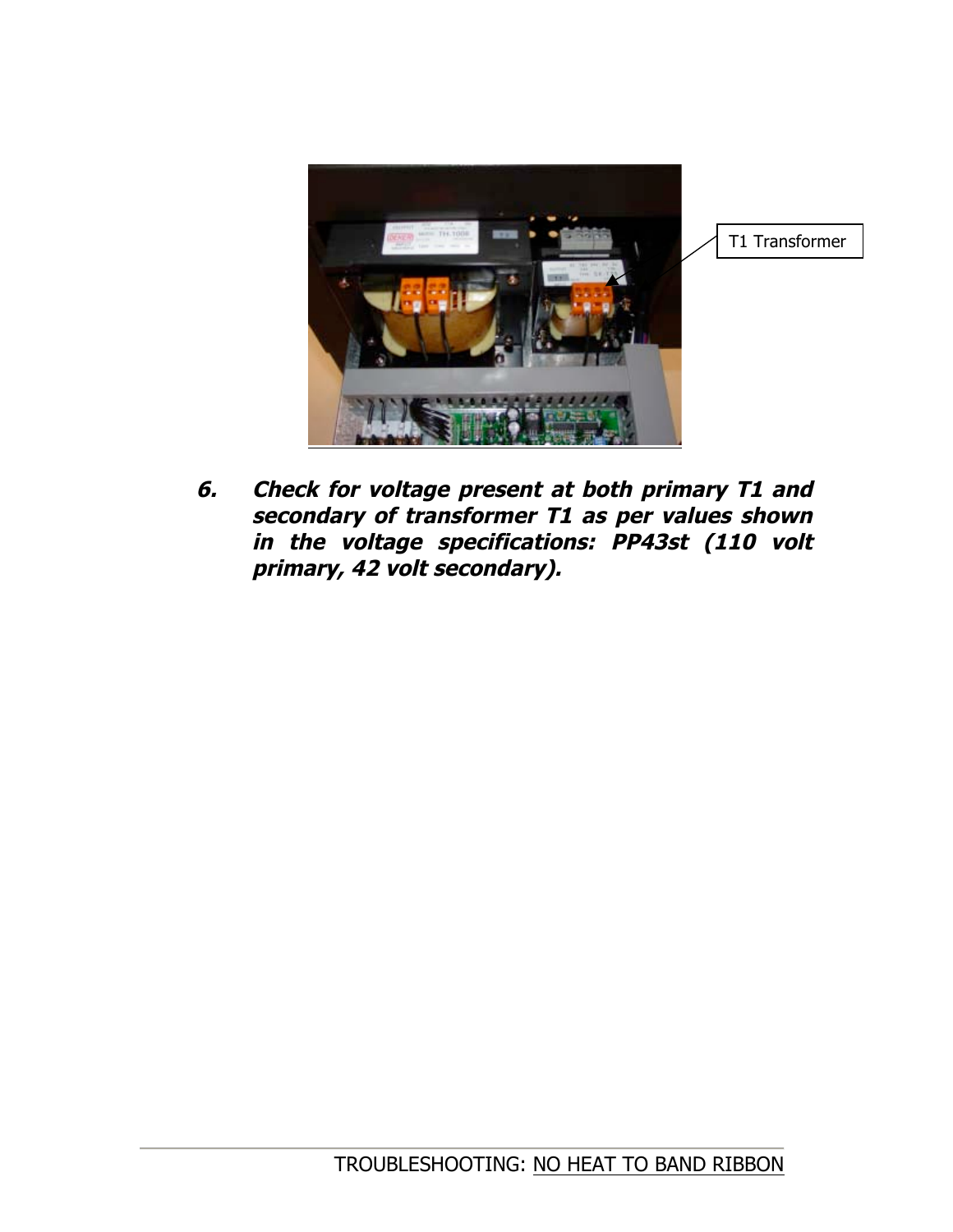T1 Transformer

***6. Check for voltage present at both primary T1 and secondary of transformer T1 as per values shown in the voltage specifications: PP43st (110 volt primary, 42 volt secondary).***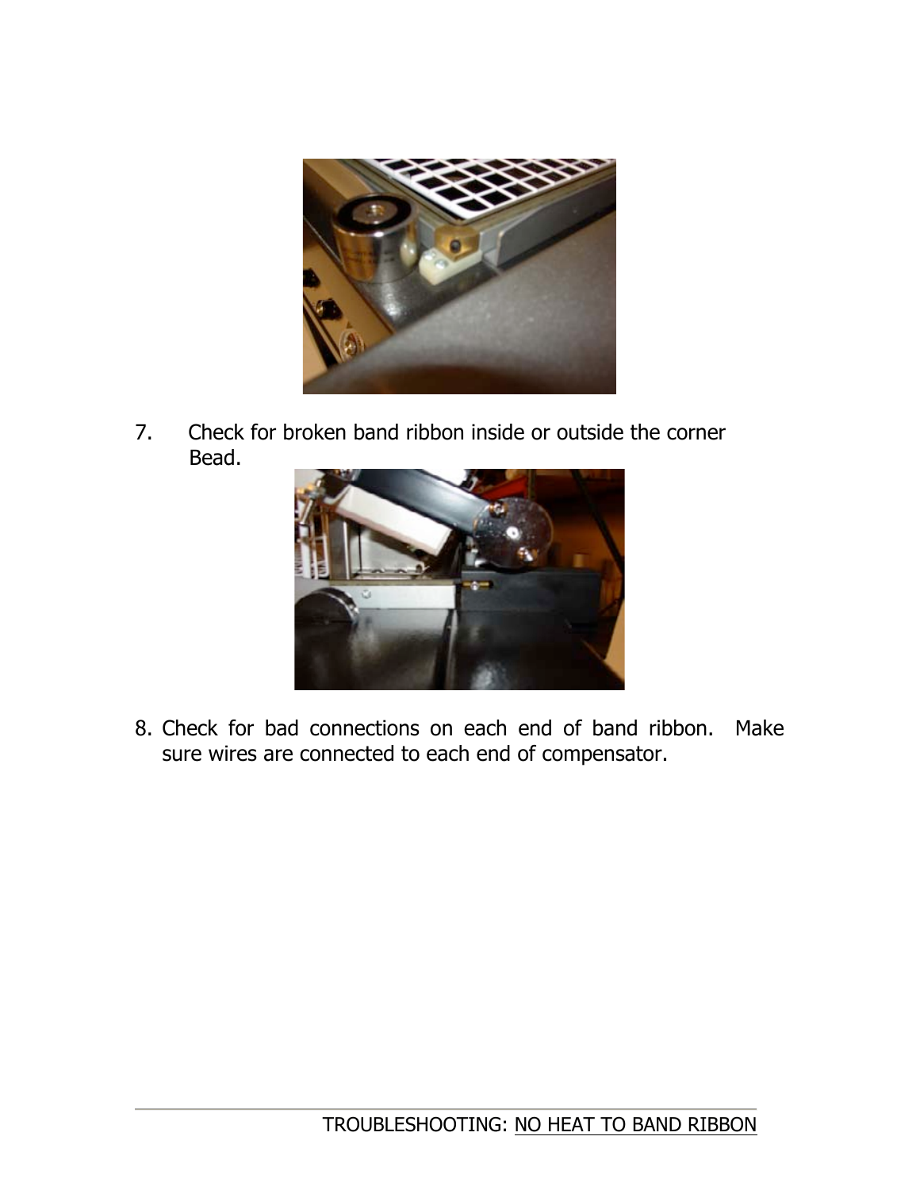7. Check for broken band ribbon inside or outside the corner Bead.

8. Check for bad connections on each end of band ribbon. Make sure wires are connected to each end of compensator.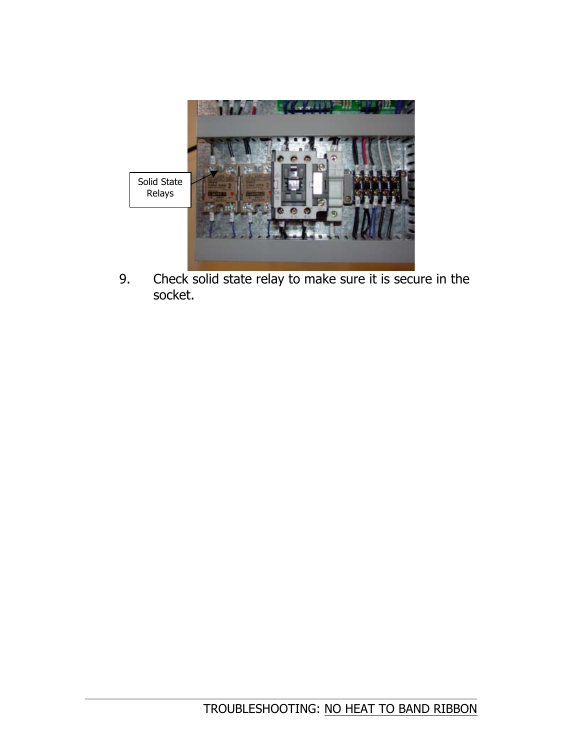Solid State Relays

9. Check solid state relay to make sure it is secure in the socket.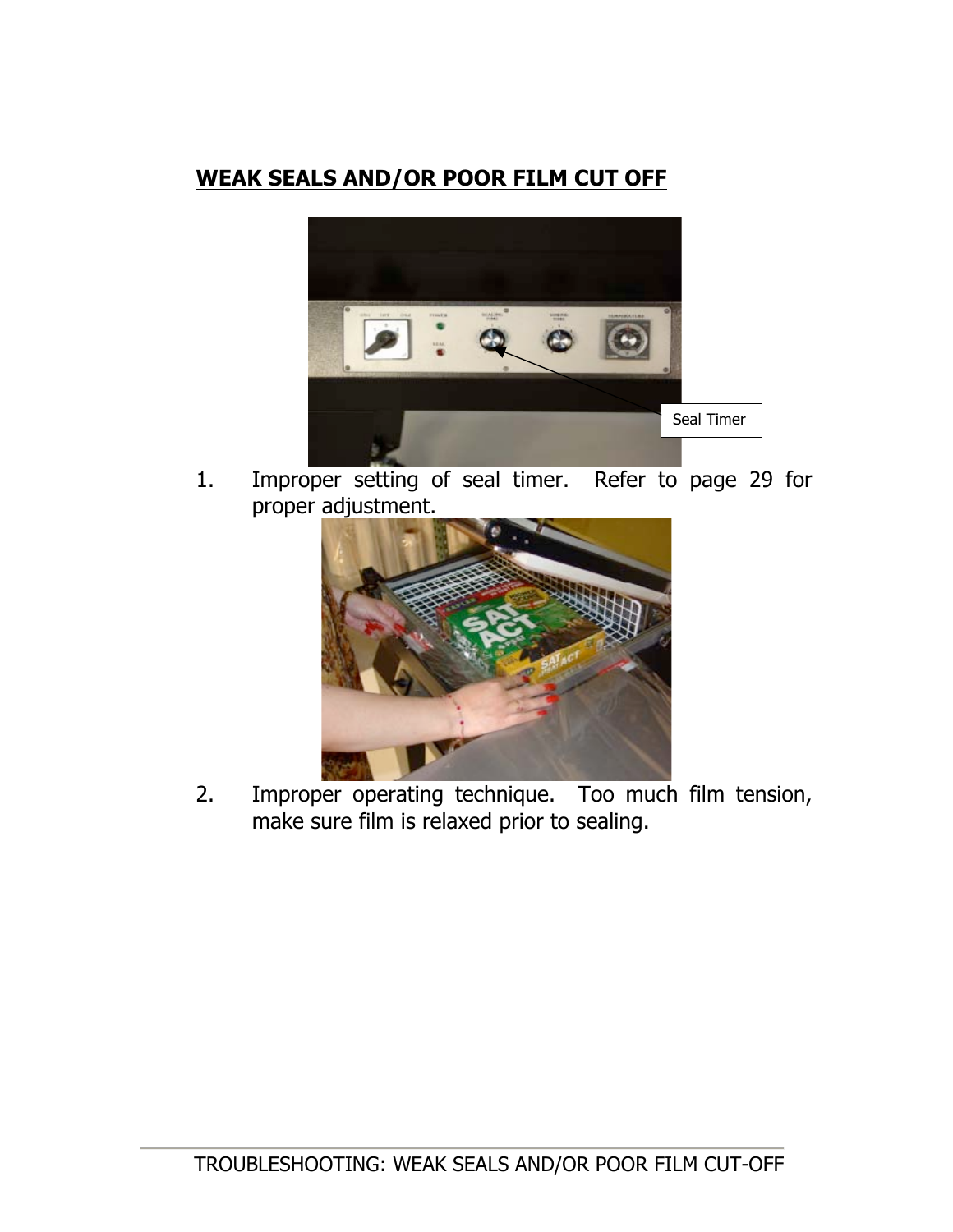## WEAK SEALS AND/OR POOR FILM CUT OFF

Seal Timer

1. Improper setting of seal timer. Refer to page 29 for proper adjustment.

2. Improper operating technique. Too much film tension, make sure film is relaxed prior to sealing.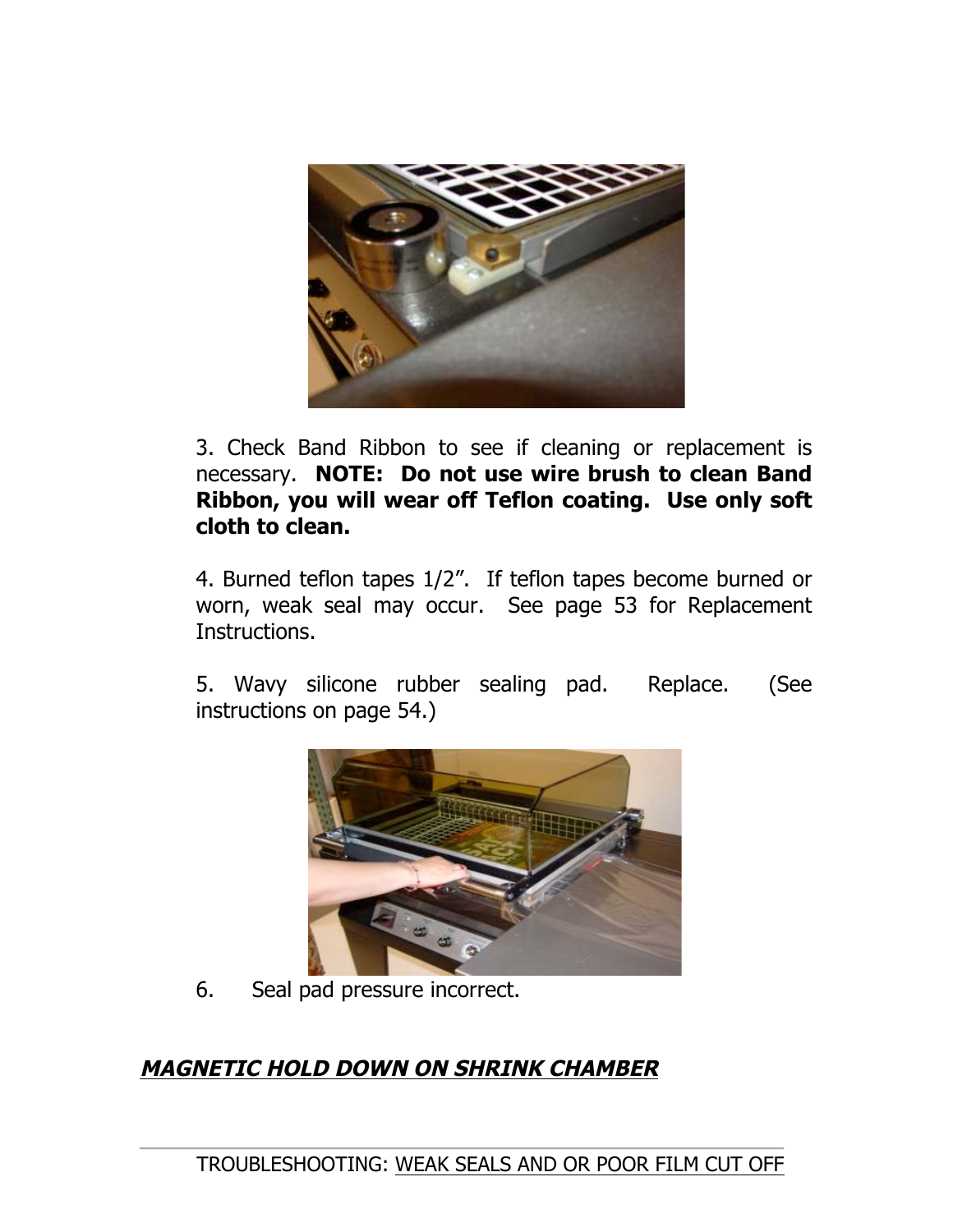3. Check Band Ribbon to see if cleaning or replacement is necessary. **NOTE: Do not use wire brush to clean Band Ribbon, you will wear off Teflon coating. Use only soft cloth to clean.**

4. Burned teflon tapes 1/2". If teflon tapes become burned or worn, weak seal may occur. See page 53 for Replacement Instructions.

5. Wavy silicone rubber sealing pad. Replace. (See instructions on page 54.)

6. Seal pad pressure incorrect.

***MAGNETIC HOLD DOWN ON SHRINK CHAMBER***

TROUBLESHOOTING: WEAK SEALS AND OR POOR FILM CUT OFF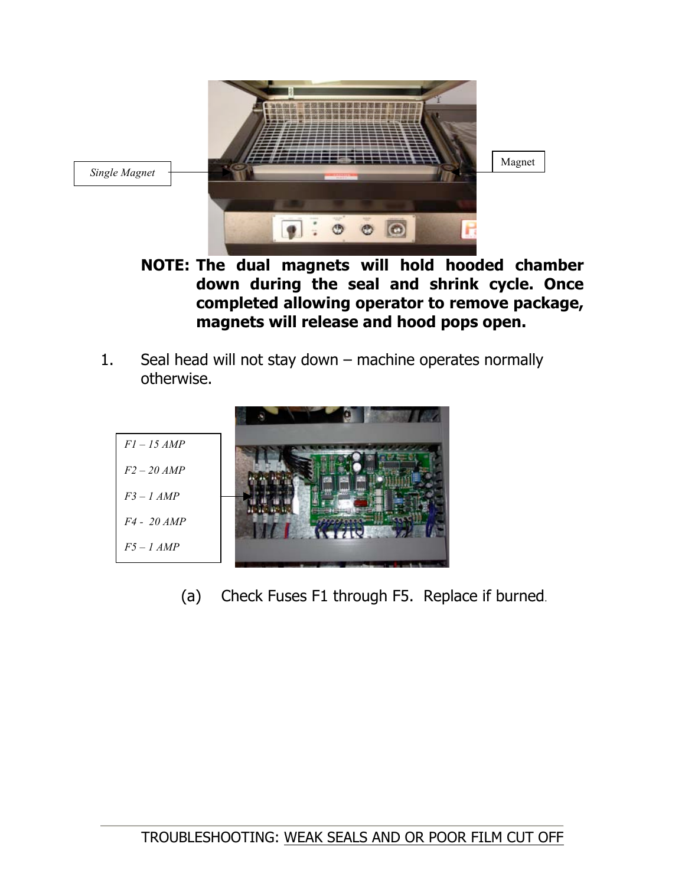Single Magnet

Magnet

**NOTE: The dual magnets will hold hooded chamber down during the seal and shrink cycle. Once completed allowing operator to remove package, magnets will release and hood pops open.**

1. Seal head will not stay down – machine operates normally otherwise.

*F1 – 15 AMP*

*F2 – 20 AMP*

*F3 – 1 AMP*

*F4 - 20 AMP*

*F5 – 1 AMP*

   (a) Check Fuses F1 through F5. Replace if burned.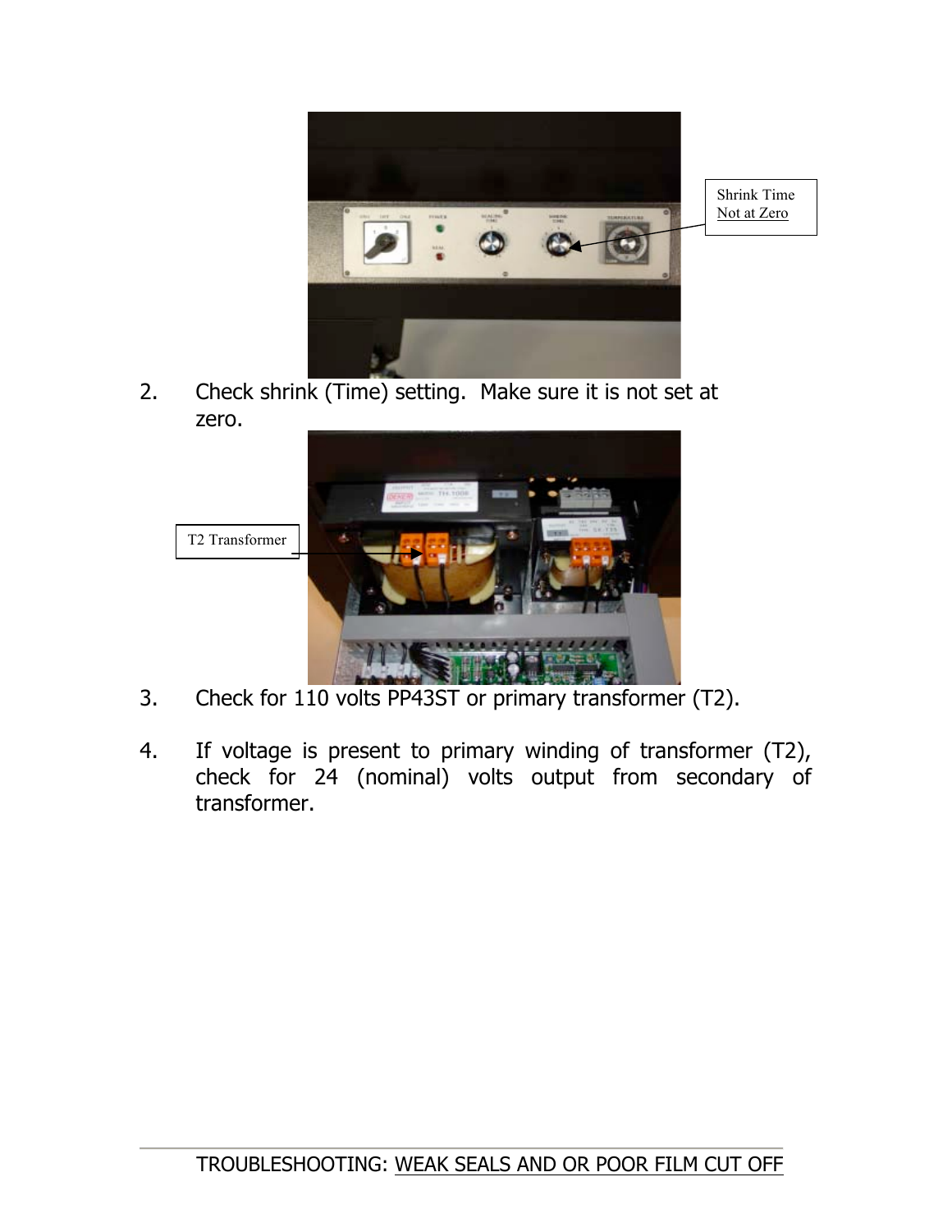Shrink Time Not at Zero

2. Check shrink (Time) setting. Make sure it is not set at zero.

T2 Transformer

3. Check for 110 volts PP43ST or primary transformer (T2).

4. If voltage is present to primary winding of transformer (T2), check for 24 (nominal) volts output from secondary of transformer.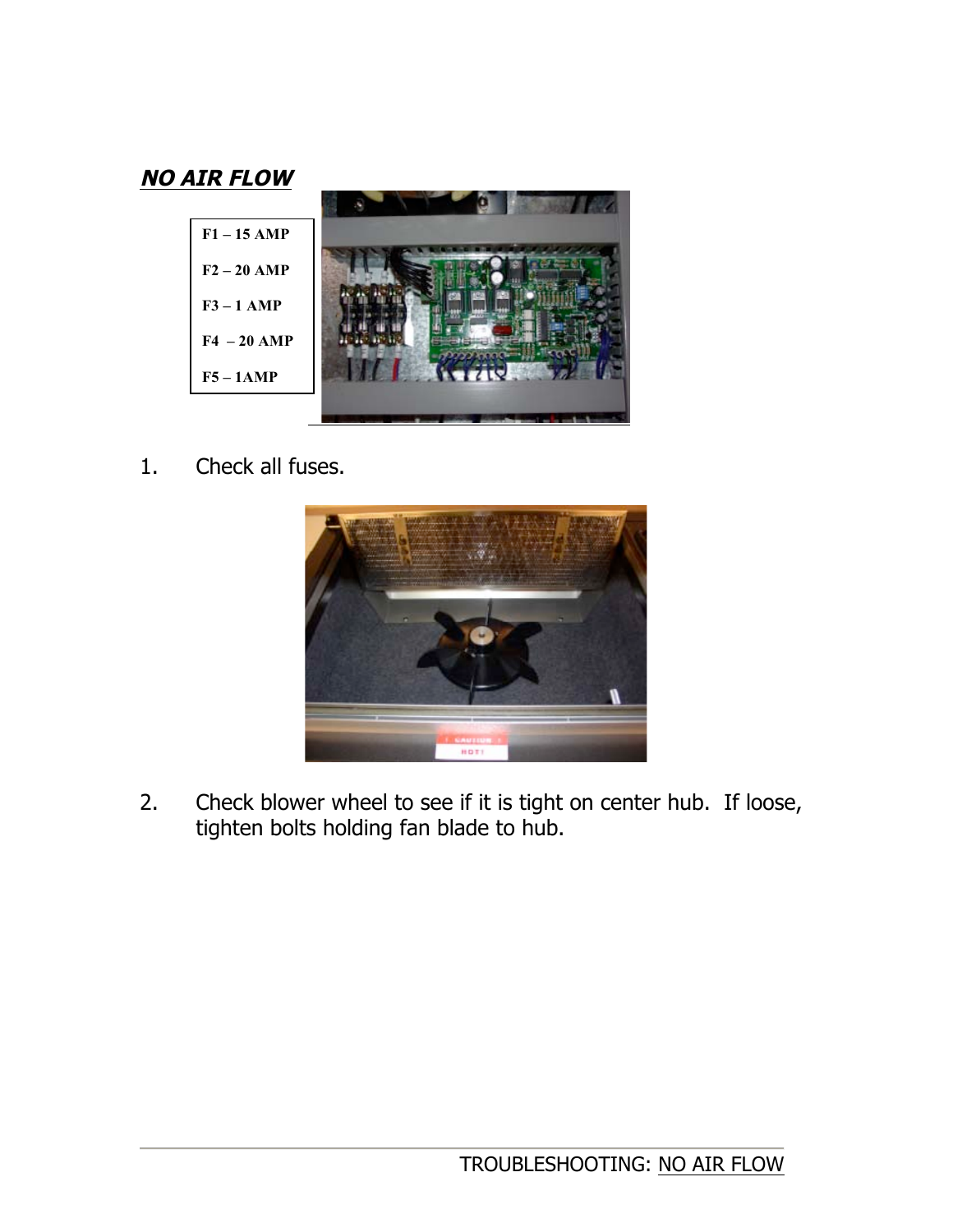***NO AIR FLOW***

F1 – 15 AMP

F2 – 20 AMP

F3 – 1 AMP

F4 – 20 AMP

F5 – 1AMP

1. Check all fuses.

2. Check blower wheel to see if it is tight on center hub. If loose, tighten bolts holding fan blade to hub.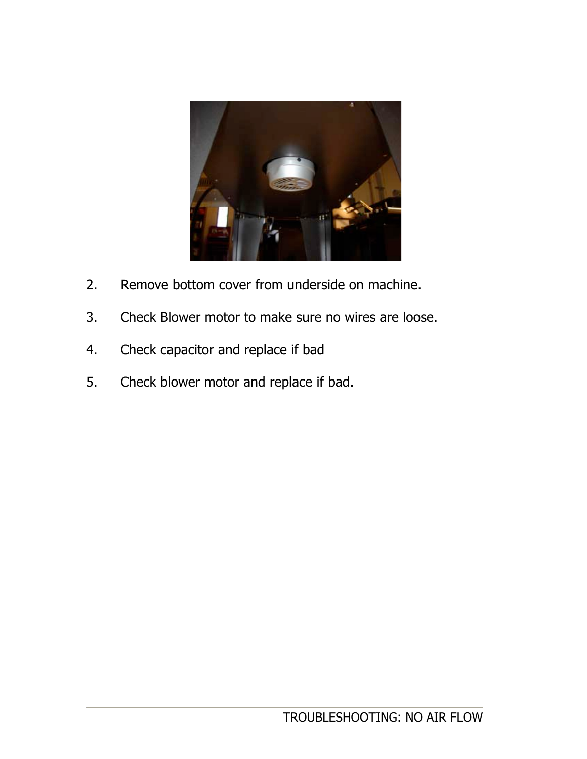2. Remove bottom cover from underside on machine.

3. Check Blower motor to make sure no wires are loose.

4. Check capacitor and replace if bad

5. Check blower motor and replace if bad.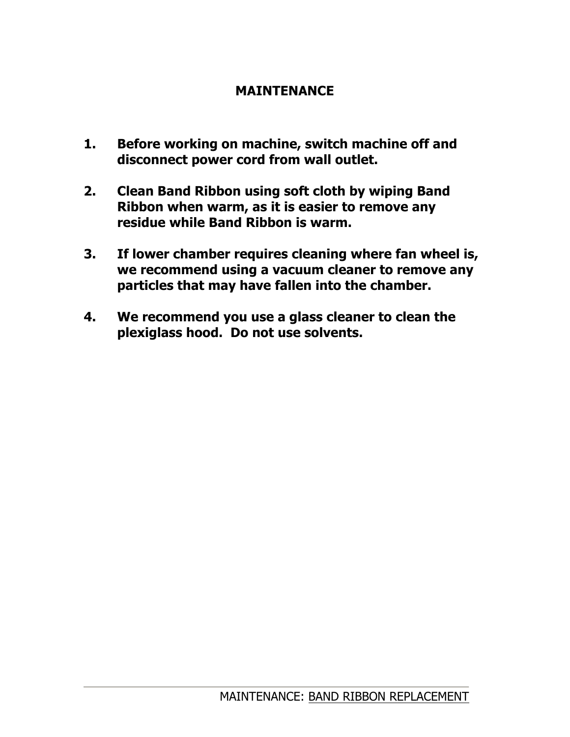# MAINTENANCE

1. **Before working on machine, switch machine off and disconnect power cord from wall outlet.**

2. **Clean Band Ribbon using soft cloth by wiping Band Ribbon when warm, as it is easier to remove any residue while Band Ribbon is warm.**

3. **If lower chamber requires cleaning where fan wheel is, we recommend using a vacuum cleaner to remove any particles that may have fallen into the chamber.**

4. **We recommend you use a glass cleaner to clean the plexiglass hood. Do not use solvents.**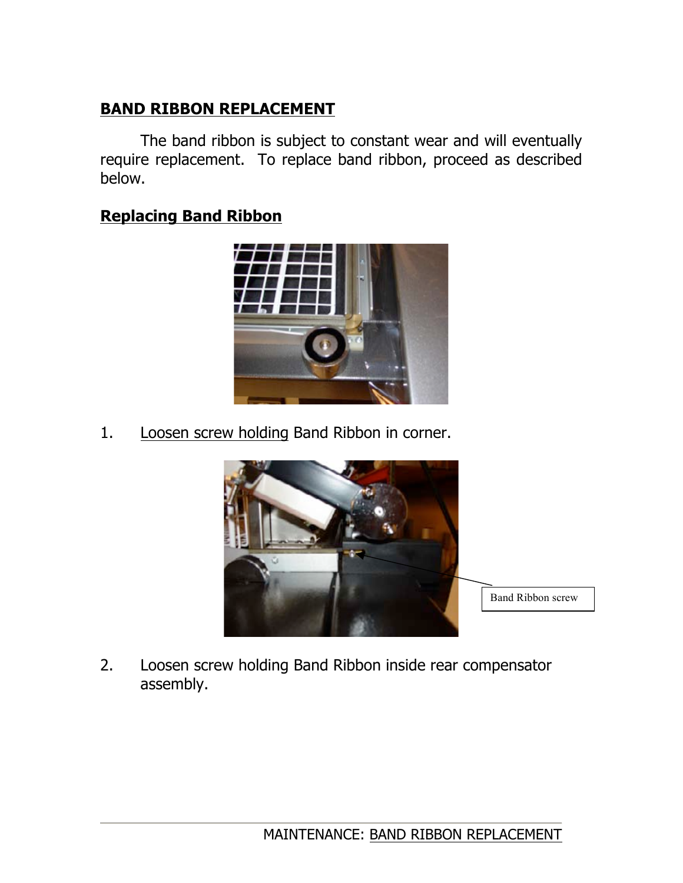## BAND RIBBON REPLACEMENT

The band ribbon is subject to constant wear and will eventually require replacement. To replace band ribbon, proceed as described below.

### Replacing Band Ribbon

1. Loosen screw holding Band Ribbon in corner.

Band Ribbon screw

2. Loosen screw holding Band Ribbon inside rear compensator assembly.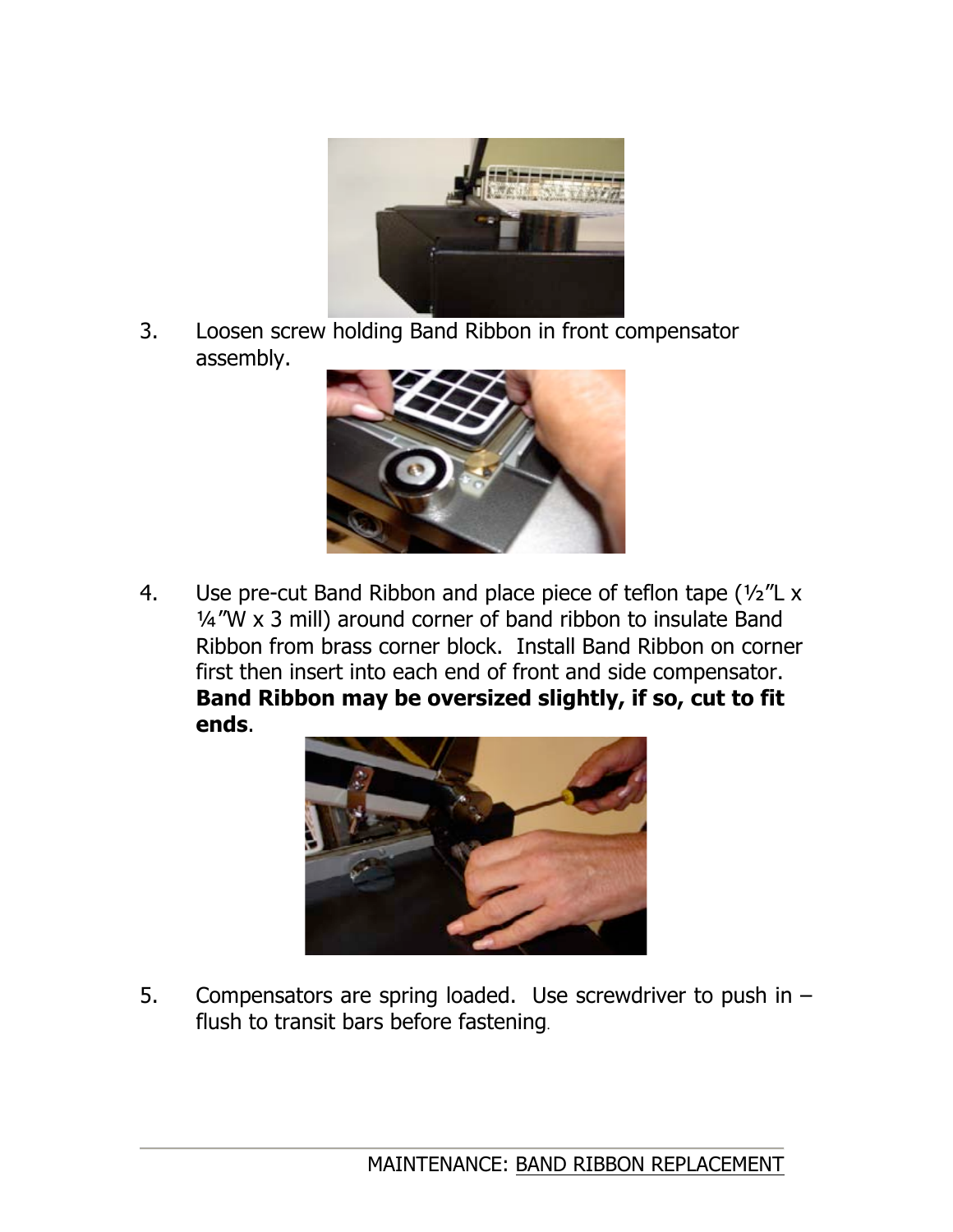3. Loosen screw holding Band Ribbon in front compensator assembly.

4. Use pre-cut Band Ribbon and place piece of teflon tape (½"L x ¼"W x 3 mill) around corner of band ribbon to insulate Band Ribbon from brass corner block. Install Band Ribbon on corner first then insert into each end of front and side compensator. **Band Ribbon may be oversized slightly, if so, cut to fit ends**.

5. Compensators are spring loaded. Use screwdriver to push in – flush to transit bars before fastening.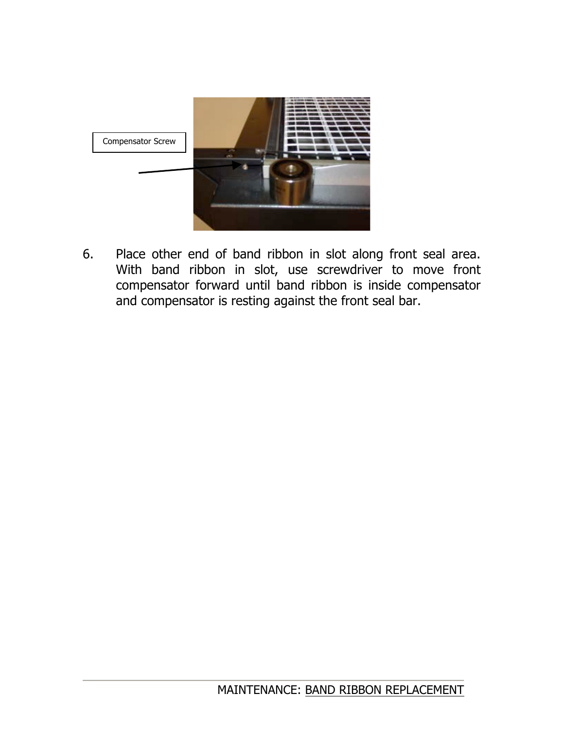Compensator Screw

6. Place other end of band ribbon in slot along front seal area. With band ribbon in slot, use screwdriver to move front compensator forward until band ribbon is inside compensator and compensator is resting against the front seal bar.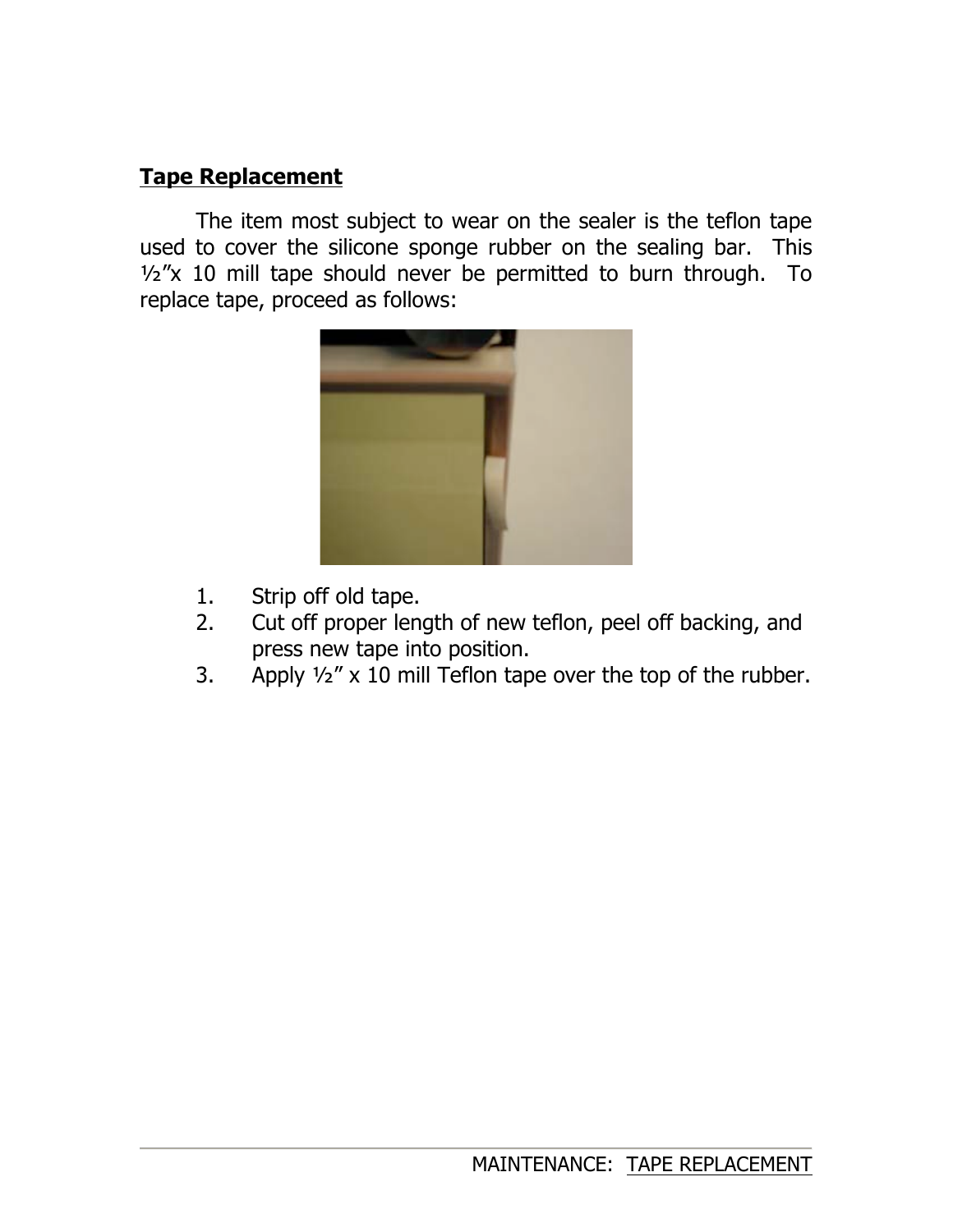## Tape Replacement

The item most subject to wear on the sealer is the teflon tape used to cover the silicone sponge rubber on the sealing bar. This ½"x 10 mill tape should never be permitted to burn through. To replace tape, proceed as follows:

1. Strip off old tape.
2. Cut off proper length of new teflon, peel off backing, and press new tape into position.
3. Apply ½" x 10 mill Teflon tape over the top of the rubber.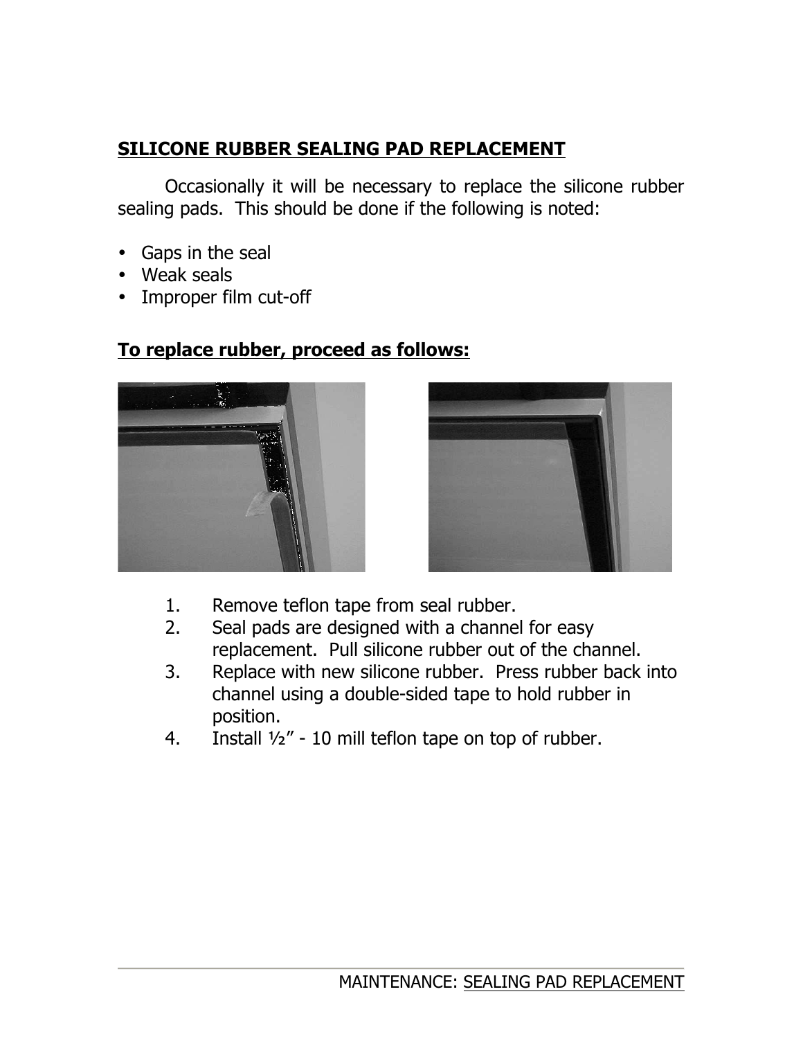## SILICONE RUBBER SEALING PAD REPLACEMENT

Occasionally it will be necessary to replace the silicone rubber sealing pads. This should be done if the following is noted:

- Gaps in the seal
- Weak seals
- Improper film cut-off

## To replace rubber, proceed as follows:

1. Remove teflon tape from seal rubber.
2. Seal pads are designed with a channel for easy replacement. Pull silicone rubber out of the channel.
3. Replace with new silicone rubber. Press rubber back into channel using a double-sided tape to hold rubber in position.
4. Install ½" - 10 mill teflon tape on top of rubber.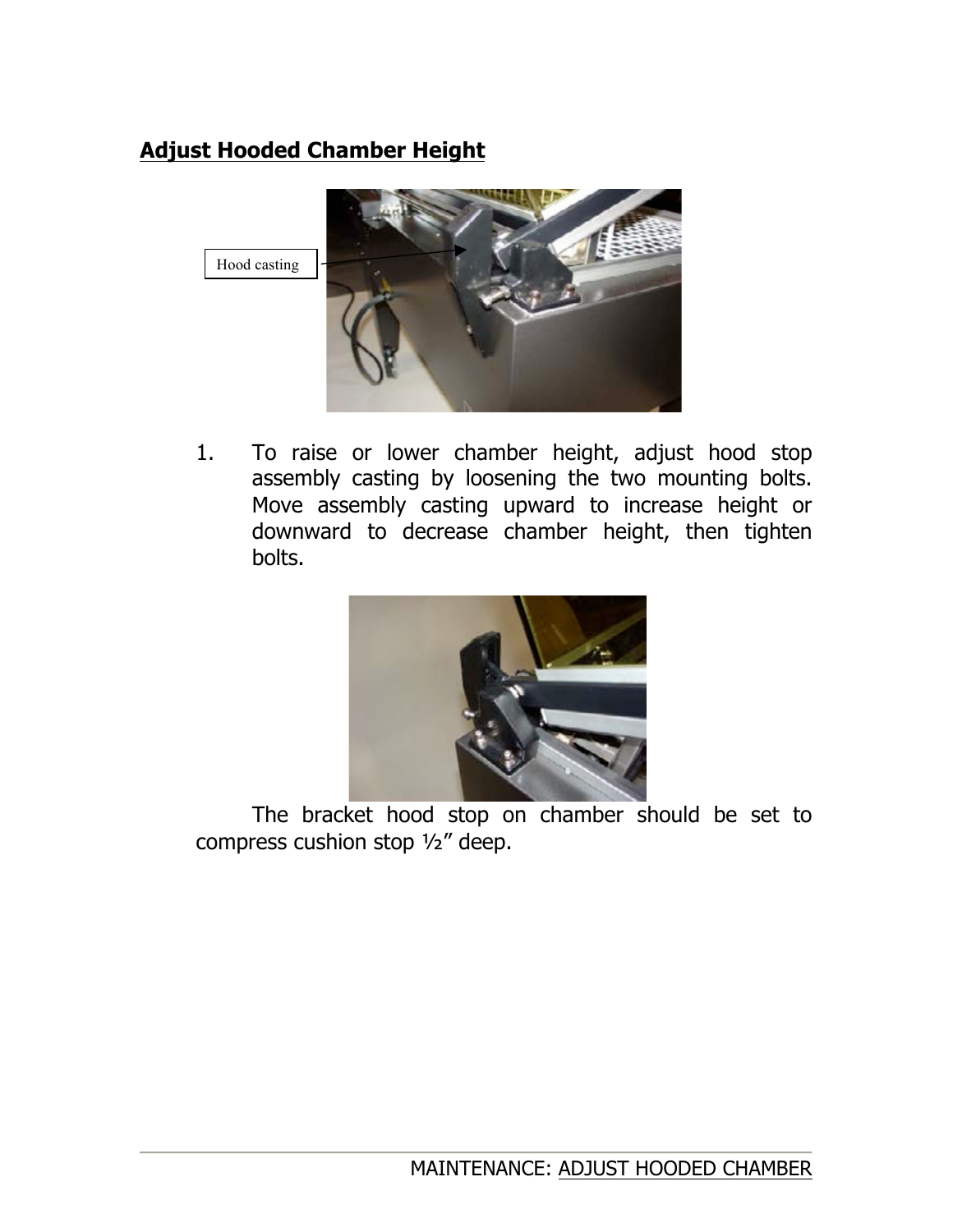## Adjust Hooded Chamber Height

Hood casting

1. To raise or lower chamber height, adjust hood stop assembly casting by loosening the two mounting bolts. Move assembly casting upward to increase height or downward to decrease chamber height, then tighten bolts.

The bracket hood stop on chamber should be set to compress cushion stop ½" deep.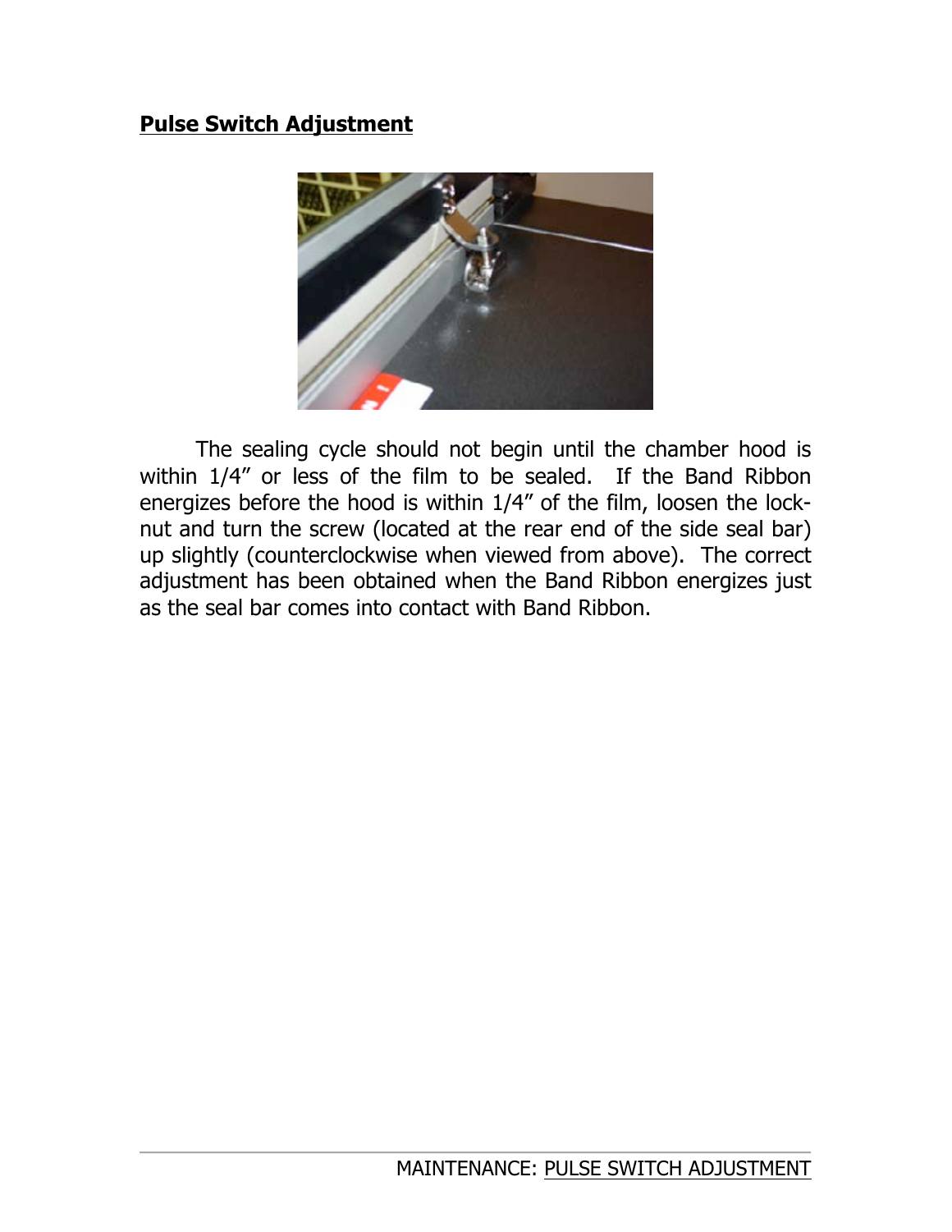## Pulse Switch Adjustment

The sealing cycle should not begin until the chamber hood is within 1/4" or less of the film to be sealed. If the Band Ribbon energizes before the hood is within 1/4" of the film, loosen the lock-nut and turn the screw (located at the rear end of the side seal bar) up slightly (counterclockwise when viewed from above). The correct adjustment has been obtained when the Band Ribbon energizes just as the seal bar comes into contact with Band Ribbon.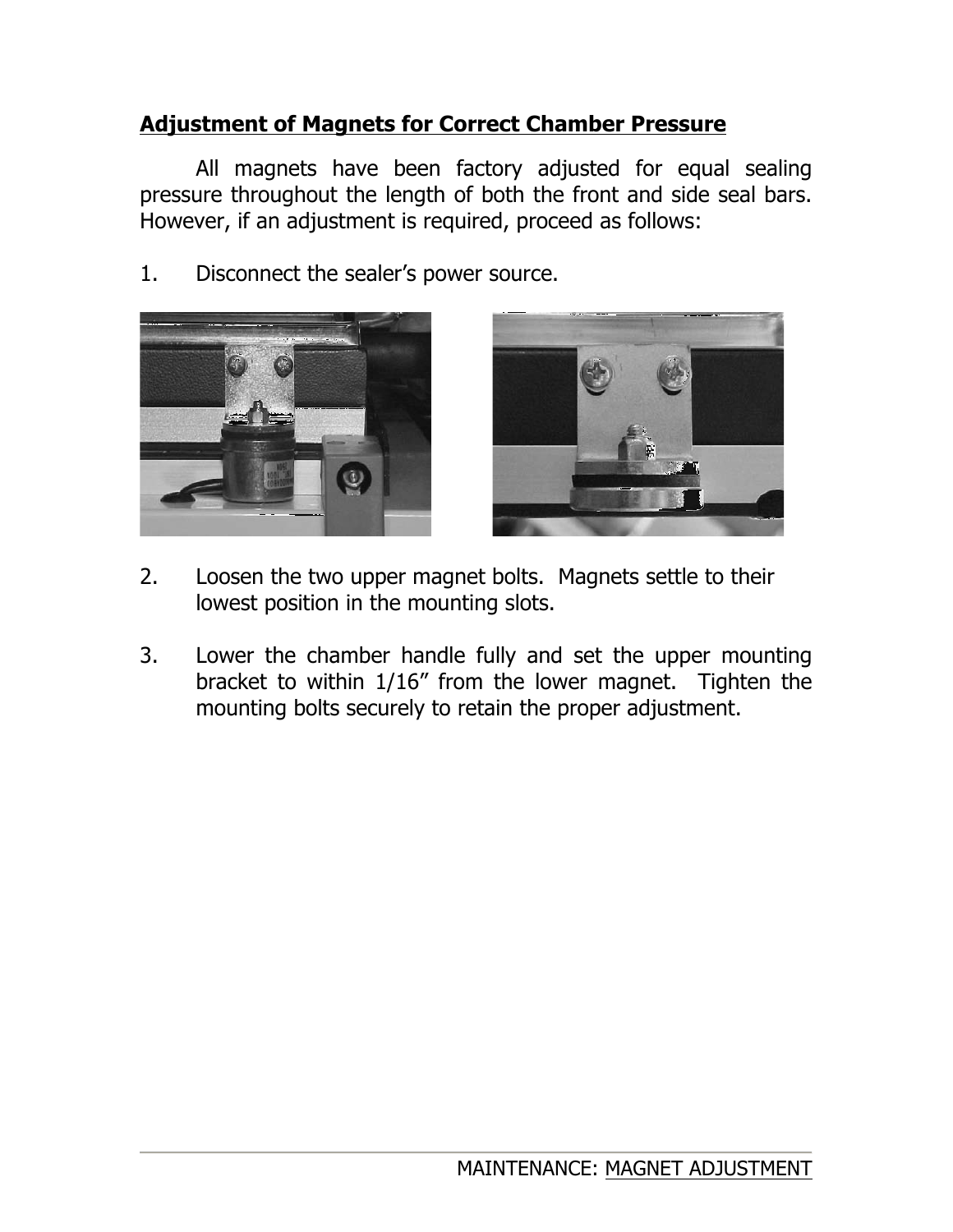## Adjustment of Magnets for Correct Chamber Pressure

All magnets have been factory adjusted for equal sealing pressure throughout the length of both the front and side seal bars. However, if an adjustment is required, proceed as follows:

1. Disconnect the sealer's power source.

2. Loosen the two upper magnet bolts. Magnets settle to their lowest position in the mounting slots.

3. Lower the chamber handle fully and set the upper mounting bracket to within 1/16" from the lower magnet. Tighten the mounting bolts securely to retain the proper adjustment.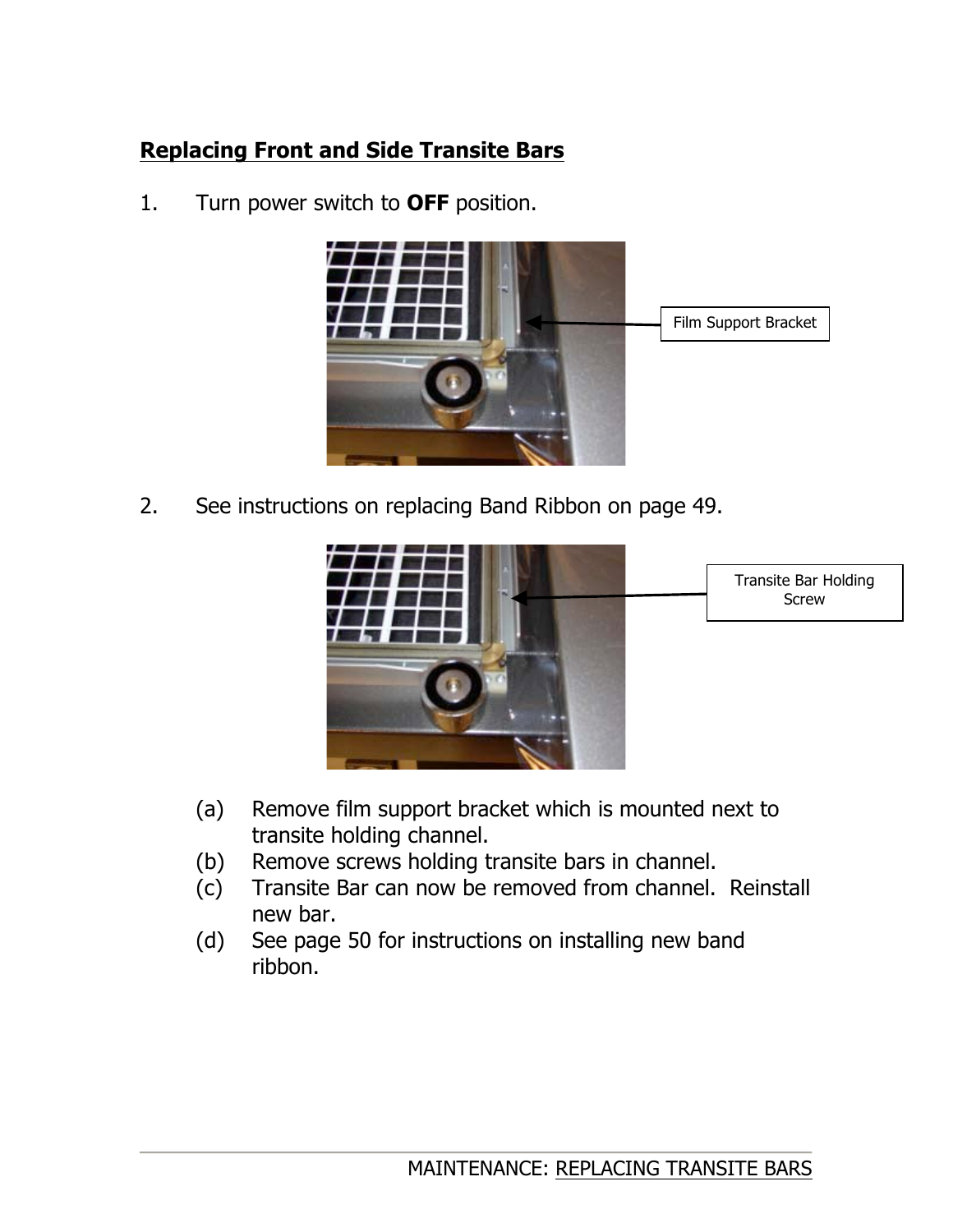## Replacing Front and Side Transite Bars

1. Turn power switch to **OFF** position.

Film Support Bracket

2. See instructions on replacing Band Ribbon on page 49.

Transite Bar Holding Screw

   (a) Remove film support bracket which is mounted next to transite holding channel.
   (b) Remove screws holding transite bars in channel.
   (c) Transite Bar can now be removed from channel. Reinstall new bar.
   (d) See page 50 for instructions on installing new band ribbon.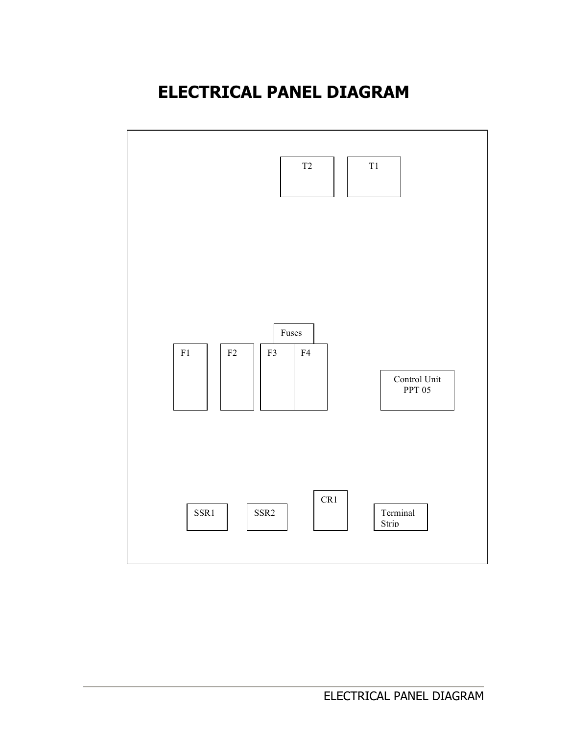# ELECTRICAL PANEL DIAGRAM

T2

T1

Fuses

F1

F2

F3

F4

Control Unit
PPT 05

CR1

SSR1

SSR2

Terminal
Strip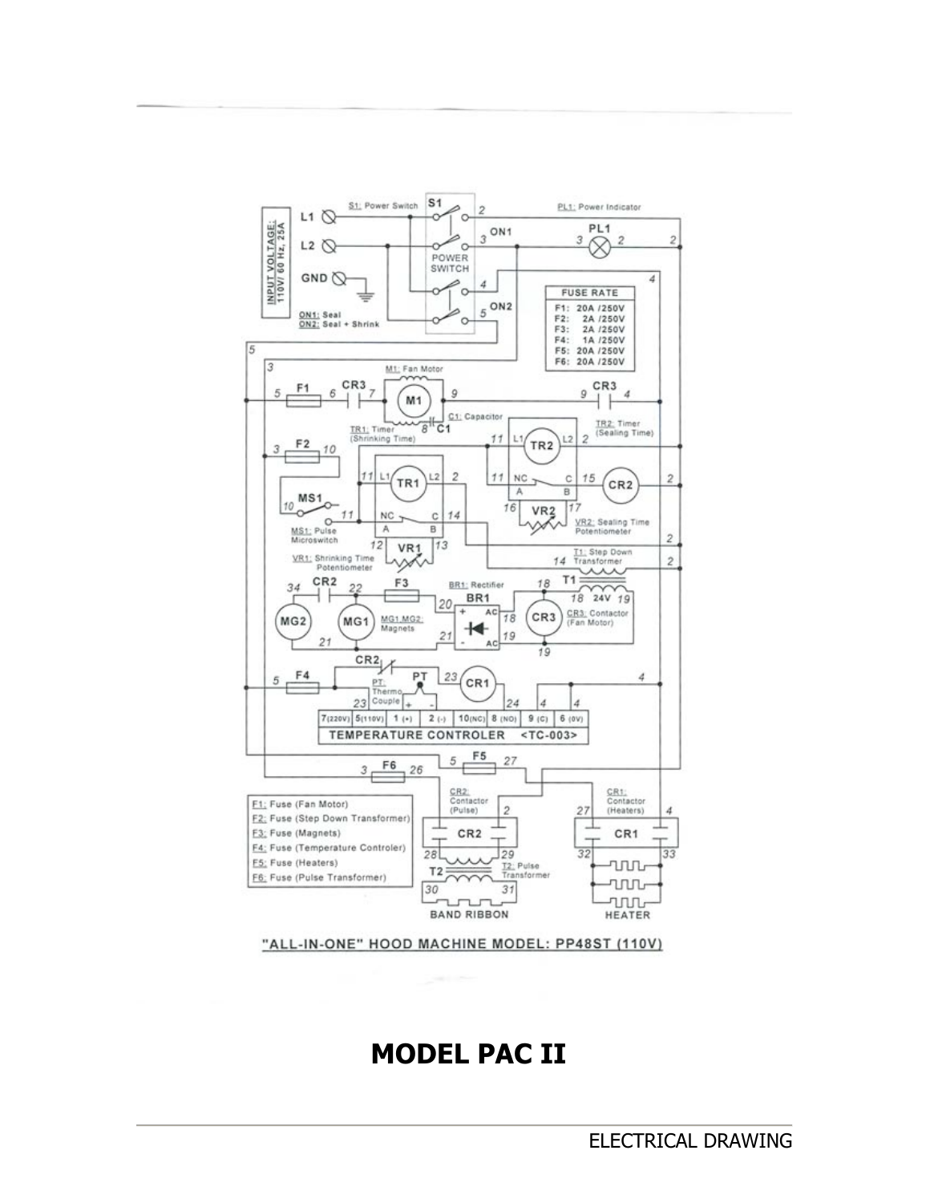**INPUT VOLTAGE: 110V/ 60 Hz, 25A**

ON1: Seal
ON2: Seal + Shrink

| FUSE RATE | |
|---|---|
| F1: | 20A /250V |
| F2: | 2A /250V |
| F3: | 2A /250V |
| F4: | 1A /250V |
| F5: | 20A /250V |
| F6: | 20A /250V |

- S1: Power Switch
- PL1: Power Indicator
- M1: Fan Motor
- C1: Capacitor
- TR1: Timer (Shrinking Time)
- TR2: Timer (Sealing Time)
- MS1: Pulse Microswitch
- VR1: Shrinking Time Potentiometer
- VR2: Sealing Time Potentiometer
- T1: Step Down Transformer
- BR1: Rectifier
- MG1, MG2: Magnets
- CR3: Contactor (Fan Motor)
- PT: Thermo Couple
- TEMPERATURE CONTROLER <TC-003>
- CR2: Contactor (Pulse)
- CR1: Contactor (Heaters)
- T2: Pulse Transformer
- BAND RIBBON
- HEATER

- F1: Fuse (Fan Motor)
- F2: Fuse (Step Down Transformer)
- F3: Fuse (Magnets)
- F4: Fuse (Temperature Controler)
- F5: Fuse (Heaters)
- F6: Fuse (Pulse Transformer)

"ALL-IN-ONE" HOOD MACHINE MODEL: PP48ST (110V)

# MODEL PAC II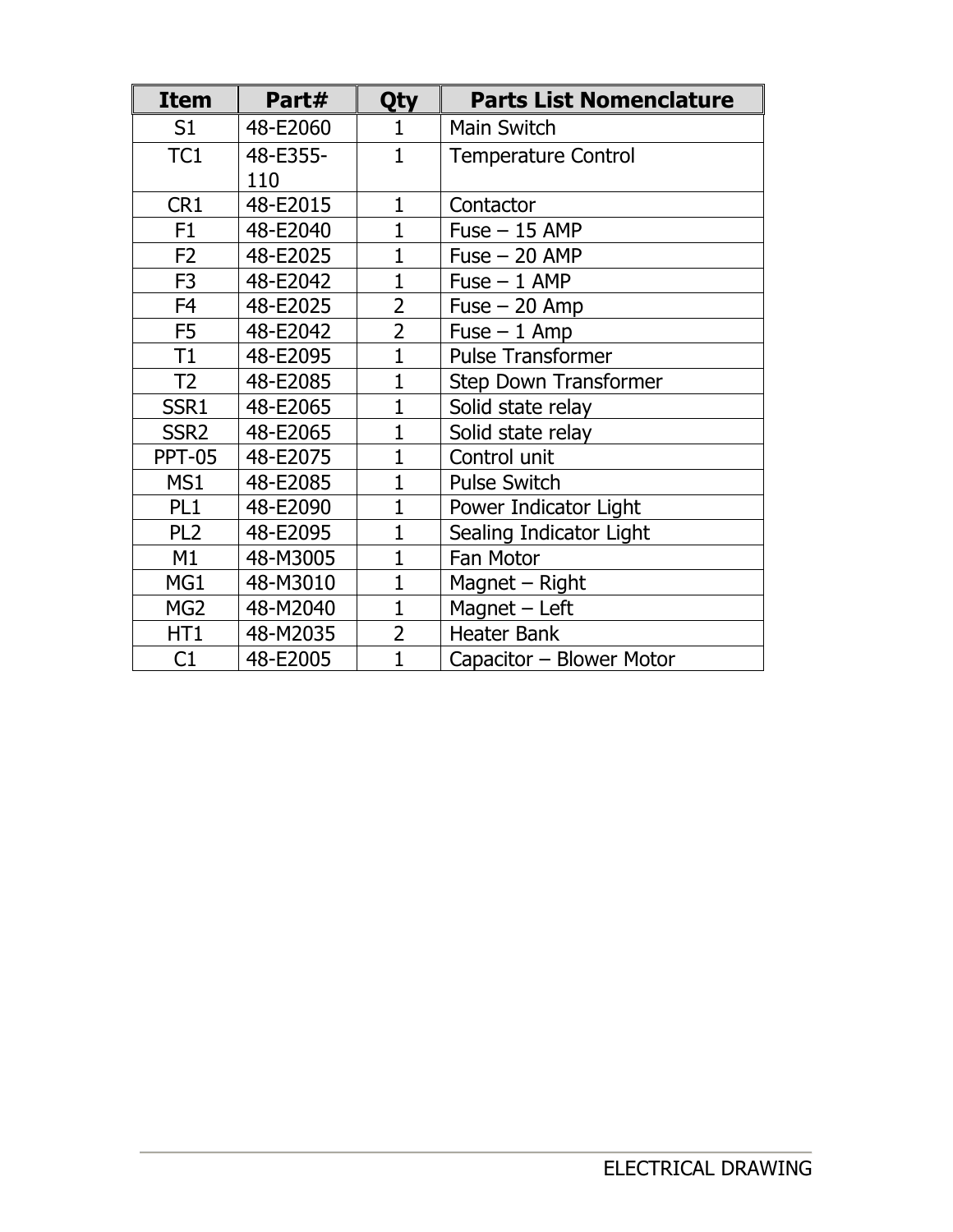| Item | Part# | Qty | Parts List Nomenclature |
| --- | --- | --- | --- |
| S1 | 48-E2060 | 1 | Main Switch |
| TC1 | 48-E355-110 | 1 | Temperature Control |
| CR1 | 48-E2015 | 1 | Contactor |
| F1 | 48-E2040 | 1 | Fuse – 15 AMP |
| F2 | 48-E2025 | 1 | Fuse – 20 AMP |
| F3 | 48-E2042 | 1 | Fuse – 1 AMP |
| F4 | 48-E2025 | 2 | Fuse – 20 Amp |
| F5 | 48-E2042 | 2 | Fuse – 1 Amp |
| T1 | 48-E2095 | 1 | Pulse Transformer |
| T2 | 48-E2085 | 1 | Step Down Transformer |
| SSR1 | 48-E2065 | 1 | Solid state relay |
| SSR2 | 48-E2065 | 1 | Solid state relay |
| PPT-05 | 48-E2075 | 1 | Control unit |
| MS1 | 48-E2085 | 1 | Pulse Switch |
| PL1 | 48-E2090 | 1 | Power Indicator Light |
| PL2 | 48-E2095 | 1 | Sealing Indicator Light |
| M1 | 48-M3005 | 1 | Fan Motor |
| MG1 | 48-M3010 | 1 | Magnet – Right |
| MG2 | 48-M2040 | 1 | Magnet – Left |
| HT1 | 48-M2035 | 2 | Heater Bank |
| C1 | 48-E2005 | 1 | Capacitor – Blower Motor |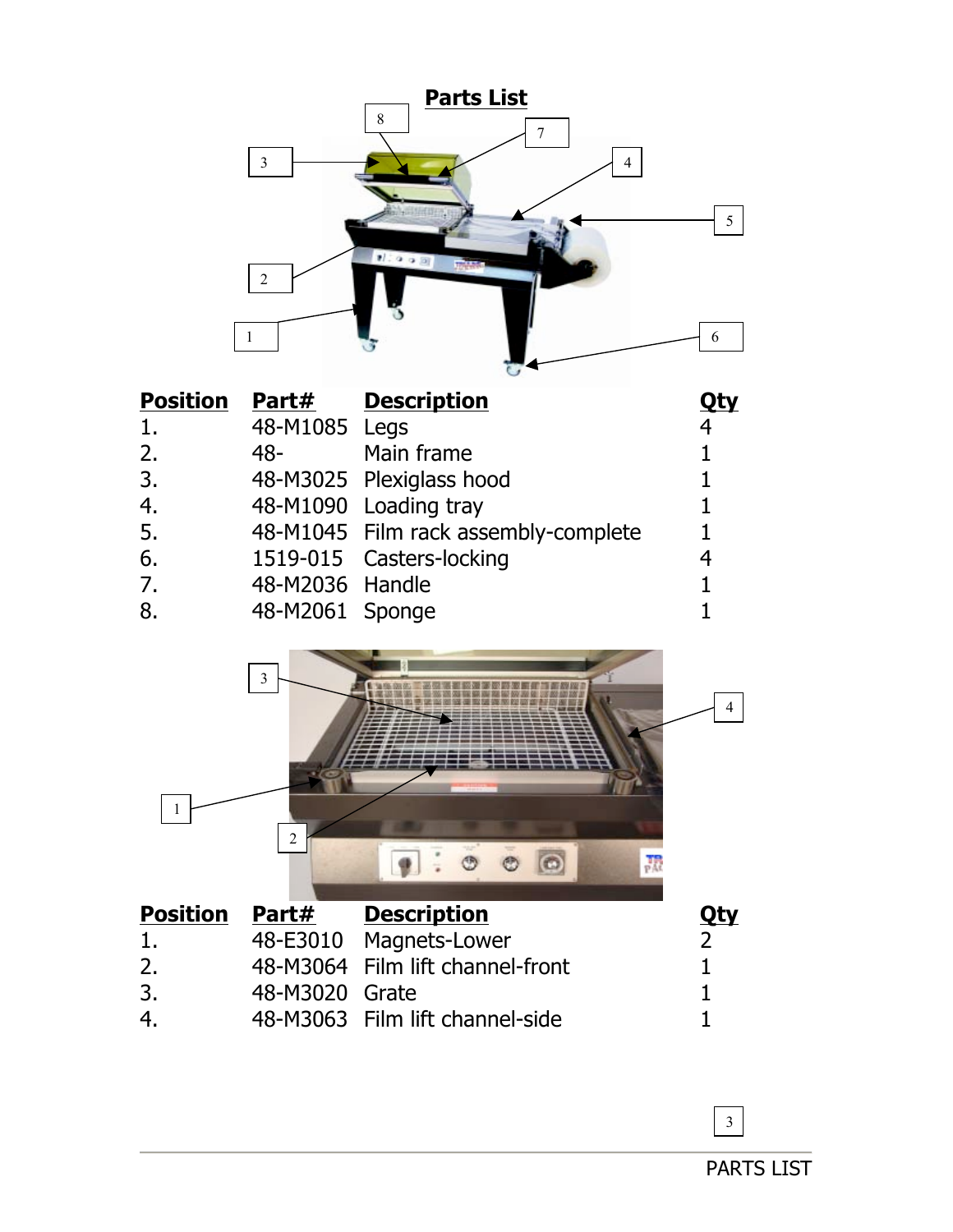## Parts List

| Position | Part# | Description | Qty |
|---|---|---|---|
| 1. | 48-M1085 | Legs | 4 |
| 2. | 48- | Main frame | 1 |
| 3. | 48-M3025 | Plexiglass hood | 1 |
| 4. | 48-M1090 | Loading tray | 1 |
| 5. | 48-M1045 | Film rack assembly-complete | 1 |
| 6. | 1519-015 | Casters-locking | 4 |
| 7. | 48-M2036 | Handle | 1 |
| 8. | 48-M2061 | Sponge | 1 |

| Position | Part# | Description | Qty |
|---|---|---|---|
| 1. | 48-E3010 | Magnets-Lower | 2 |
| 2. | 48-M3064 | Film lift channel-front | 1 |
| 3. | 48-M3020 | Grate | 1 |
| 4. | 48-M3063 | Film lift channel-side | 1 |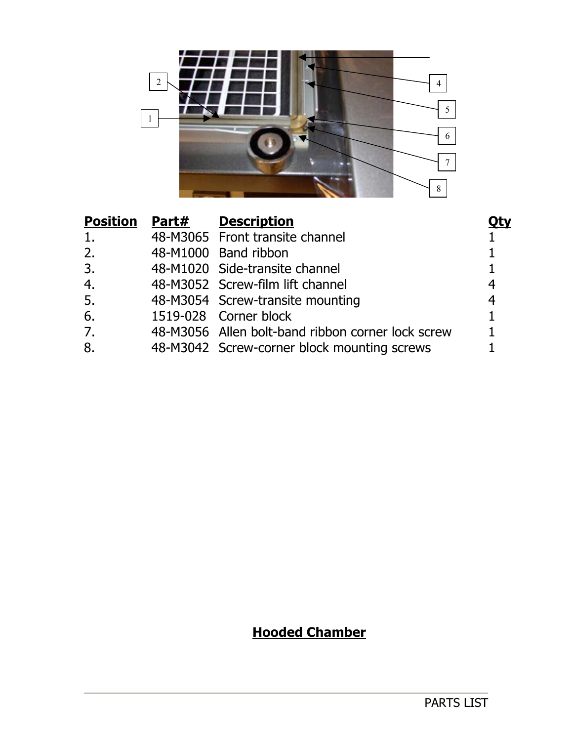| Position | Part# | Description | Qty |
|---|---|---|---|
| 1. | 48-M3065 | Front transite channel | 1 |
| 2. | 48-M1000 | Band ribbon | 1 |
| 3. | 48-M1020 | Side-transite channel | 1 |
| 4. | 48-M3052 | Screw-film lift channel | 4 |
| 5. | 48-M3054 | Screw-transite mounting | 4 |
| 6. | 1519-028 | Corner block | 1 |
| 7. | 48-M3056 | Allen bolt-band ribbon corner lock screw | 1 |
| 8. | 48-M3042 | Screw-corner block mounting screws | 1 |

## Hooded Chamber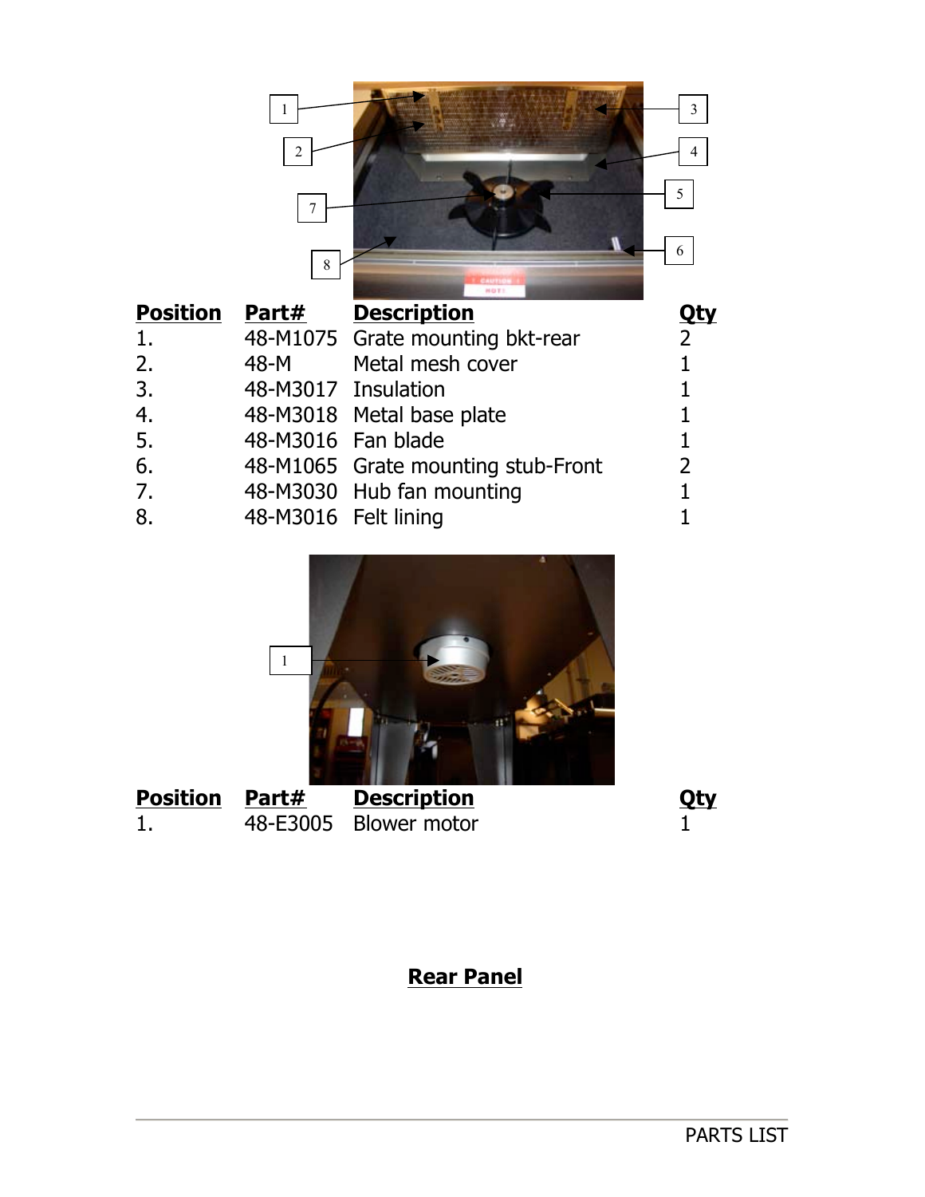| Position | Part# | Description | Qty |
|---|---|---|---|
| 1. | 48-M1075 | Grate mounting bkt-rear | 2 |
| 2. | 48-M | Metal mesh cover | 1 |
| 3. | 48-M3017 | Insulation | 1 |
| 4. | 48-M3018 | Metal base plate | 1 |
| 5. | 48-M3016 | Fan blade | 1 |
| 6. | 48-M1065 | Grate mounting stub-Front | 2 |
| 7. | 48-M3030 | Hub fan mounting | 1 |
| 8. | 48-M3016 | Felt lining | 1 |

| Position | Part# | Description | Qty |
|---|---|---|---|
| 1. | 48-E3005 | Blower motor | 1 |

**Rear Panel**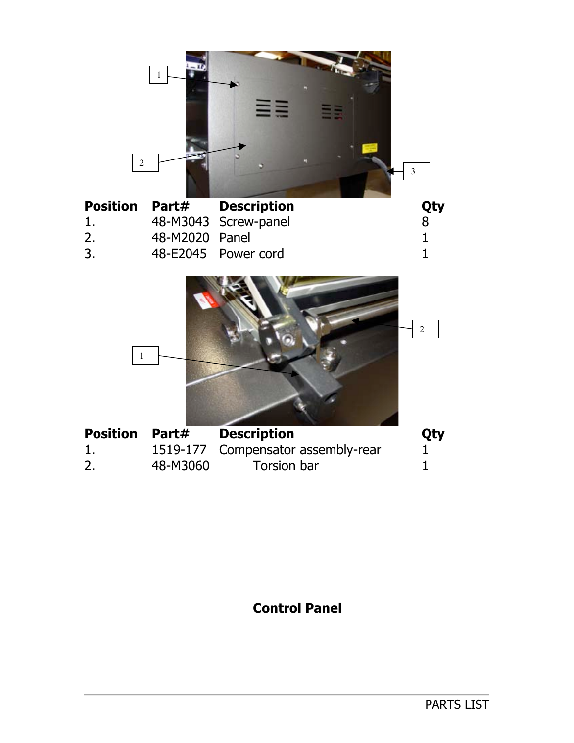| Position | Part# | Description | Qty |
| --- | --- | --- | --- |
| 1. | 48-M3043 | Screw-panel | 8 |
| 2. | 48-M2020 | Panel | 1 |
| 3. | 48-E2045 | Power cord | 1 |

| Position | Part# | Description | Qty |
| --- | --- | --- | --- |
| 1. | 1519-177 | Compensator assembly-rear | 1 |
| 2. | 48-M3060 | Torsion bar | 1 |

## Control Panel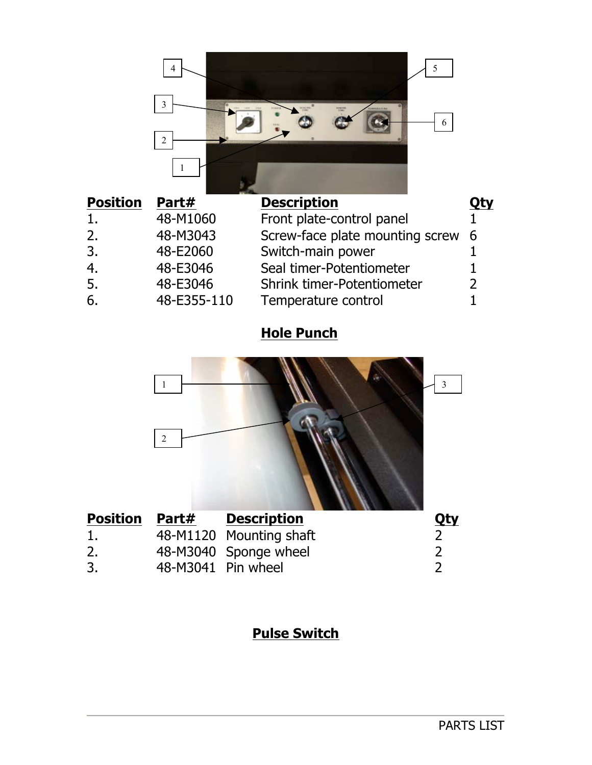| Position | Part# | Description | Qty |
|---|---|---|---|
| 1. | 48-M1060 | Front plate-control panel | 1 |
| 2. | 48-M3043 | Screw-face plate mounting screw | 6 |
| 3. | 48-E2060 | Switch-main power | 1 |
| 4. | 48-E3046 | Seal timer-Potentiometer | 1 |
| 5. | 48-E3046 | Shrink timer-Potentiometer | 2 |
| 6. | 48-E355-110 | Temperature control | 1 |

## Hole Punch

| Position | Part# | Description | Qty |
|---|---|---|---|
| 1. | 48-M1120 | Mounting shaft | 2 |
| 2. | 48-M3040 | Sponge wheel | 2 |
| 3. | 48-M3041 | Pin wheel | 2 |

## Pulse Switch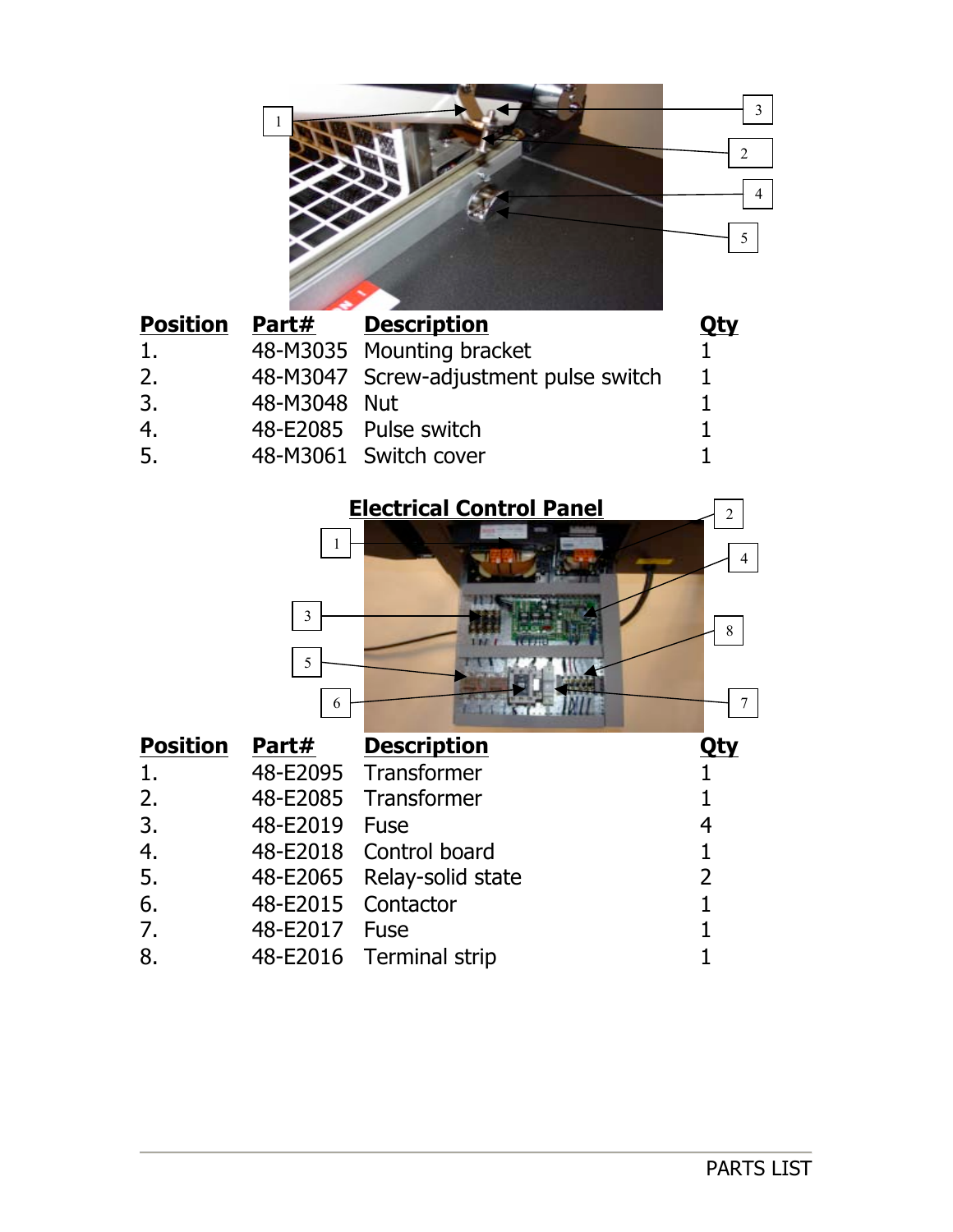| Position | Part# | Description | Qty |
|---|---|---|---|
| 1. | 48-M3035 | Mounting bracket | 1 |
| 2. | 48-M3047 | Screw-adjustment pulse switch | 1 |
| 3. | 48-M3048 | Nut | 1 |
| 4. | 48-E2085 | Pulse switch | 1 |
| 5. | 48-M3061 | Switch cover | 1 |

## Electrical Control Panel

| Position | Part# | Description | Qty |
|---|---|---|---|
| 1. | 48-E2095 | Transformer | 1 |
| 2. | 48-E2085 | Transformer | 1 |
| 3. | 48-E2019 | Fuse | 4 |
| 4. | 48-E2018 | Control board | 1 |
| 5. | 48-E2065 | Relay-solid state | 2 |
| 6. | 48-E2015 | Contactor | 1 |
| 7. | 48-E2017 | Fuse | 1 |
| 8. | 48-E2016 | Terminal strip | 1 |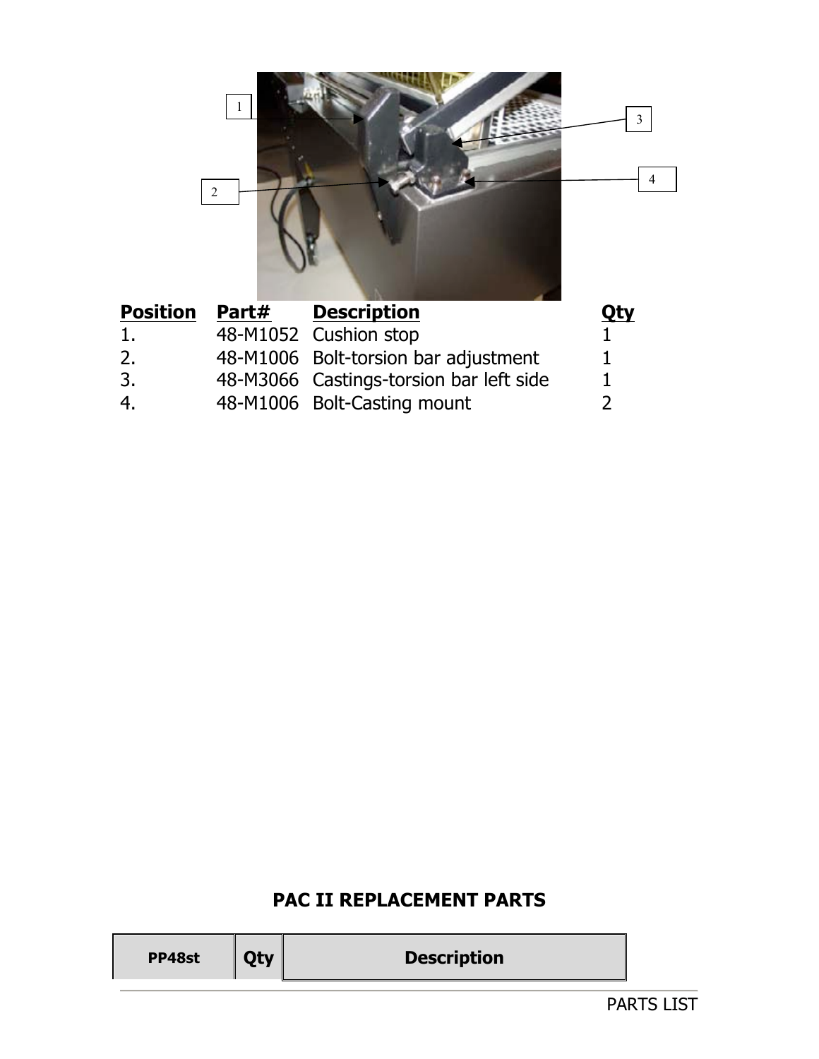| Position | Part# | Description | Qty |
|---|---|---|---|
| 1. | 48-M1052 | Cushion stop | 1 |
| 2. | 48-M1006 | Bolt-torsion bar adjustment | 1 |
| 3. | 48-M3066 | Castings-torsion bar left side | 1 |
| 4. | 48-M1006 | Bolt-Casting mount | 2 |

## PAC II REPLACEMENT PARTS

| PP48st | Qty | Description |
|---|---|---|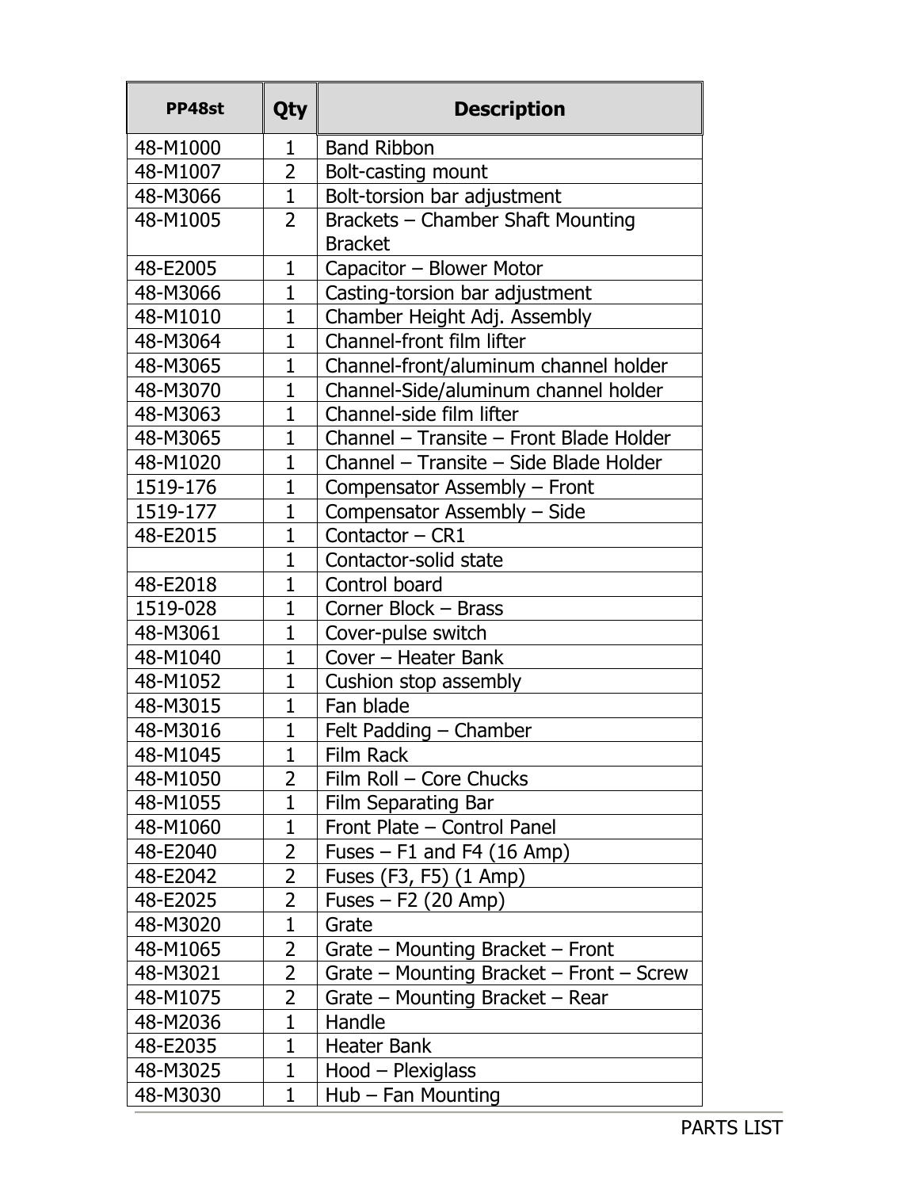| PP48st | Qty | Description |
|---|---|---|
| 48-M1000 | 1 | Band Ribbon |
| 48-M1007 | 2 | Bolt-casting mount |
| 48-M3066 | 1 | Bolt-torsion bar adjustment |
| 48-M1005 | 2 | Brackets – Chamber Shaft Mounting Bracket |
| 48-E2005 | 1 | Capacitor – Blower Motor |
| 48-M3066 | 1 | Casting-torsion bar adjustment |
| 48-M1010 | 1 | Chamber Height Adj. Assembly |
| 48-M3064 | 1 | Channel-front film lifter |
| 48-M3065 | 1 | Channel-front/aluminum channel holder |
| 48-M3070 | 1 | Channel-Side/aluminum channel holder |
| 48-M3063 | 1 | Channel-side film lifter |
| 48-M3065 | 1 | Channel – Transite – Front Blade Holder |
| 48-M1020 | 1 | Channel – Transite – Side Blade Holder |
| 1519-176 | 1 | Compensator Assembly – Front |
| 1519-177 | 1 | Compensator Assembly – Side |
| 48-E2015 | 1 | Contactor – CR1 |
| | 1 | Contactor-solid state |
| 48-E2018 | 1 | Control board |
| 1519-028 | 1 | Corner Block – Brass |
| 48-M3061 | 1 | Cover-pulse switch |
| 48-M1040 | 1 | Cover – Heater Bank |
| 48-M1052 | 1 | Cushion stop assembly |
| 48-M3015 | 1 | Fan blade |
| 48-M3016 | 1 | Felt Padding – Chamber |
| 48-M1045 | 1 | Film Rack |
| 48-M1050 | 2 | Film Roll – Core Chucks |
| 48-M1055 | 1 | Film Separating Bar |
| 48-M1060 | 1 | Front Plate – Control Panel |
| 48-E2040 | 2 | Fuses – F1 and F4 (16 Amp) |
| 48-E2042 | 2 | Fuses (F3, F5) (1 Amp) |
| 48-E2025 | 2 | Fuses – F2 (20 Amp) |
| 48-M3020 | 1 | Grate |
| 48-M1065 | 2 | Grate – Mounting Bracket – Front |
| 48-M3021 | 2 | Grate – Mounting Bracket – Front – Screw |
| 48-M1075 | 2 | Grate – Mounting Bracket – Rear |
| 48-M2036 | 1 | Handle |
| 48-E2035 | 1 | Heater Bank |
| 48-M3025 | 1 | Hood – Plexiglass |
| 48-M3030 | 1 | Hub – Fan Mounting |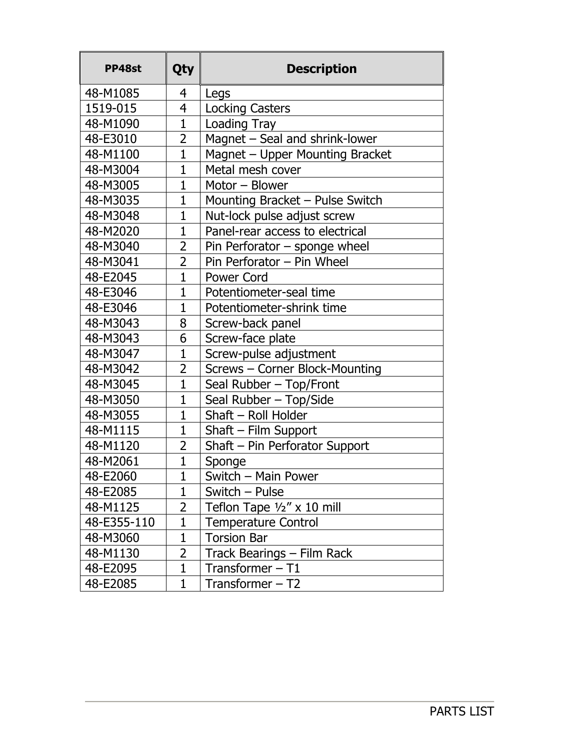| PP48st | Qty | Description |
|---|---|---|
| 48-M1085 | 4 | Legs |
| 1519-015 | 4 | Locking Casters |
| 48-M1090 | 1 | Loading Tray |
| 48-E3010 | 2 | Magnet – Seal and shrink-lower |
| 48-M1100 | 1 | Magnet – Upper Mounting Bracket |
| 48-M3004 | 1 | Metal mesh cover |
| 48-M3005 | 1 | Motor – Blower |
| 48-M3035 | 1 | Mounting Bracket – Pulse Switch |
| 48-M3048 | 1 | Nut-lock pulse adjust screw |
| 48-M2020 | 1 | Panel-rear access to electrical |
| 48-M3040 | 2 | Pin Perforator – sponge wheel |
| 48-M3041 | 2 | Pin Perforator – Pin Wheel |
| 48-E2045 | 1 | Power Cord |
| 48-E3046 | 1 | Potentiometer-seal time |
| 48-E3046 | 1 | Potentiometer-shrink time |
| 48-M3043 | 8 | Screw-back panel |
| 48-M3043 | 6 | Screw-face plate |
| 48-M3047 | 1 | Screw-pulse adjustment |
| 48-M3042 | 2 | Screws – Corner Block-Mounting |
| 48-M3045 | 1 | Seal Rubber – Top/Front |
| 48-M3050 | 1 | Seal Rubber – Top/Side |
| 48-M3055 | 1 | Shaft – Roll Holder |
| 48-M1115 | 1 | Shaft – Film Support |
| 48-M1120 | 2 | Shaft – Pin Perforator Support |
| 48-M2061 | 1 | Sponge |
| 48-E2060 | 1 | Switch – Main Power |
| 48-E2085 | 1 | Switch – Pulse |
| 48-M1125 | 2 | Teflon Tape ½" x 10 mill |
| 48-E355-110 | 1 | Temperature Control |
| 48-M3060 | 1 | Torsion Bar |
| 48-M1130 | 2 | Track Bearings – Film Rack |
| 48-E2095 | 1 | Transformer – T1 |
| 48-E2085 | 1 | Transformer – T2 |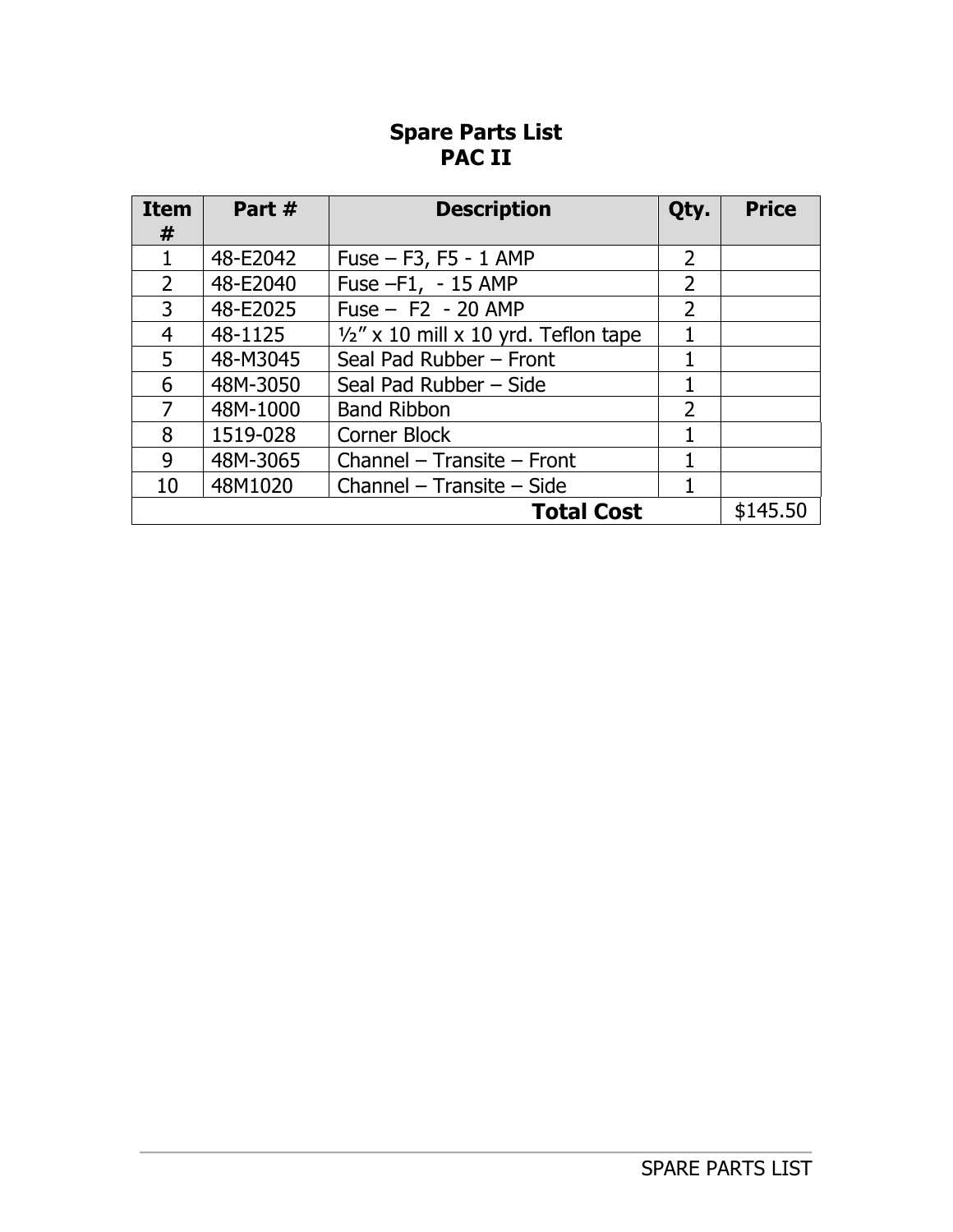# Spare Parts List
# PAC II

| Item # | Part # | Description | Qty. | Price |
|---|---|---|---|---|
| 1 | 48-E2042 | Fuse – F3, F5 - 1 AMP | 2 | |
| 2 | 48-E2040 | Fuse –F1, - 15 AMP | 2 | |
| 3 | 48-E2025 | Fuse – F2 - 20 AMP | 2 | |
| 4 | 48-1125 | ½" x 10 mill x 10 yrd. Teflon tape | 1 | |
| 5 | 48-M3045 | Seal Pad Rubber – Front | 1 | |
| 6 | 48M-3050 | Seal Pad Rubber – Side | 1 | |
| 7 | 48M-1000 | Band Ribbon | 2 | |
| 8 | 1519-028 | Corner Block | 1 | |
| 9 | 48M-3065 | Channel – Transite – Front | 1 | |
| 10 | 48M1020 | Channel – Transite – Side | 1 | |
| | | **Total Cost** | | $145.50 |